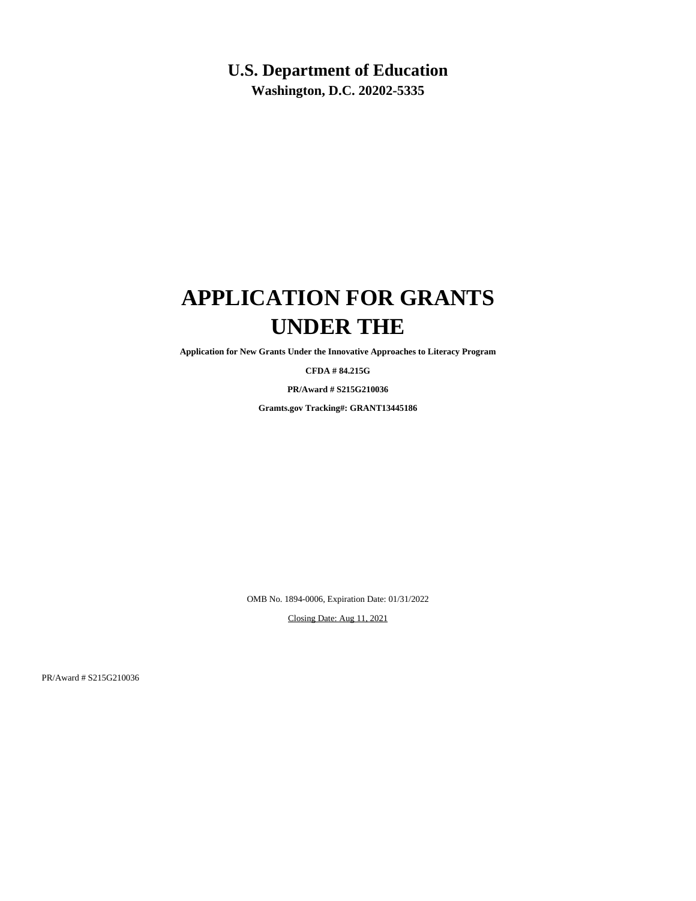# U.S. Department of Education

**Washington, D.C. 20202-5335**

# APPLICATION FOR GRANTS UNDER THE

**Application for New Grants Under the Innovative Approaches to Literacy Program**

**CFDA # 84.215G**

**PR/Award # S215G210036**

**Gramts.gov Tracking#: GRANT13445186**

OMB No. 1894-0006, Expiration Date: 01/31/2022

Closing Date: Aug 11, 2021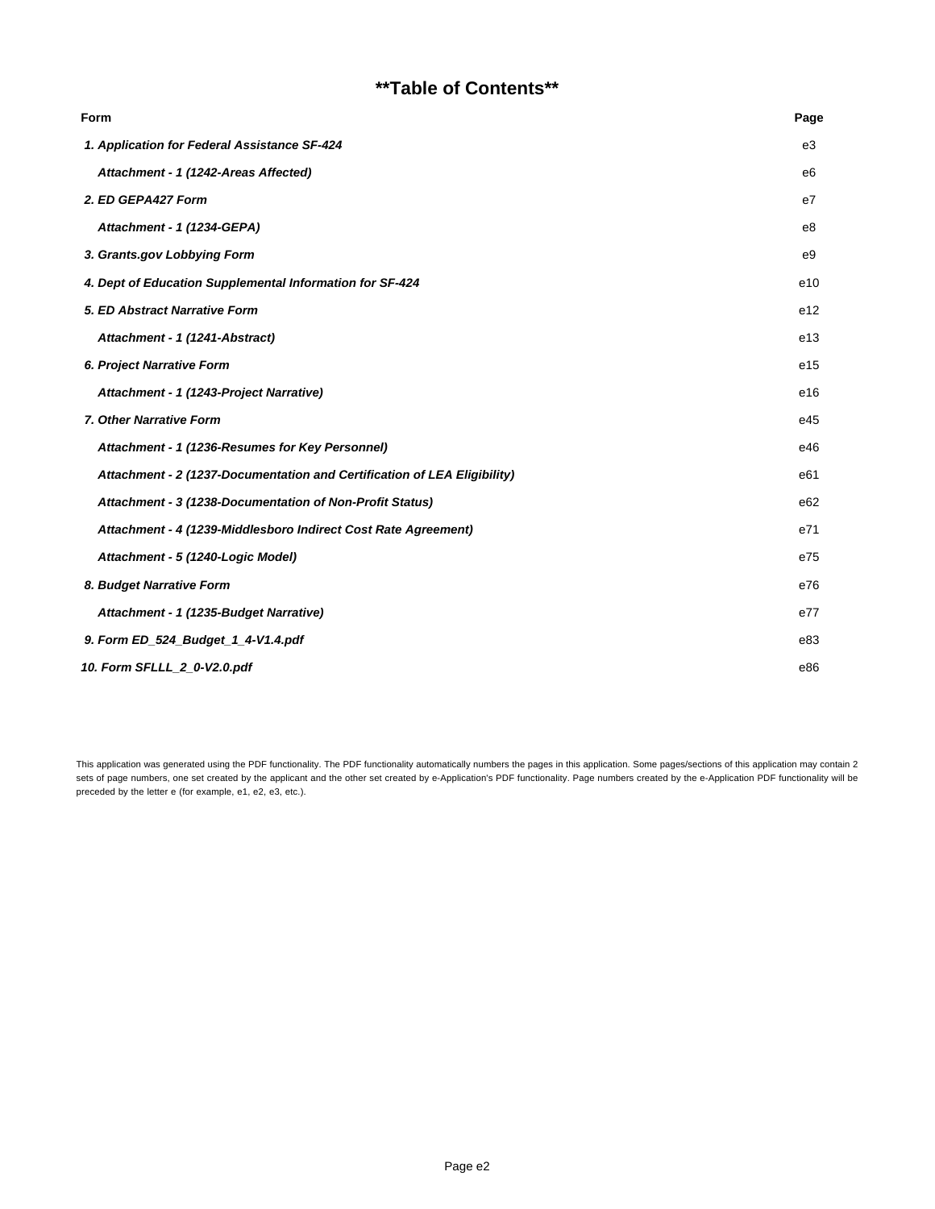# **Table of Contents**

| Form | Page |
|---|---|
| ***1. Application for Federal Assistance SF-424*** | e3 |
| ***Attachment - 1 (1242-Areas Affected)*** | e6 |
| ***2. ED GEPA427 Form*** | e7 |
| ***Attachment - 1 (1234-GEPA)*** | e8 |
| ***3. Grants.gov Lobbying Form*** | e9 |
| ***4. Dept of Education Supplemental Information for SF-424*** | e10 |
| ***5. ED Abstract Narrative Form*** | e12 |
| ***Attachment - 1 (1241-Abstract)*** | e13 |
| ***6. Project Narrative Form*** | e15 |
| ***Attachment - 1 (1243-Project Narrative)*** | e16 |
| ***7. Other Narrative Form*** | e45 |
| ***Attachment - 1 (1236-Resumes for Key Personnel)*** | e46 |
| ***Attachment - 2 (1237-Documentation and Certification of LEA Eligibility)*** | e61 |
| ***Attachment - 3 (1238-Documentation of Non-Profit Status)*** | e62 |
| ***Attachment - 4 (1239-Middlesboro Indirect Cost Rate Agreement)*** | e71 |
| ***Attachment - 5 (1240-Logic Model)*** | e75 |
| ***8. Budget Narrative Form*** | e76 |
| ***Attachment - 1 (1235-Budget Narrative)*** | e77 |
| ***9. Form ED_524_Budget_1_4-V1.4.pdf*** | e83 |
| ***10. Form SFLLL_2_0-V2.0.pdf*** | e86 |

This application was generated using the PDF functionality. The PDF functionality automatically numbers the pages in this application. Some pages/sections of this application may contain 2 sets of page numbers, one set created by the applicant and the other set created by e-Application's PDF functionality. Page numbers created by the e-Application PDF functionality will be preceded by the letter e (for example, e1, e2, e3, etc.).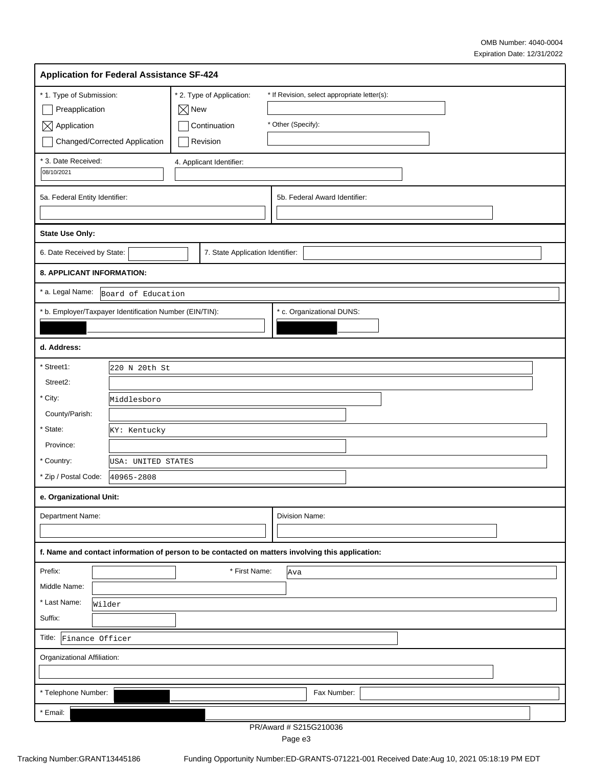OMB Number: 4040-0004
Expiration Date: 12/31/2022

## Application for Federal Assistance SF-424

| | | |
|---|---|---|
| * 1. Type of Submission: | * 2. Type of Application: | * If Revision, select appropriate letter(s): |
| ☐ Preapplication | ☒ New | |
| ☒ Application | ☐ Continuation | * Other (Specify): |
| ☐ Changed/Corrected Application | ☐ Revision | |

| | |
|---|---|
| * 3. Date Received: 08/10/2021 | 4. Applicant Identifier: |

| | |
|---|---|
| 5a. Federal Entity Identifier: | 5b. Federal Award Identifier: |

**State Use Only:**

| | |
|---|---|
| 6. Date Received by State: | 7. State Application Identifier: |

**8. APPLICANT INFORMATION:**

* a. Legal Name: Board of Education

| | |
|---|---|
| * b. Employer/Taxpayer Identification Number (EIN/TIN): [REDACTED] | * c. Organizational DUNS: [REDACTED] |

**d. Address:**

| | |
|---|---|
| * Street1: | 220 N 20th St |
| Street2: | |
| * City: | Middlesboro |
| County/Parish: | |
| * State: | KY: Kentucky |
| Province: | |
| * Country: | USA: UNITED STATES |
| * Zip / Postal Code: | 40965-2808 |

**e. Organizational Unit:**

| | |
|---|---|
| Department Name: | Division Name: |

**f. Name and contact information of person to be contacted on matters involving this application:**

| | | | |
|---|---|---|---|
| Prefix: | | * First Name: | Ava |
| Middle Name: | | | |
| * Last Name: | Wilder | | |
| Suffix: | | | |

Title: Finance Officer

Organizational Affiliation:

| | |
|---|---|
| * Telephone Number: [REDACTED] | Fax Number: |

* Email: [REDACTED]

PR/Award # S215G210036

Tracking Number:GRANT13445186 Funding Opportunity Number:ED-GRANTS-071221-001 Received Date:Aug 10, 2021 05:18:19 PM EDT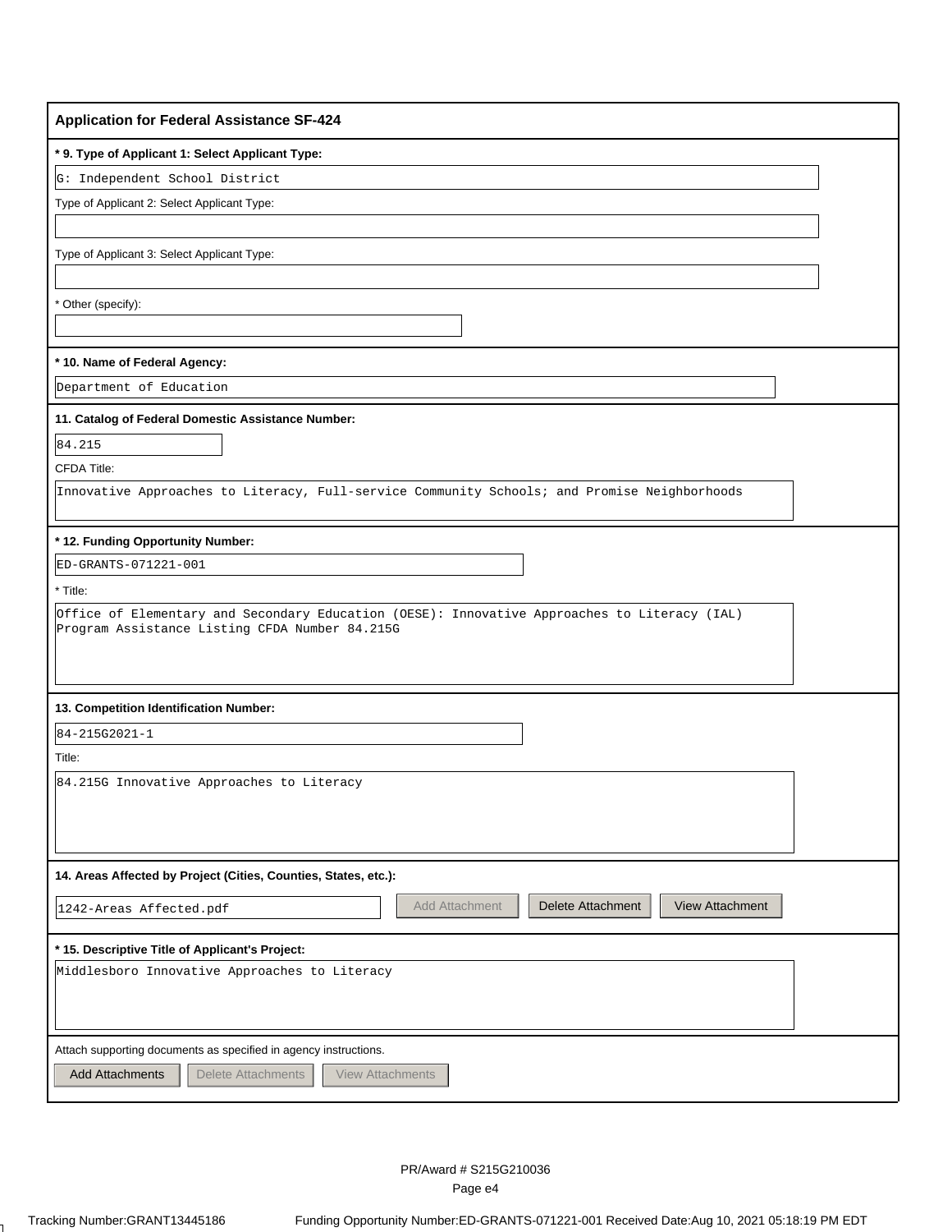## Application for Federal Assistance SF-424

**\* 9. Type of Applicant 1: Select Applicant Type:**

G: Independent School District

Type of Applicant 2: Select Applicant Type:

Type of Applicant 3: Select Applicant Type:

\* Other (specify):

**\* 10. Name of Federal Agency:**

Department of Education

**11. Catalog of Federal Domestic Assistance Number:**

84.215

CFDA Title:

Innovative Approaches to Literacy, Full-service Community Schools; and Promise Neighborhoods

**\* 12. Funding Opportunity Number:**

ED-GRANTS-071221-001

\* Title:

Office of Elementary and Secondary Education (OESE): Innovative Approaches to Literacy (IAL) Program Assistance Listing CFDA Number 84.215G

**13. Competition Identification Number:**

84-215G2021-1

Title:

84.215G Innovative Approaches to Literacy

**14. Areas Affected by Project (Cities, Counties, States, etc.):**

1242-Areas Affected.pdf

Add Attachment | Delete Attachment | View Attachment

**\* 15. Descriptive Title of Applicant's Project:**

Middlesboro Innovative Approaches to Literacy

Attach supporting documents as specified in agency instructions.

Add Attachments | Delete Attachments | View Attachments

PR/Award # S215G210036

Tracking Number:GRANT13445186 Funding Opportunity Number:ED-GRANTS-071221-001 Received Date:Aug 10, 2021 05:18:19 PM EDT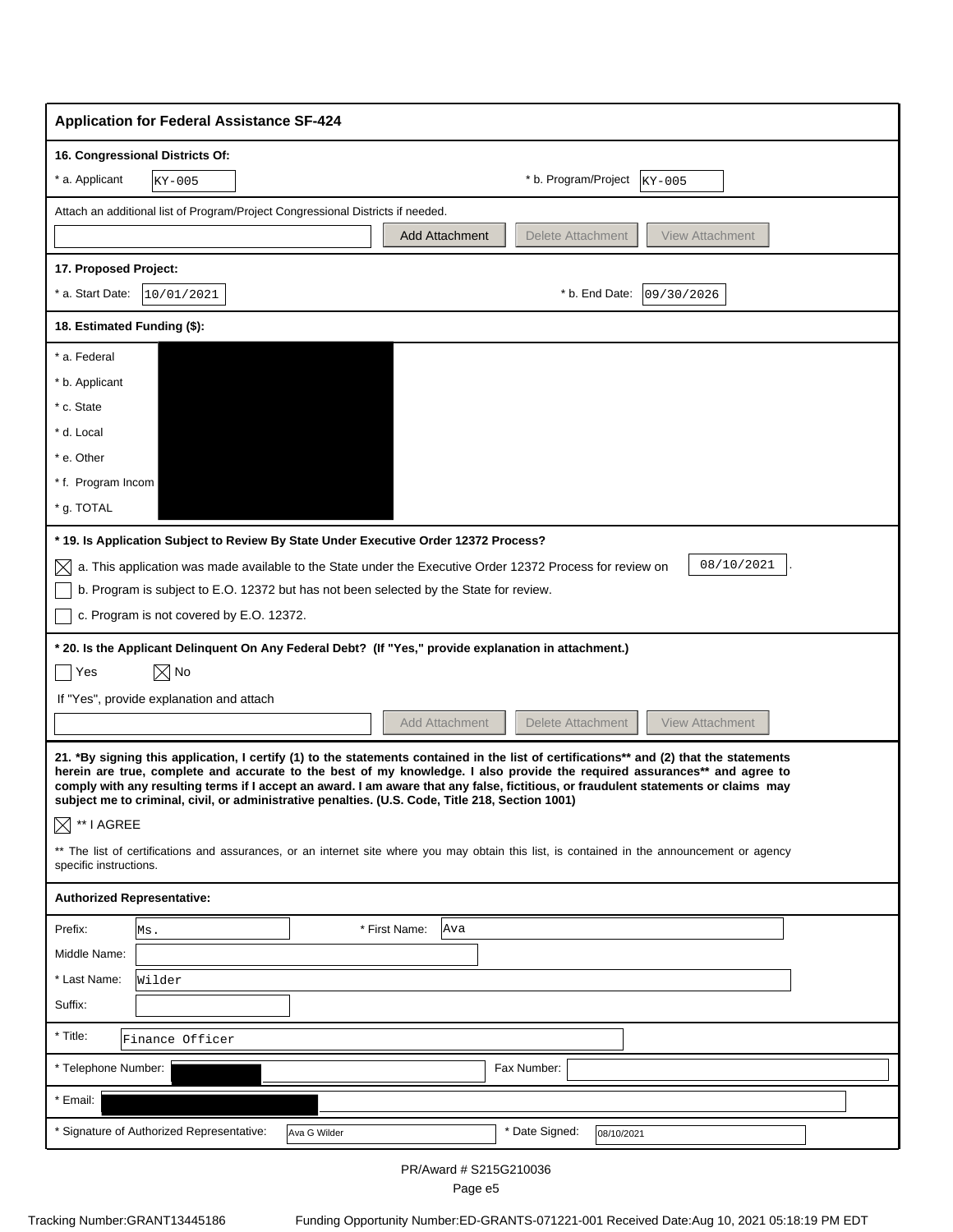**Application for Federal Assistance SF-424**

**16. Congressional Districts Of:**

\* a. Applicant: KY-005

\* b. Program/Project: KY-005

Attach an additional list of Program/Project Congressional Districts if needed.

Add Attachment | Delete Attachment | View Attachment

**17. Proposed Project:**

\* a. Start Date: 10/01/2021

\* b. End Date: 09/30/2026

**18. Estimated Funding ($):**

\* a. Federal

\* b. Applicant

\* c. State

\* d. Local

\* e. Other

\* f. Program Incom

\* g. TOTAL

**\* 19. Is Application Subject to Review By State Under Executive Order 12372 Process?**

☒ a. This application was made available to the State under the Executive Order 12372 Process for review on 08/10/2021 .

☐ b. Program is subject to E.O. 12372 but has not been selected by the State for review.

☐ c. Program is not covered by E.O. 12372.

**\* 20. Is the Applicant Delinquent On Any Federal Debt? (If "Yes," provide explanation in attachment.)**

☐ Yes ☒ No

If "Yes", provide explanation and attach

Add Attachment | Delete Attachment | View Attachment

**21. \*By signing this application, I certify (1) to the statements contained in the list of certifications\*\* and (2) that the statements herein are true, complete and accurate to the best of my knowledge. I also provide the required assurances\*\* and agree to comply with any resulting terms if I accept an award. I am aware that any false, fictitious, or fraudulent statements or claims may subject me to criminal, civil, or administrative penalties. (U.S. Code, Title 218, Section 1001)**

☒ \*\* I AGREE

\*\* The list of certifications and assurances, or an internet site where you may obtain this list, is contained in the announcement or agency specific instructions.

**Authorized Representative:**

Prefix: Ms.

\* First Name: Ava

Middle Name:

\* Last Name: Wilder

Suffix:

\* Title: Finance Officer

\* Telephone Number:

Fax Number:

\* Email:

\* Signature of Authorized Representative: Ava G Wilder

\* Date Signed: 08/10/2021

PR/Award # S215G210036

Tracking Number:GRANT13445186 Funding Opportunity Number:ED-GRANTS-071221-001 Received Date:Aug 10, 2021 05:18:19 PM EDT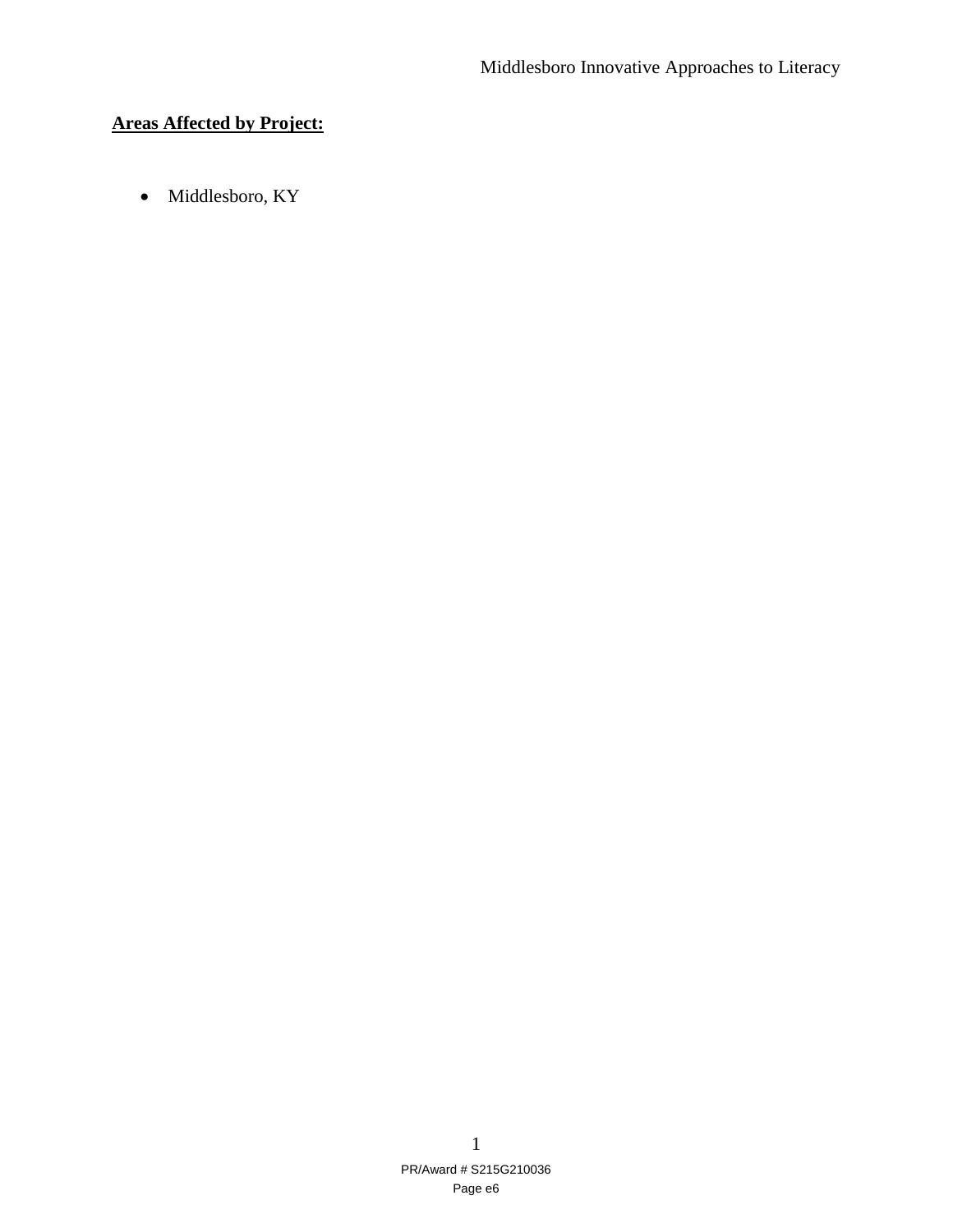**Areas Affected by Project:**

- Middlesboro, KY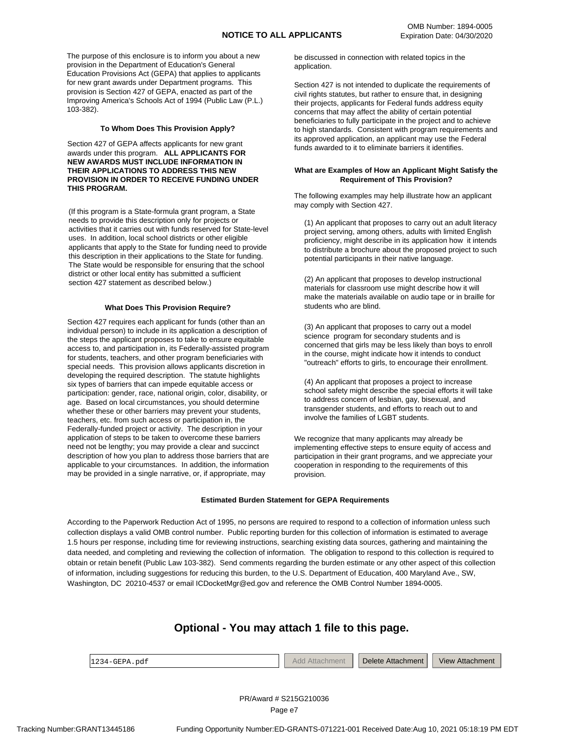OMB Number: 1894-0005
Expiration Date: 04/30/2020

## NOTICE TO ALL APPLICANTS

The purpose of this enclosure is to inform you about a new provision in the Department of Education's General Education Provisions Act (GEPA) that applies to applicants for new grant awards under Department programs. This provision is Section 427 of GEPA, enacted as part of the Improving America's Schools Act of 1994 (Public Law (P.L.) 103-382).

### To Whom Does This Provision Apply?

Section 427 of GEPA affects applicants for new grant awards under this program. **ALL APPLICANTS FOR NEW AWARDS MUST INCLUDE INFORMATION IN THEIR APPLICATIONS TO ADDRESS THIS NEW PROVISION IN ORDER TO RECEIVE FUNDING UNDER THIS PROGRAM.**

(If this program is a State-formula grant program, a State needs to provide this description only for projects or activities that it carries out with funds reserved for State-level uses. In addition, local school districts or other eligible applicants that apply to the State for funding need to provide this description in their applications to the State for funding. The State would be responsible for ensuring that the school district or other local entity has submitted a sufficient section 427 statement as described below.)

### What Does This Provision Require?

Section 427 requires each applicant for funds (other than an individual person) to include in its application a description of the steps the applicant proposes to take to ensure equitable access to, and participation in, its Federally-assisted program for students, teachers, and other program beneficiaries with special needs. This provision allows applicants discretion in developing the required description. The statute highlights six types of barriers that can impede equitable access or participation: gender, race, national origin, color, disability, or age. Based on local circumstances, you should determine whether these or other barriers may prevent your students, teachers, etc. from such access or participation in, the Federally-funded project or activity. The description in your application of steps to be taken to overcome these barriers need not be lengthy; you may provide a clear and succinct description of how you plan to address those barriers that are applicable to your circumstances. In addition, the information may be provided in a single narrative, or, if appropriate, may be discussed in connection with related topics in the application.

Section 427 is not intended to duplicate the requirements of civil rights statutes, but rather to ensure that, in designing their projects, applicants for Federal funds address equity concerns that may affect the ability of certain potential beneficiaries to fully participate in the project and to achieve to high standards. Consistent with program requirements and its approved application, an applicant may use the Federal funds awarded to it to eliminate barriers it identifies.

### What are Examples of How an Applicant Might Satisfy the Requirement of This Provision?

The following examples may help illustrate how an applicant may comply with Section 427.

(1) An applicant that proposes to carry out an adult literacy project serving, among others, adults with limited English proficiency, might describe in its application how it intends to distribute a brochure about the proposed project to such potential participants in their native language.

(2) An applicant that proposes to develop instructional materials for classroom use might describe how it will make the materials available on audio tape or in braille for students who are blind.

(3) An applicant that proposes to carry out a model science program for secondary students and is concerned that girls may be less likely than boys to enroll in the course, might indicate how it intends to conduct "outreach" efforts to girls, to encourage their enrollment.

(4) An applicant that proposes a project to increase school safety might describe the special efforts it will take to address concern of lesbian, gay, bisexual, and transgender students, and efforts to reach out to and involve the families of LGBT students.

We recognize that many applicants may already be implementing effective steps to ensure equity of access and participation in their grant programs, and we appreciate your cooperation in responding to the requirements of this provision.

### Estimated Burden Statement for GEPA Requirements

According to the Paperwork Reduction Act of 1995, no persons are required to respond to a collection of information unless such collection displays a valid OMB control number. Public reporting burden for this collection of information is estimated to average 1.5 hours per response, including time for reviewing instructions, searching existing data sources, gathering and maintaining the data needed, and completing and reviewing the collection of information. The obligation to respond to this collection is required to obtain or retain benefit (Public Law 103-382). Send comments regarding the burden estimate or any other aspect of this collection of information, including suggestions for reducing this burden, to the U.S. Department of Education, 400 Maryland Ave., SW, Washington, DC 20210-4537 or email ICDocketMgr@ed.gov and reference the OMB Control Number 1894-0005.

## Optional - You may attach 1 file to this page.

1234-GEPA.pdf | Add Attachment | Delete Attachment | View Attachment

PR/Award # S215G210036

Tracking Number:GRANT13445186 Funding Opportunity Number:ED-GRANTS-071221-001 Received Date:Aug 10, 2021 05:18:19 PM EDT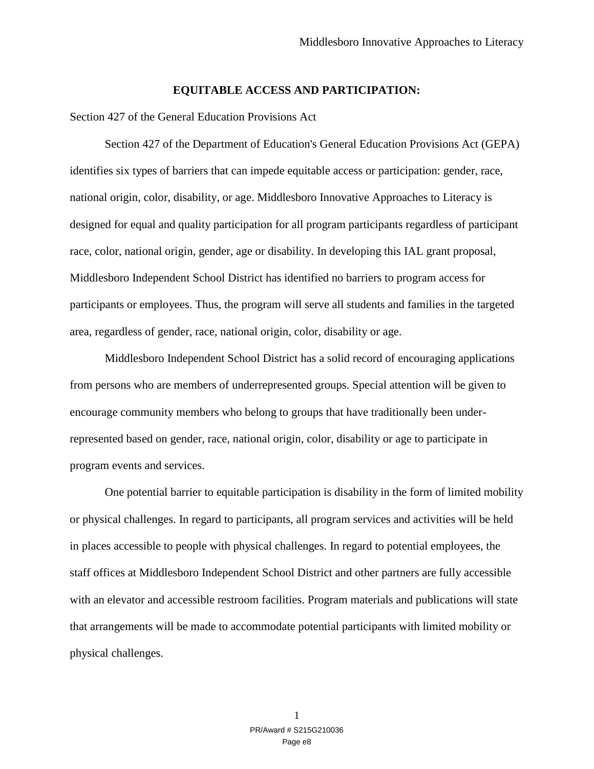## EQUITABLE ACCESS AND PARTICIPATION:

Section 427 of the General Education Provisions Act

Section 427 of the Department of Education's General Education Provisions Act (GEPA) identifies six types of barriers that can impede equitable access or participation: gender, race, national origin, color, disability, or age. Middlesboro Innovative Approaches to Literacy is designed for equal and quality participation for all program participants regardless of participant race, color, national origin, gender, age or disability. In developing this IAL grant proposal, Middlesboro Independent School District has identified no barriers to program access for participants or employees. Thus, the program will serve all students and families in the targeted area, regardless of gender, race, national origin, color, disability or age.

Middlesboro Independent School District has a solid record of encouraging applications from persons who are members of underrepresented groups. Special attention will be given to encourage community members who belong to groups that have traditionally been under-represented based on gender, race, national origin, color, disability or age to participate in program events and services.

One potential barrier to equitable participation is disability in the form of limited mobility or physical challenges. In regard to participants, all program services and activities will be held in places accessible to people with physical challenges. In regard to potential employees, the staff offices at Middlesboro Independent School District and other partners are fully accessible with an elevator and accessible restroom facilities. Program materials and publications will state that arrangements will be made to accommodate potential participants with limited mobility or physical challenges.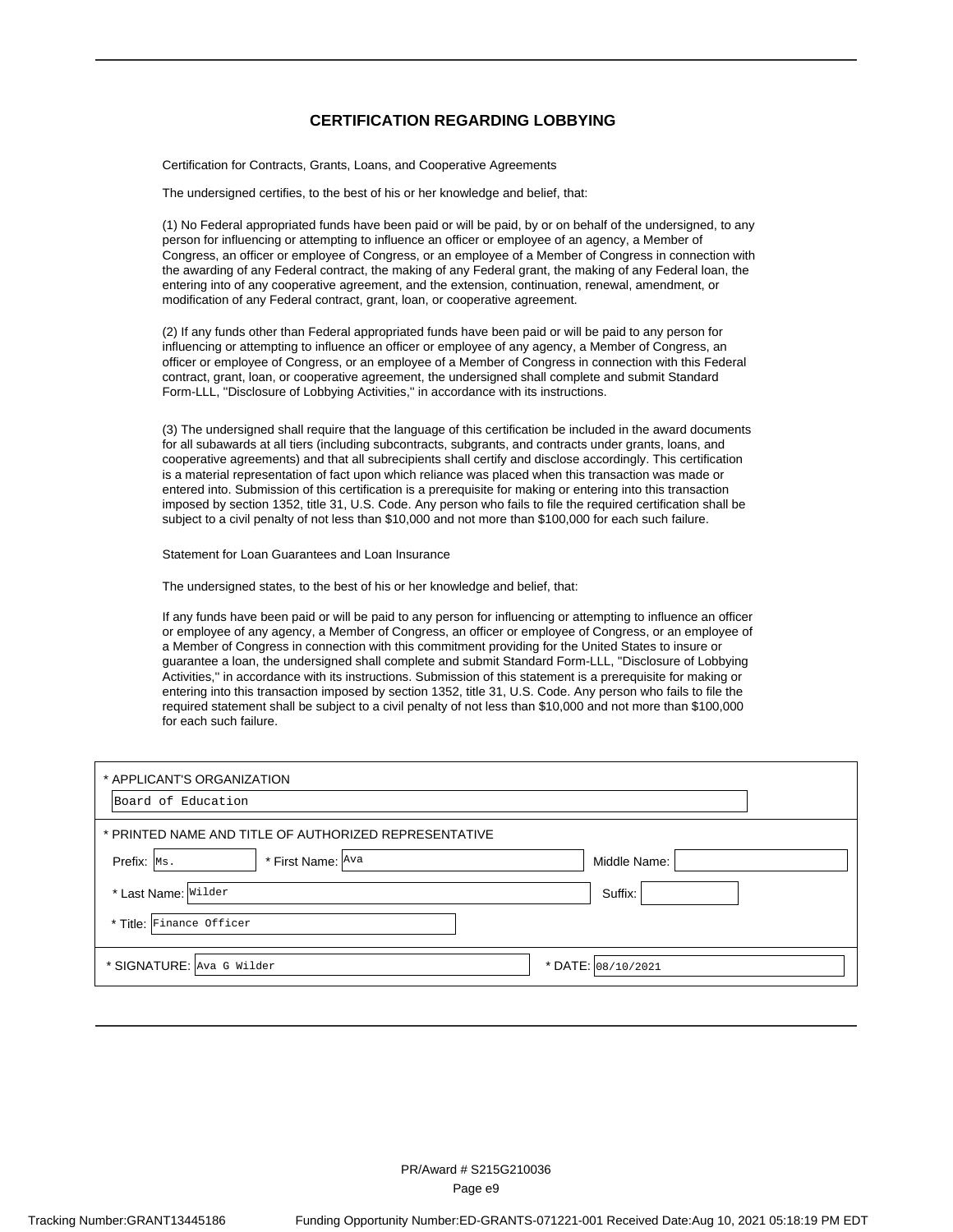# CERTIFICATION REGARDING LOBBYING

Certification for Contracts, Grants, Loans, and Cooperative Agreements

The undersigned certifies, to the best of his or her knowledge and belief, that:

(1) No Federal appropriated funds have been paid or will be paid, by or on behalf of the undersigned, to any person for influencing or attempting to influence an officer or employee of an agency, a Member of Congress, an officer or employee of Congress, or an employee of a Member of Congress in connection with the awarding of any Federal contract, the making of any Federal grant, the making of any Federal loan, the entering into of any cooperative agreement, and the extension, continuation, renewal, amendment, or modification of any Federal contract, grant, loan, or cooperative agreement.

(2) If any funds other than Federal appropriated funds have been paid or will be paid to any person for influencing or attempting to influence an officer or employee of any agency, a Member of Congress, an officer or employee of Congress, or an employee of a Member of Congress in connection with this Federal contract, grant, loan, or cooperative agreement, the undersigned shall complete and submit Standard Form-LLL, ''Disclosure of Lobbying Activities,'' in accordance with its instructions.

(3) The undersigned shall require that the language of this certification be included in the award documents for all subawards at all tiers (including subcontracts, subgrants, and contracts under grants, loans, and cooperative agreements) and that all subrecipients shall certify and disclose accordingly. This certification is a material representation of fact upon which reliance was placed when this transaction was made or entered into. Submission of this certification is a prerequisite for making or entering into this transaction imposed by section 1352, title 31, U.S. Code. Any person who fails to file the required certification shall be subject to a civil penalty of not less than $10,000 and not more than $100,000 for each such failure.

Statement for Loan Guarantees and Loan Insurance

The undersigned states, to the best of his or her knowledge and belief, that:

If any funds have been paid or will be paid to any person for influencing or attempting to influence an officer or employee of any agency, a Member of Congress, an officer or employee of Congress, or an employee of a Member of Congress in connection with this commitment providing for the United States to insure or guarantee a loan, the undersigned shall complete and submit Standard Form-LLL, ''Disclosure of Lobbying Activities,'' in accordance with its instructions. Submission of this statement is a prerequisite for making or entering into this transaction imposed by section 1352, title 31, U.S. Code. Any person who fails to file the required statement shall be subject to a civil penalty of not less than $10,000 and not more than $100,000 for each such failure.

* APPLICANT'S ORGANIZATION

Board of Education

* PRINTED NAME AND TITLE OF AUTHORIZED REPRESENTATIVE

Prefix: Ms. * First Name: Ava Middle Name:

* Last Name: Wilder Suffix:

* Title: Finance Officer

* SIGNATURE: Ava G Wilder * DATE: 08/10/2021

PR/Award # S215G210036

Tracking Number:GRANT13445186 Funding Opportunity Number:ED-GRANTS-071221-001 Received Date:Aug 10, 2021 05:18:19 PM EDT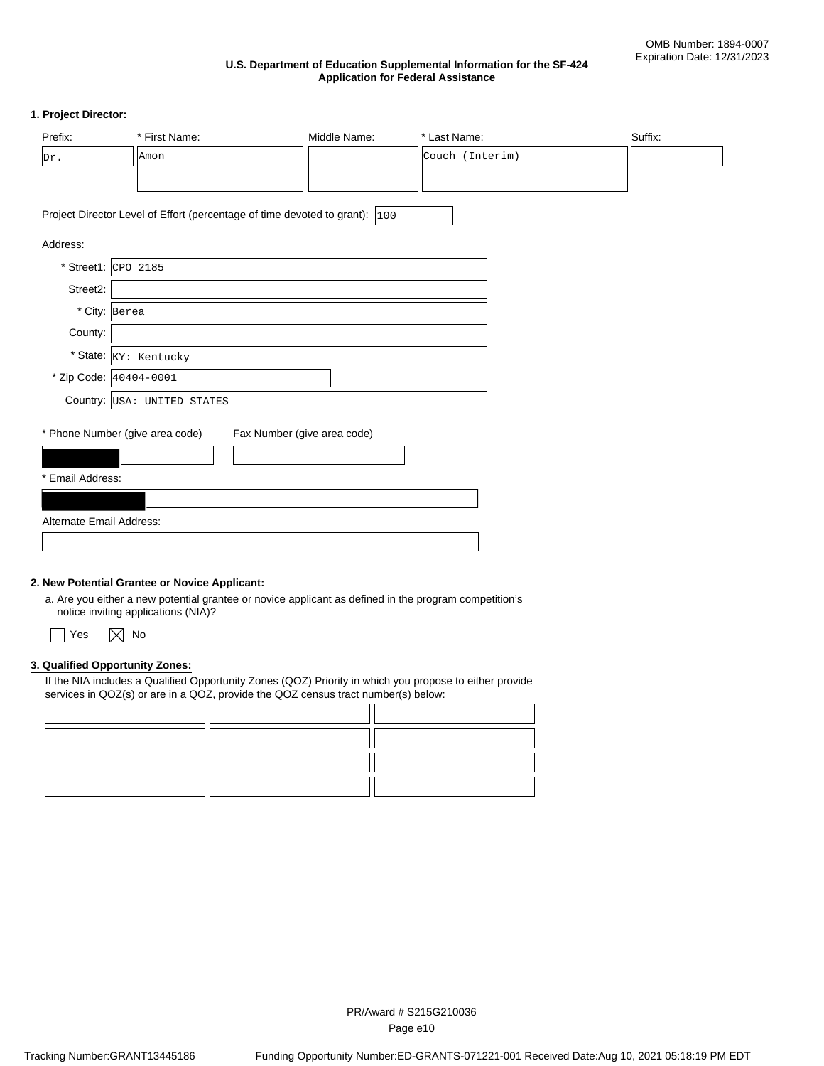OMB Number: 1894-0007
Expiration Date: 12/31/2023

**U.S. Department of Education Supplemental Information for the SF-424 Application for Federal Assistance**

## 1. Project Director:

| Prefix: | * First Name: | Middle Name: | * Last Name: | Suffix: |
|---|---|---|---|---|
| Dr. | Amon | | Couch (Interim) | |

Project Director Level of Effort (percentage of time devoted to grant): 100

Address:

* Street1: CPO 2185
Street2:
* City: Berea
County:
* State: KY: Kentucky
* Zip Code: 40404-0001
Country: USA: UNITED STATES

* Phone Number (give area code):
Fax Number (give area code):

* Email Address:

Alternate Email Address:

## 2. New Potential Grantee or Novice Applicant:

a. Are you either a new potential grantee or novice applicant as defined in the program competition's notice inviting applications (NIA)?

☐ Yes ☒ No

## 3. Qualified Opportunity Zones:

If the NIA includes a Qualified Opportunity Zones (QOZ) Priority in which you propose to either provide services in QOZ(s) or are in a QOZ, provide the QOZ census tract number(s) below:

| | | |
|---|---|---|
| | | |
| | | |
| | | |
| | | |

PR/Award # S215G210036

Tracking Number:GRANT13445186 Funding Opportunity Number:ED-GRANTS-071221-001 Received Date:Aug 10, 2021 05:18:19 PM EDT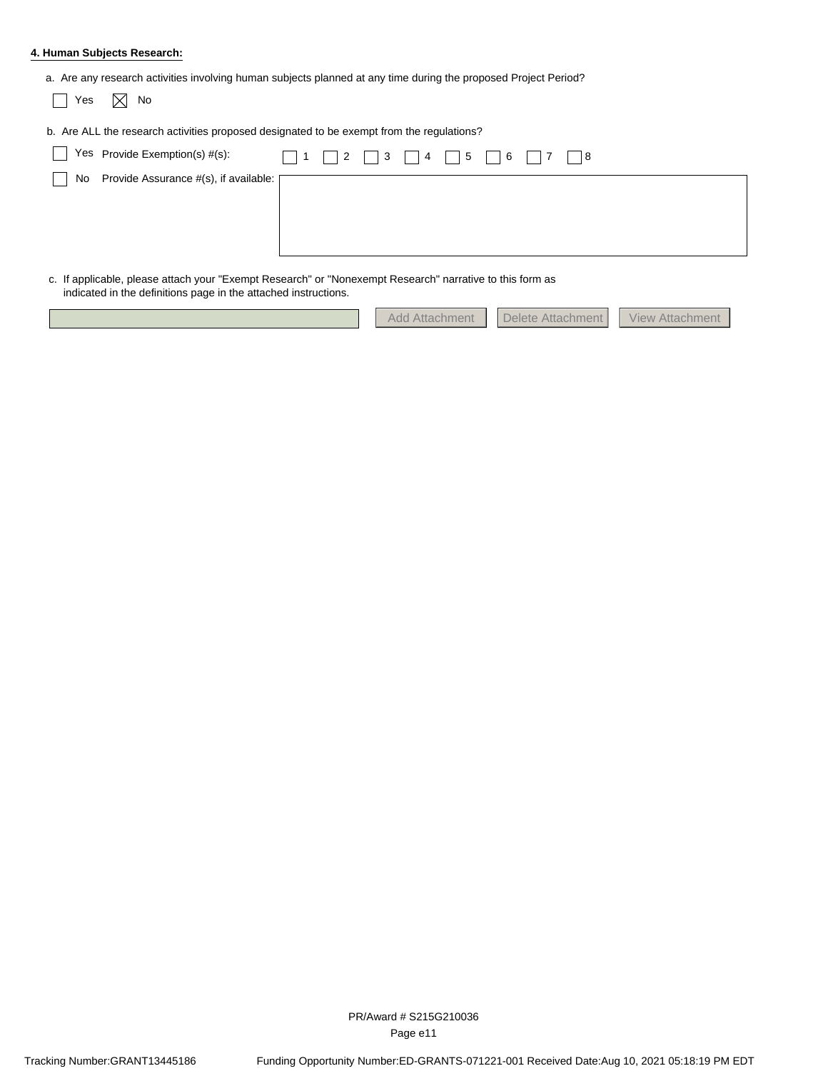**4. Human Subjects Research:**

a. Are any research activities involving human subjects planned at any time during the proposed Project Period?

☐ Yes ☒ No

b. Are ALL the research activities proposed designated to be exempt from the regulations?

☐ Yes Provide Exemption(s) #(s): ☐ 1 ☐ 2 ☐ 3 ☐ 4 ☐ 5 ☐ 6 ☐ 7 ☐ 8

☐ No Provide Assurance #(s), if available:

c. If applicable, please attach your "Exempt Research" or "Nonexempt Research" narrative to this form as indicated in the definitions page in the attached instructions.

Add Attachment | Delete Attachment | View Attachment

PR/Award # S215G210036

Tracking Number:GRANT13445186 Funding Opportunity Number:ED-GRANTS-071221-001 Received Date:Aug 10, 2021 05:18:19 PM EDT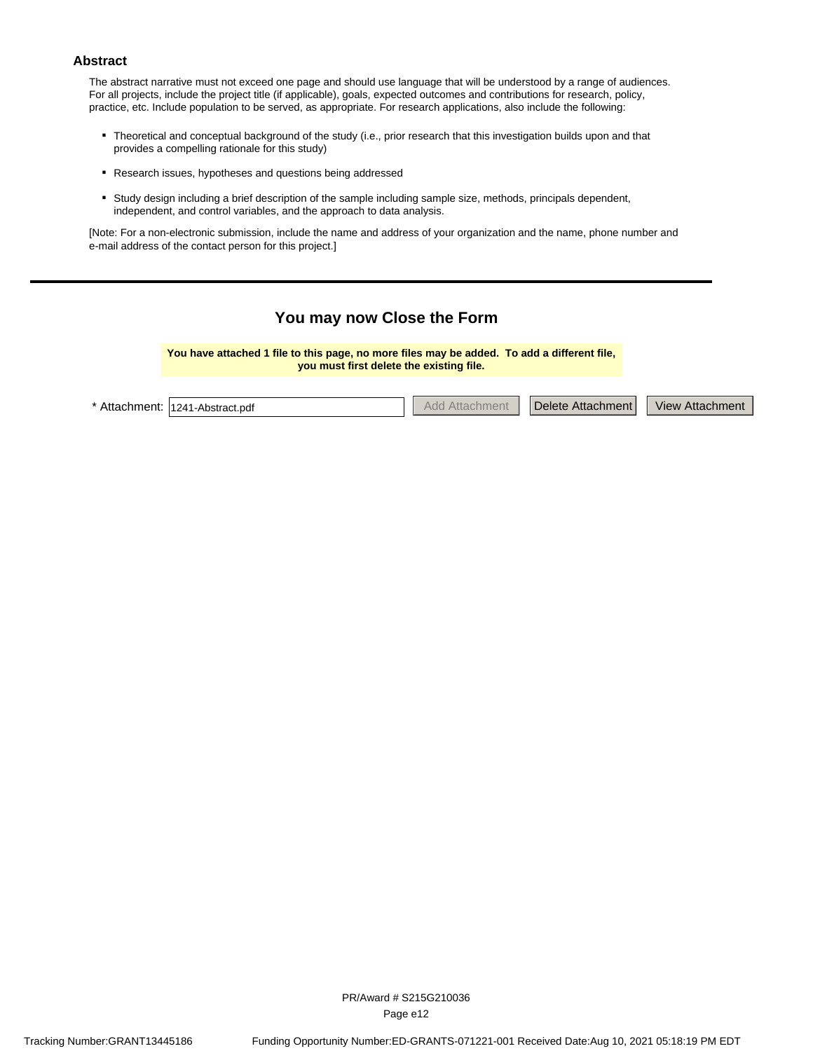## Abstract

The abstract narrative must not exceed one page and should use language that will be understood by a range of audiences. For all projects, include the project title (if applicable), goals, expected outcomes and contributions for research, policy, practice, etc. Include population to be served, as appropriate. For research applications, also include the following:

- Theoretical and conceptual background of the study (i.e., prior research that this investigation builds upon and that provides a compelling rationale for this study)
- Research issues, hypotheses and questions being addressed
- Study design including a brief description of the sample including sample size, methods, principals dependent, independent, and control variables, and the approach to data analysis.

[Note: For a non-electronic submission, include the name and address of your organization and the name, phone number and e-mail address of the contact person for this project.]

---

### You may now Close the Form

**You have attached 1 file to this page, no more files may be added. To add a different file, you must first delete the existing file.**

* Attachment: 1241-Abstract.pdf

Add Attachment | Delete Attachment | View Attachment

PR/Award # S215G210036

Tracking Number:GRANT13445186    Funding Opportunity Number:ED-GRANTS-071221-001 Received Date:Aug 10, 2021 05:18:19 PM EDT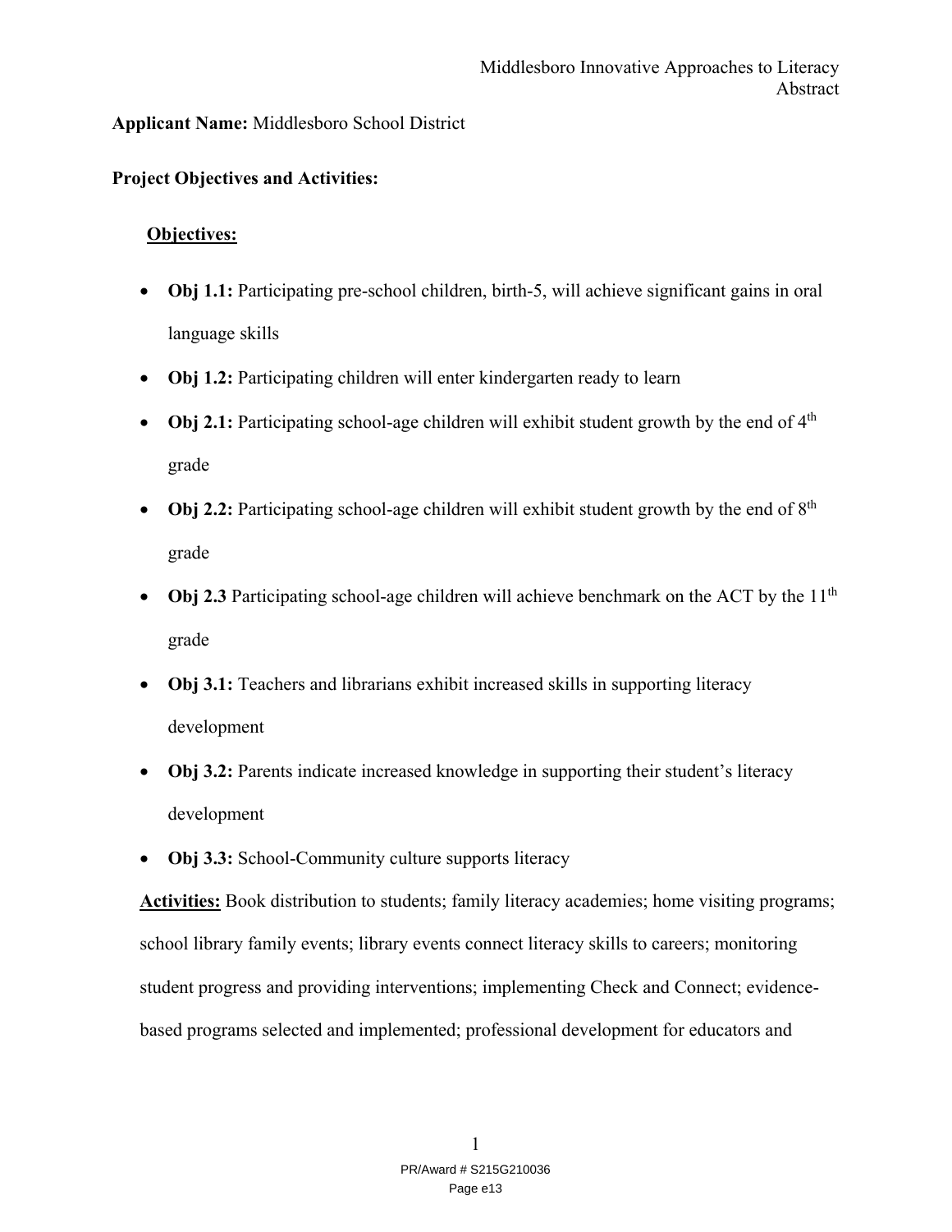**Applicant Name:** Middlesboro School District

**Project Objectives and Activities:**

**Objectives:**

- **Obj 1.1:** Participating pre-school children, birth-5, will achieve significant gains in oral language skills
- **Obj 1.2:** Participating children will enter kindergarten ready to learn
- **Obj 2.1:** Participating school-age children will exhibit student growth by the end of 4th grade
- **Obj 2.2:** Participating school-age children will exhibit student growth by the end of 8th grade
- **Obj 2.3** Participating school-age children will achieve benchmark on the ACT by the 11th grade
- **Obj 3.1:** Teachers and librarians exhibit increased skills in supporting literacy development
- **Obj 3.2:** Parents indicate increased knowledge in supporting their student's literacy development
- **Obj 3.3:** School-Community culture supports literacy

**Activities:** Book distribution to students; family literacy academies; home visiting programs; school library family events; library events connect literacy skills to careers; monitoring student progress and providing interventions; implementing Check and Connect; evidence-based programs selected and implemented; professional development for educators and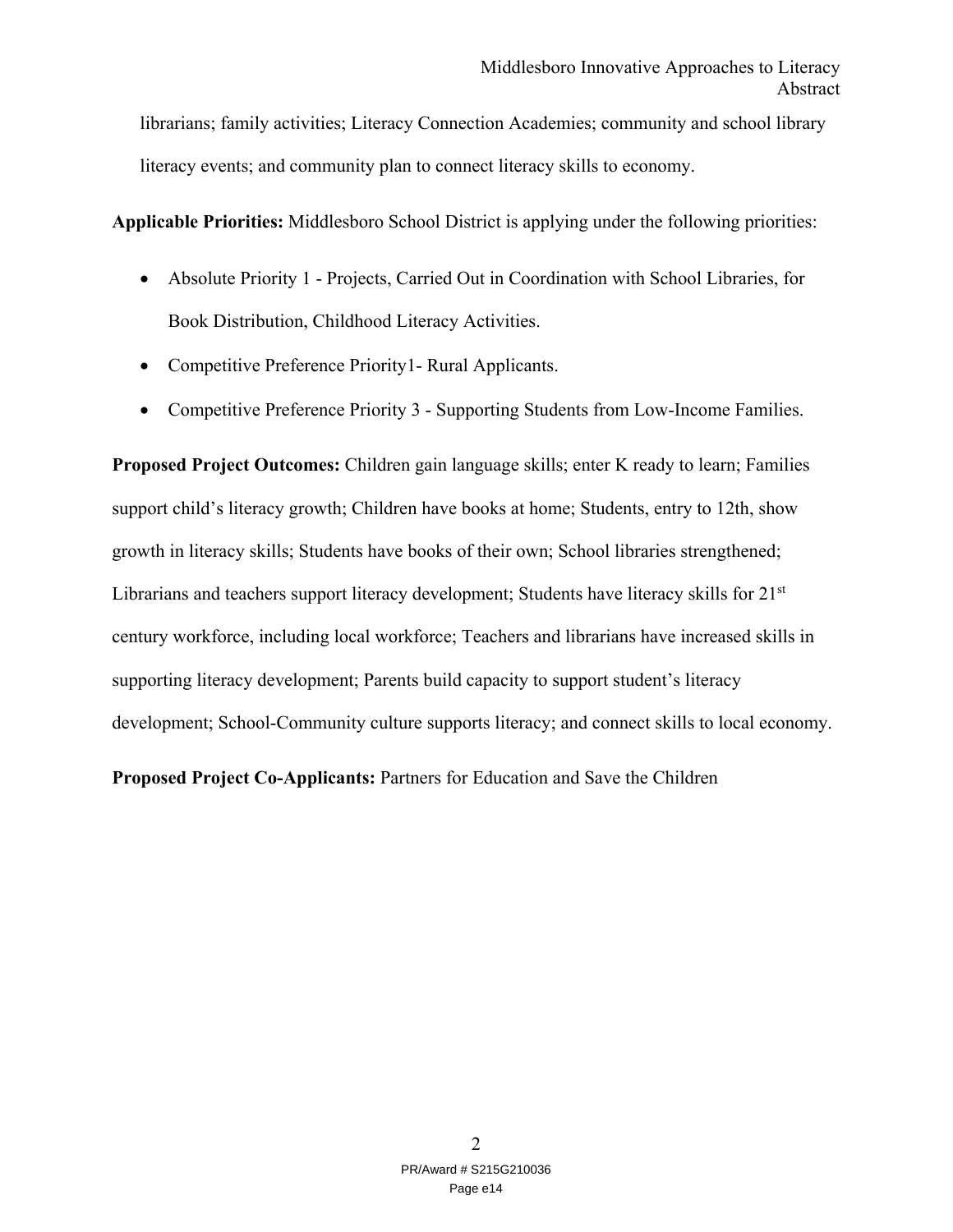librarians; family activities; Literacy Connection Academies; community and school library literacy events; and community plan to connect literacy skills to economy.

**Applicable Priorities:** Middlesboro School District is applying under the following priorities:

- Absolute Priority 1 - Projects, Carried Out in Coordination with School Libraries, for Book Distribution, Childhood Literacy Activities.
- Competitive Preference Priority1- Rural Applicants.
- Competitive Preference Priority 3 - Supporting Students from Low-Income Families.

**Proposed Project Outcomes:** Children gain language skills; enter K ready to learn; Families support child's literacy growth; Children have books at home; Students, entry to 12th, show growth in literacy skills; Students have books of their own; School libraries strengthened; Librarians and teachers support literacy development; Students have literacy skills for 21st century workforce, including local workforce; Teachers and librarians have increased skills in supporting literacy development; Parents build capacity to support student's literacy development; School-Community culture supports literacy; and connect skills to local economy.

**Proposed Project Co-Applicants:** Partners for Education and Save the Children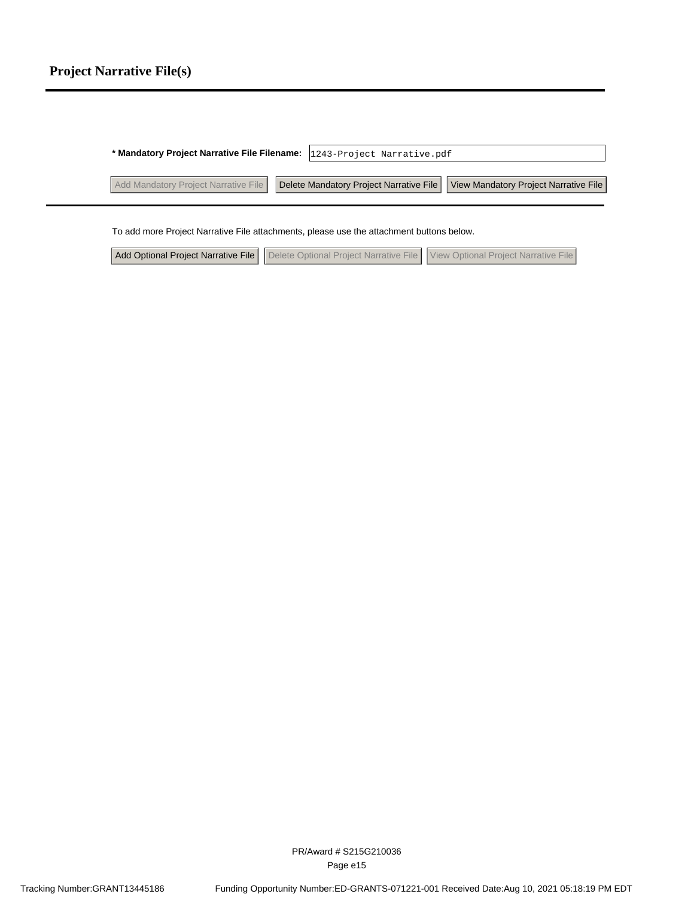## Project Narrative File(s)

**\* Mandatory Project Narrative File Filename:** 1243-Project Narrative.pdf

Add Mandatory Project Narrative File | Delete Mandatory Project Narrative File | View Mandatory Project Narrative File

To add more Project Narrative File attachments, please use the attachment buttons below.

Add Optional Project Narrative File | Delete Optional Project Narrative File | View Optional Project Narrative File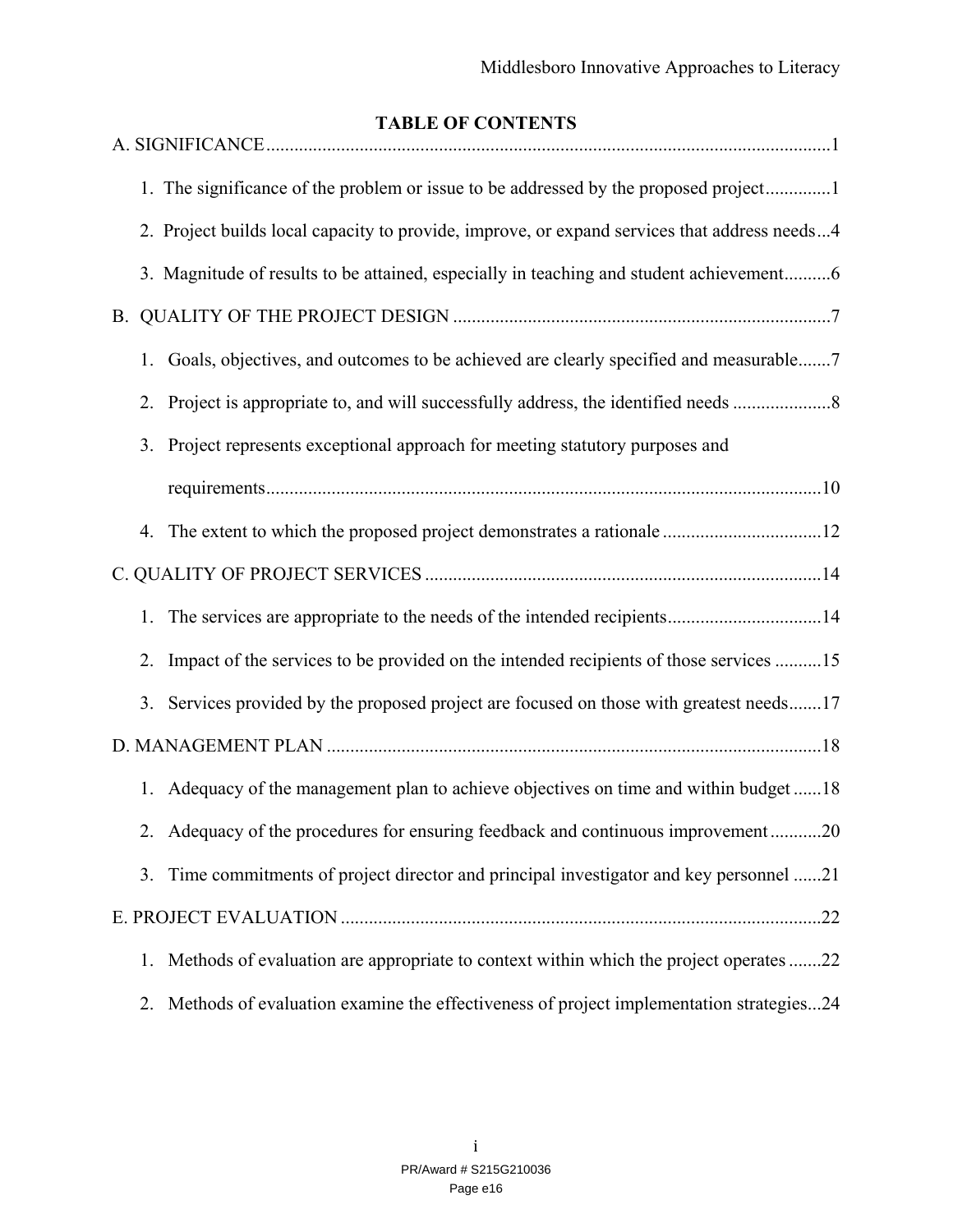## TABLE OF CONTENTS

A. SIGNIFICANCE....................................................................................................................1

1. The significance of the problem or issue to be addressed by the proposed project..............1
2. Project builds local capacity to provide, improve, or expand services that address needs...4
3. Magnitude of results to be attained, especially in teaching and student achievement..........6

B. QUALITY OF THE PROJECT DESIGN ................................................................................7

1. Goals, objectives, and outcomes to be achieved are clearly specified and measurable.......7
2. Project is appropriate to, and will successfully address, the identified needs .....................8
3. Project represents exceptional approach for meeting statutory purposes and requirements.......................................................................................................................10
4. The extent to which the proposed project demonstrates a rationale ..................................12

C. QUALITY OF PROJECT SERVICES ....................................................................................14

1. The services are appropriate to the needs of the intended recipients.................................14
2. Impact of the services to be provided on the intended recipients of those services ..........15
3. Services provided by the proposed project are focused on those with greatest needs.......17

D. MANAGEMENT PLAN .........................................................................................................18

1. Adequacy of the management plan to achieve objectives on time and within budget ......18
2. Adequacy of the procedures for ensuring feedback and continuous improvement ...........20
3. Time commitments of project director and principal investigator and key personnel ......21

E. PROJECT EVALUATION ......................................................................................................22

1. Methods of evaluation are appropriate to context within which the project operates .......22
2. Methods of evaluation examine the effectiveness of project implementation strategies...24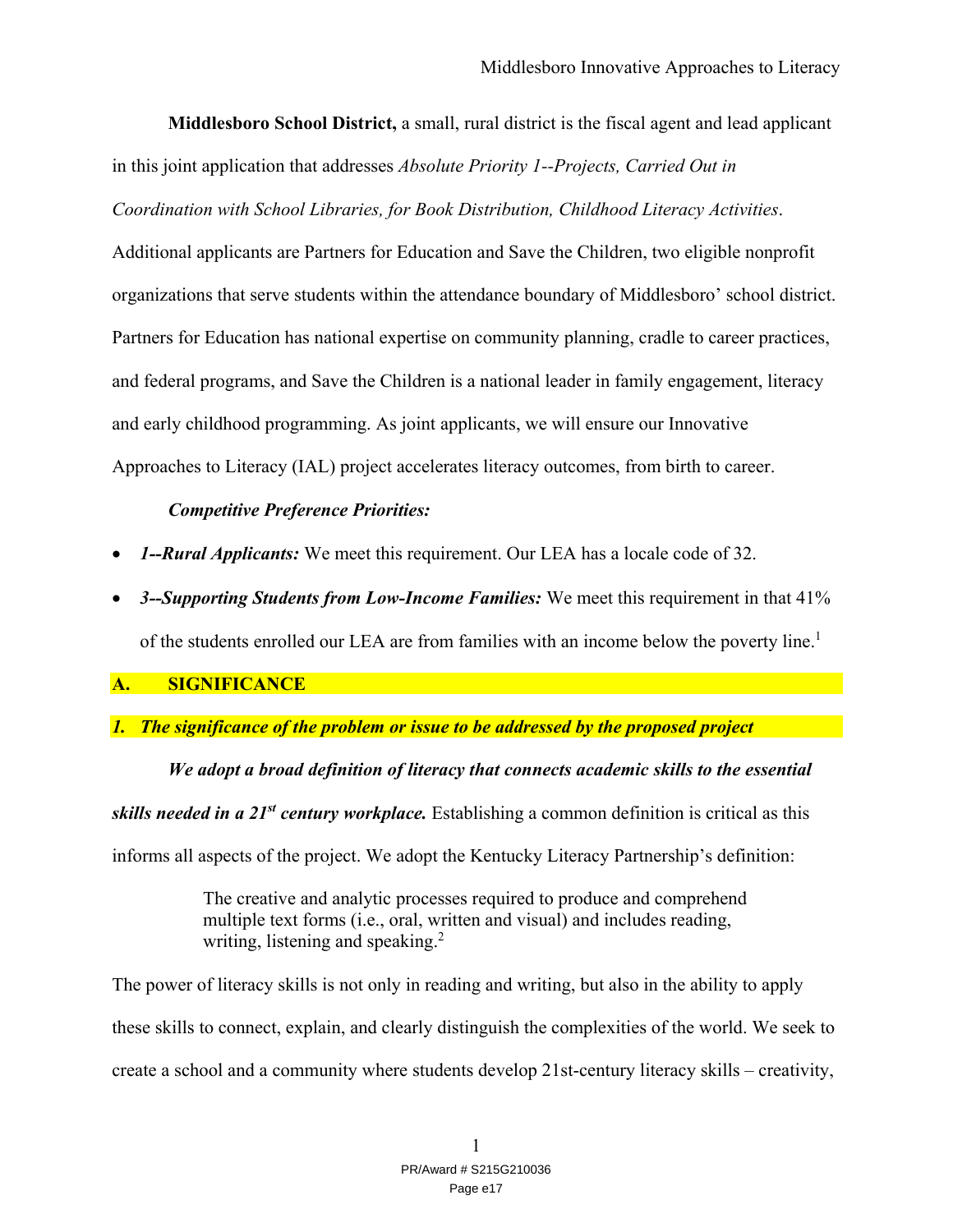**Middlesboro School District,** a small, rural district is the fiscal agent and lead applicant in this joint application that addresses *Absolute Priority 1--Projects, Carried Out in Coordination with School Libraries, for Book Distribution, Childhood Literacy Activities*. Additional applicants are Partners for Education and Save the Children, two eligible nonprofit organizations that serve students within the attendance boundary of Middlesboro' school district. Partners for Education has national expertise on community planning, cradle to career practices, and federal programs, and Save the Children is a national leader in family engagement, literacy and early childhood programming. As joint applicants, we will ensure our Innovative Approaches to Literacy (IAL) project accelerates literacy outcomes, from birth to career.

***Competitive Preference Priorities:***

- ***1--Rural Applicants:*** We meet this requirement. Our LEA has a locale code of 32.
- ***3--Supporting Students from Low-Income Families:*** We meet this requirement in that 41% of the students enrolled our LEA are from families with an income below the poverty line.[1]

## A. SIGNIFICANCE

### *1. The significance of the problem or issue to be addressed by the proposed project*

***We adopt a broad definition of literacy that connects academic skills to the essential skills needed in a 21st century workplace.*** Establishing a common definition is critical as this informs all aspects of the project. We adopt the Kentucky Literacy Partnership's definition:

> The creative and analytic processes required to produce and comprehend multiple text forms (i.e., oral, written and visual) and includes reading, writing, listening and speaking.[2]

The power of literacy skills is not only in reading and writing, but also in the ability to apply these skills to connect, explain, and clearly distinguish the complexities of the world. We seek to create a school and a community where students develop 21st-century literacy skills – creativity,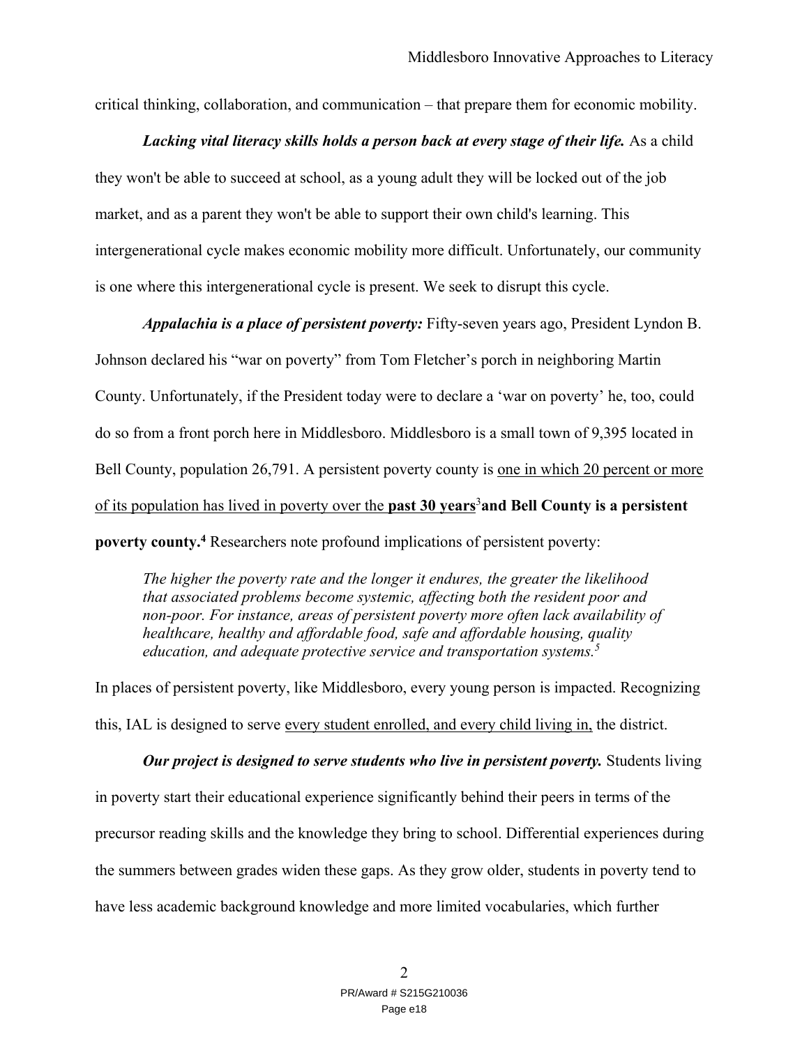critical thinking, collaboration, and communication – that prepare them for economic mobility.

***Lacking vital literacy skills holds a person back at every stage of their life.*** As a child they won't be able to succeed at school, as a young adult they will be locked out of the job market, and as a parent they won't be able to support their own child's learning. This intergenerational cycle makes economic mobility more difficult. Unfortunately, our community is one where this intergenerational cycle is present. We seek to disrupt this cycle.

***Appalachia is a place of persistent poverty:*** Fifty-seven years ago, President Lyndon B. Johnson declared his "war on poverty" from Tom Fletcher's porch in neighboring Martin County. Unfortunately, if the President today were to declare a 'war on poverty' he, too, could do so from a front porch here in Middlesboro. Middlesboro is a small town of 9,395 located in Bell County, population 26,791. A persistent poverty county is <u>one in which 20 percent or more of its population has lived in poverty over the **past 30 years**</u>[3] **and Bell County is a persistent poverty county.**[4] Researchers note profound implications of persistent poverty:

> *The higher the poverty rate and the longer it endures, the greater the likelihood that associated problems become systemic, affecting both the resident poor and non-poor. For instance, areas of persistent poverty more often lack availability of healthcare, healthy and affordable food, safe and affordable housing, quality education, and adequate protective service and transportation systems.*[5]

In places of persistent poverty, like Middlesboro, every young person is impacted. Recognizing this, IAL is designed to serve <u>every student enrolled, and every child living in,</u> the district.

***Our project is designed to serve students who live in persistent poverty.*** Students living in poverty start their educational experience significantly behind their peers in terms of the precursor reading skills and the knowledge they bring to school. Differential experiences during the summers between grades widen these gaps. As they grow older, students in poverty tend to have less academic background knowledge and more limited vocabularies, which further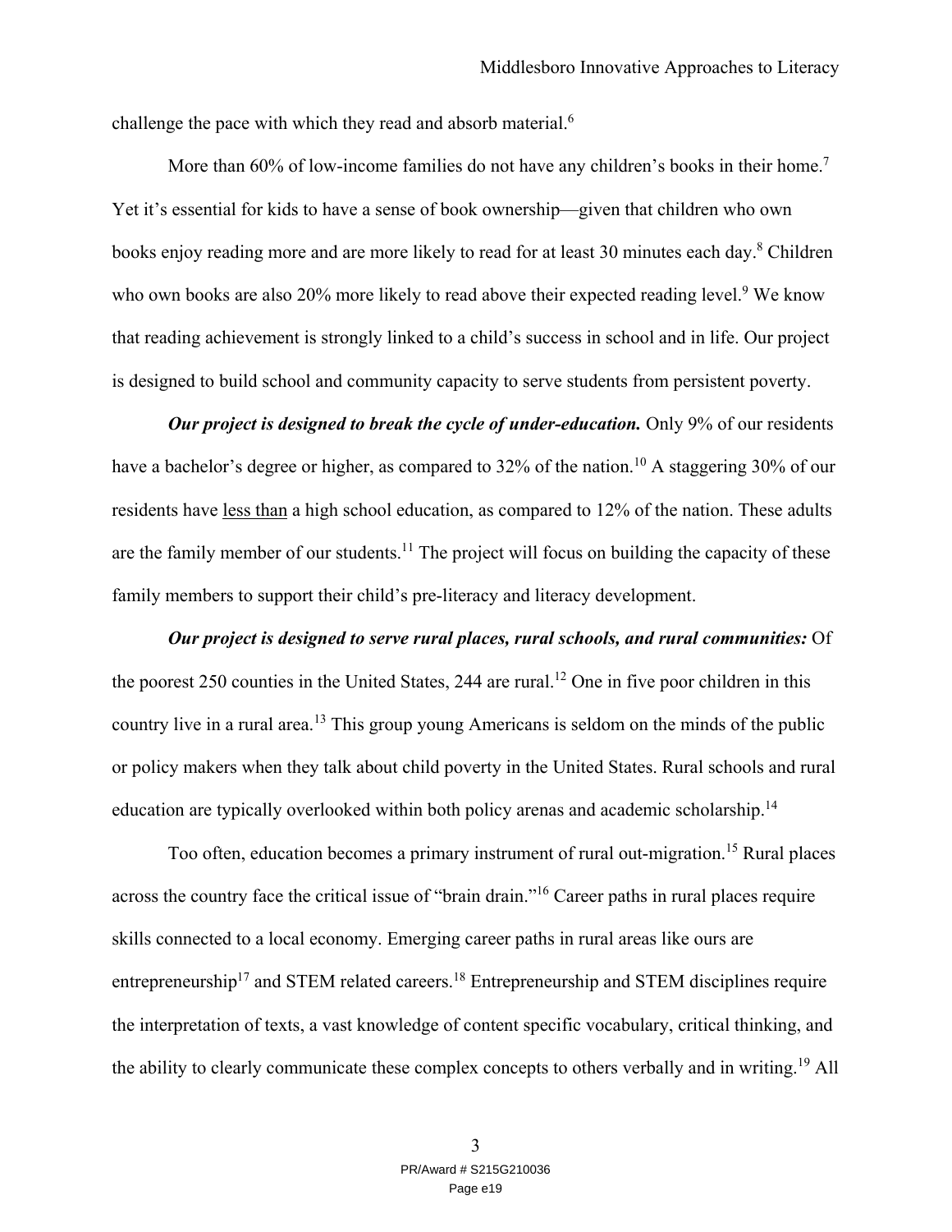challenge the pace with which they read and absorb material.[6]

More than 60% of low-income families do not have any children's books in their home.[7] Yet it's essential for kids to have a sense of book ownership—given that children who own books enjoy reading more and are more likely to read for at least 30 minutes each day.[8] Children who own books are also 20% more likely to read above their expected reading level.[9] We know that reading achievement is strongly linked to a child's success in school and in life. Our project is designed to build school and community capacity to serve students from persistent poverty.

***Our project is designed to break the cycle of under-education.*** Only 9% of our residents have a bachelor's degree or higher, as compared to 32% of the nation.[10] A staggering 30% of our residents have <u>less than</u> a high school education, as compared to 12% of the nation. These adults are the family member of our students.[11] The project will focus on building the capacity of these family members to support their child's pre-literacy and literacy development.

***Our project is designed to serve rural places, rural schools, and rural communities:*** Of the poorest 250 counties in the United States, 244 are rural.[12] One in five poor children in this country live in a rural area.[13] This group young Americans is seldom on the minds of the public or policy makers when they talk about child poverty in the United States. Rural schools and rural education are typically overlooked within both policy arenas and academic scholarship.[14]

Too often, education becomes a primary instrument of rural out-migration.[15] Rural places across the country face the critical issue of "brain drain."[16] Career paths in rural places require skills connected to a local economy. Emerging career paths in rural areas like ours are entrepreneurship[17] and STEM related careers.[18] Entrepreneurship and STEM disciplines require the interpretation of texts, a vast knowledge of content specific vocabulary, critical thinking, and the ability to clearly communicate these complex concepts to others verbally and in writing.[19] All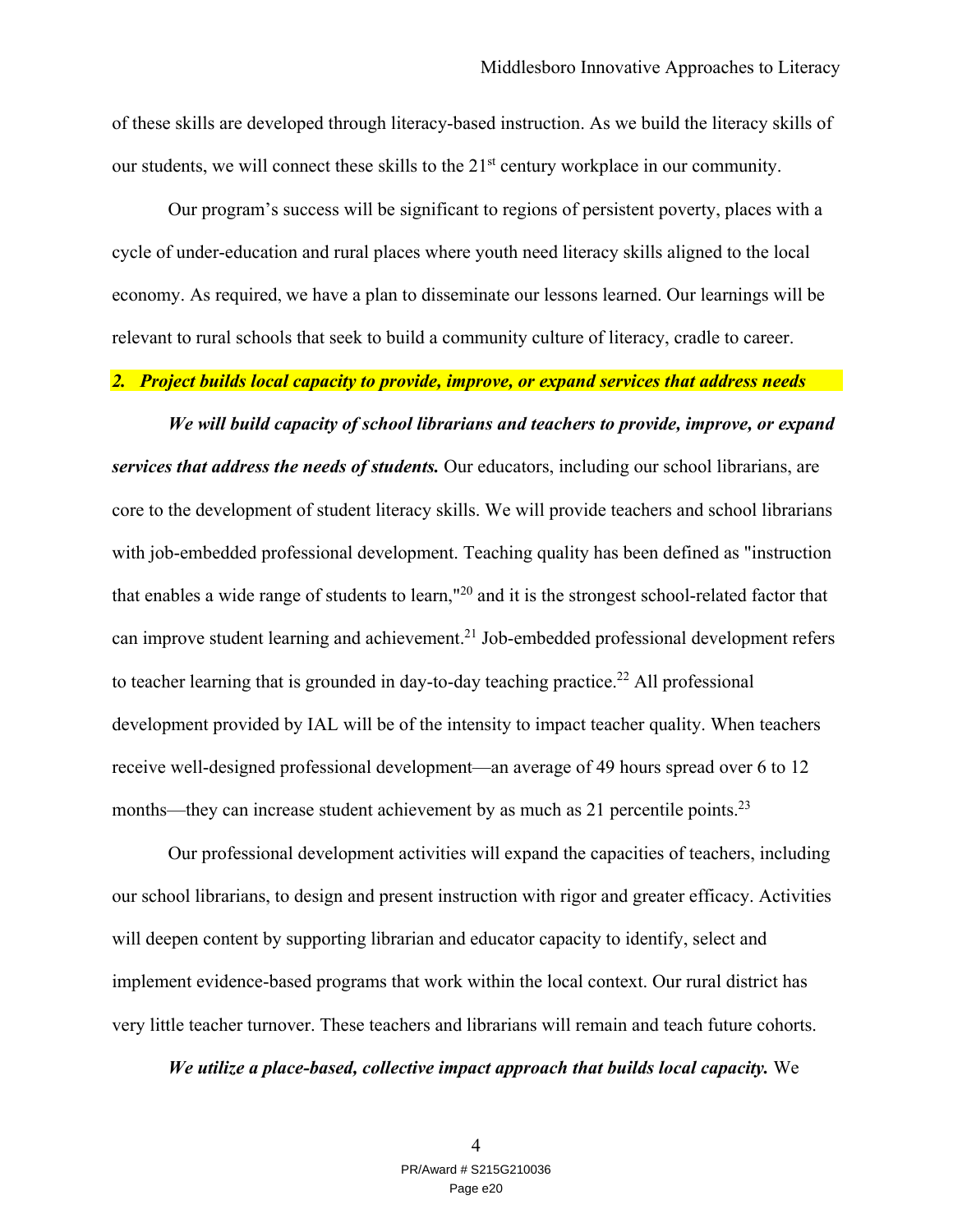of these skills are developed through literacy-based instruction. As we build the literacy skills of our students, we will connect these skills to the 21st century workplace in our community.

Our program's success will be significant to regions of persistent poverty, places with a cycle of under-education and rural places where youth need literacy skills aligned to the local economy. As required, we have a plan to disseminate our lessons learned. Our learnings will be relevant to rural schools that seek to build a community culture of literacy, cradle to career.

***2. Project builds local capacity to provide, improve, or expand services that address needs***

***We will build capacity of school librarians and teachers to provide, improve, or expand services that address the needs of students.*** Our educators, including our school librarians, are core to the development of student literacy skills. We will provide teachers and school librarians with job-embedded professional development. Teaching quality has been defined as "instruction that enables a wide range of students to learn,"[20] and it is the strongest school-related factor that can improve student learning and achievement.[21] Job-embedded professional development refers to teacher learning that is grounded in day-to-day teaching practice.[22] All professional development provided by IAL will be of the intensity to impact teacher quality. When teachers receive well-designed professional development—an average of 49 hours spread over 6 to 12 months—they can increase student achievement by as much as 21 percentile points.[23]

Our professional development activities will expand the capacities of teachers, including our school librarians, to design and present instruction with rigor and greater efficacy. Activities will deepen content by supporting librarian and educator capacity to identify, select and implement evidence-based programs that work within the local context. Our rural district has very little teacher turnover. These teachers and librarians will remain and teach future cohorts.

***We utilize a place-based, collective impact approach that builds local capacity.*** We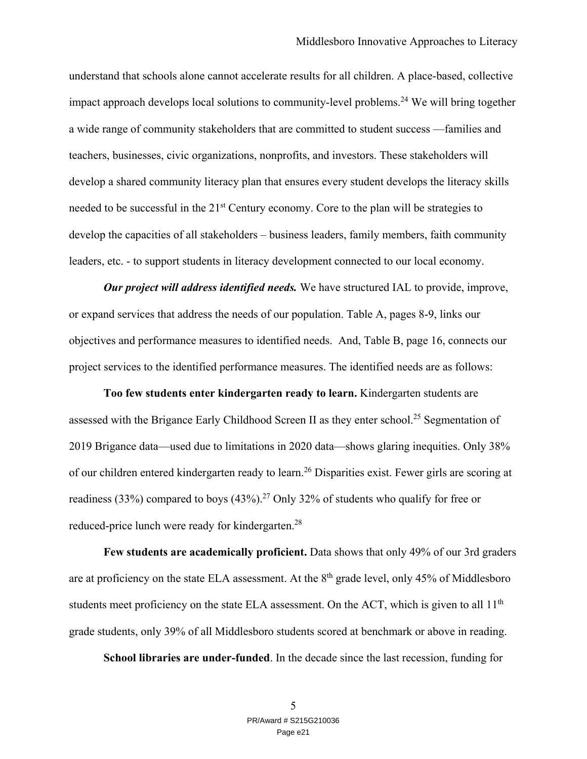understand that schools alone cannot accelerate results for all children. A place-based, collective impact approach develops local solutions to community-level problems.[24] We will bring together a wide range of community stakeholders that are committed to student success —families and teachers, businesses, civic organizations, nonprofits, and investors. These stakeholders will develop a shared community literacy plan that ensures every student develops the literacy skills needed to be successful in the 21st Century economy. Core to the plan will be strategies to develop the capacities of all stakeholders – business leaders, family members, faith community leaders, etc. - to support students in literacy development connected to our local economy.

***Our project will address identified needs.*** We have structured IAL to provide, improve, or expand services that address the needs of our population. Table A, pages 8-9, links our objectives and performance measures to identified needs. And, Table B, page 16, connects our project services to the identified performance measures. The identified needs are as follows:

**Too few students enter kindergarten ready to learn.** Kindergarten students are assessed with the Brigance Early Childhood Screen II as they enter school.[25] Segmentation of 2019 Brigance data—used due to limitations in 2020 data—shows glaring inequities. Only 38% of our children entered kindergarten ready to learn.[26] Disparities exist. Fewer girls are scoring at readiness (33%) compared to boys (43%).[27] Only 32% of students who qualify for free or reduced-price lunch were ready for kindergarten.[28]

**Few students are academically proficient.** Data shows that only 49% of our 3rd graders are at proficiency on the state ELA assessment. At the 8th grade level, only 45% of Middlesboro students meet proficiency on the state ELA assessment. On the ACT, which is given to all 11th grade students, only 39% of all Middlesboro students scored at benchmark or above in reading.

**School libraries are under-funded**. In the decade since the last recession, funding for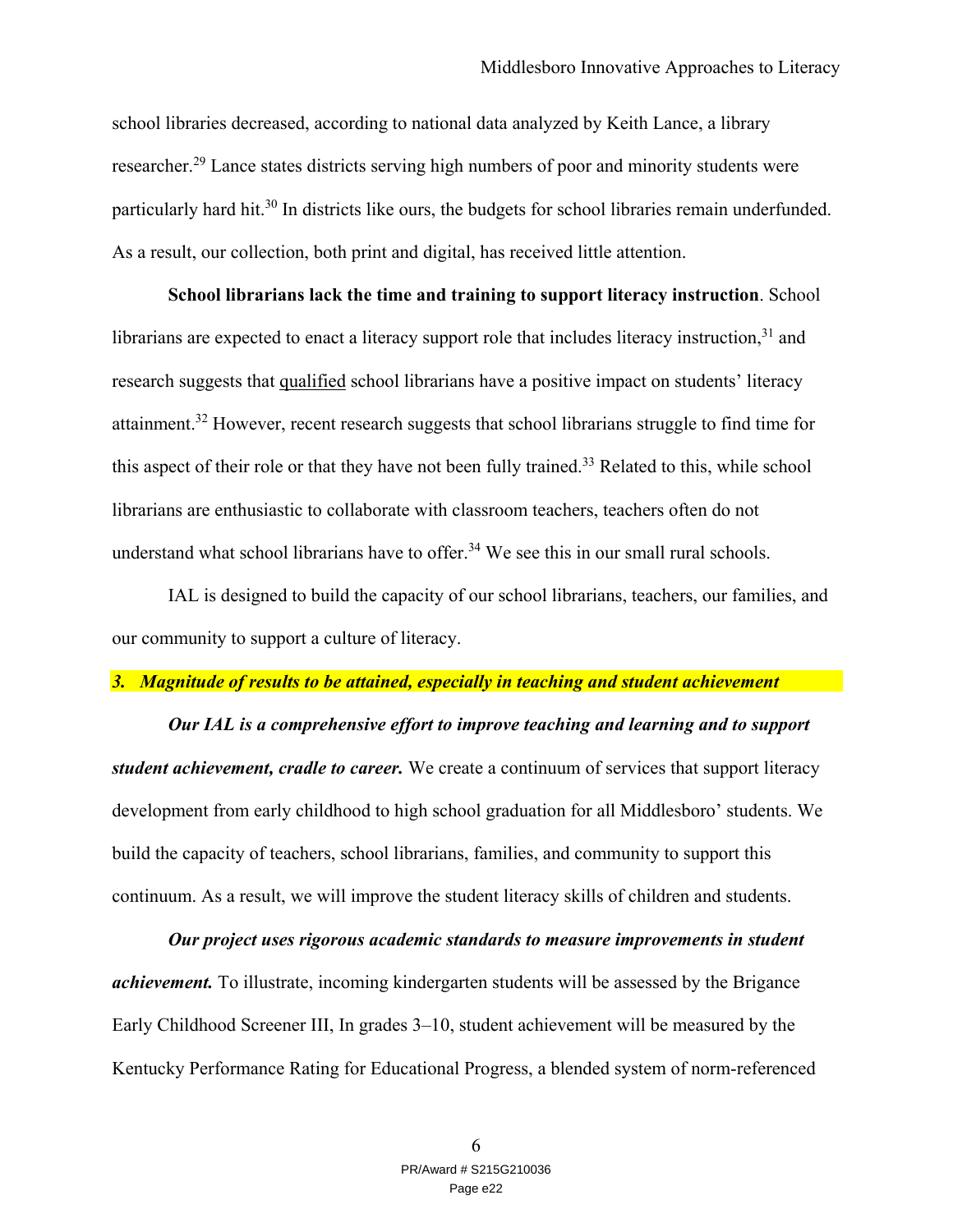school libraries decreased, according to national data analyzed by Keith Lance, a library researcher.[29] Lance states districts serving high numbers of poor and minority students were particularly hard hit.[30] In districts like ours, the budgets for school libraries remain underfunded. As a result, our collection, both print and digital, has received little attention.

**School librarians lack the time and training to support literacy instruction**. School librarians are expected to enact a literacy support role that includes literacy instruction,[31] and research suggests that qualified school librarians have a positive impact on students' literacy attainment.[32] However, recent research suggests that school librarians struggle to find time for this aspect of their role or that they have not been fully trained.[33] Related to this, while school librarians are enthusiastic to collaborate with classroom teachers, teachers often do not understand what school librarians have to offer.[34] We see this in our small rural schools.

IAL is designed to build the capacity of our school librarians, teachers, our families, and our community to support a culture of literacy.

### ***3. Magnitude of results to be attained, especially in teaching and student achievement***

***Our IAL is a comprehensive effort to improve teaching and learning and to support student achievement, cradle to career.*** We create a continuum of services that support literacy development from early childhood to high school graduation for all Middlesboro' students. We build the capacity of teachers, school librarians, families, and community to support this continuum. As a result, we will improve the student literacy skills of children and students.

***Our project uses rigorous academic standards to measure improvements in student achievement.*** To illustrate, incoming kindergarten students will be assessed by the Brigance Early Childhood Screener III, In grades 3–10, student achievement will be measured by the Kentucky Performance Rating for Educational Progress, a blended system of norm-referenced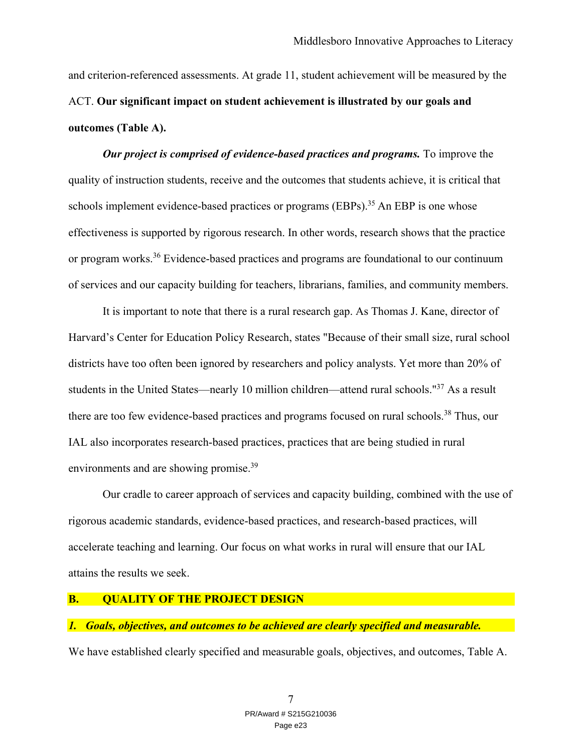and criterion-referenced assessments. At grade 11, student achievement will be measured by the ACT. **Our significant impact on student achievement is illustrated by our goals and outcomes (Table A).**

***Our project is comprised of evidence-based practices and programs.*** To improve the quality of instruction students, receive and the outcomes that students achieve, it is critical that schools implement evidence-based practices or programs (EBPs).[35] An EBP is one whose effectiveness is supported by rigorous research. In other words, research shows that the practice or program works.[36] Evidence-based practices and programs are foundational to our continuum of services and our capacity building for teachers, librarians, families, and community members.

It is important to note that there is a rural research gap. As Thomas J. Kane, director of Harvard's Center for Education Policy Research, states "Because of their small size, rural school districts have too often been ignored by researchers and policy analysts. Yet more than 20% of students in the United States—nearly 10 million children—attend rural schools."[37] As a result there are too few evidence-based practices and programs focused on rural schools.[38] Thus, our IAL also incorporates research-based practices, practices that are being studied in rural environments and are showing promise.[39]

Our cradle to career approach of services and capacity building, combined with the use of rigorous academic standards, evidence-based practices, and research-based practices, will accelerate teaching and learning. Our focus on what works in rural will ensure that our IAL attains the results we seek.

## B. QUALITY OF THE PROJECT DESIGN

### *1. Goals, objectives, and outcomes to be achieved are clearly specified and measurable.*

We have established clearly specified and measurable goals, objectives, and outcomes, Table A.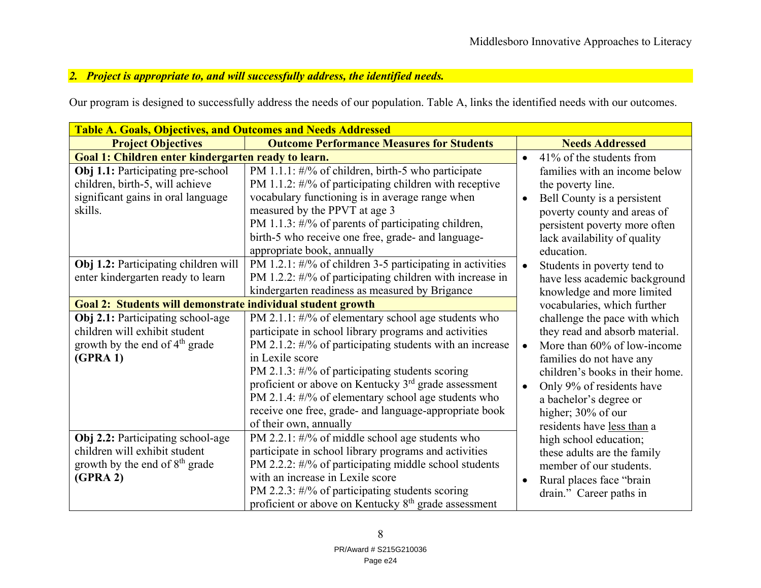*2. Project is appropriate to, and will successfully address, the identified needs.*

Our program is designed to successfully address the needs of our population. Table A, links the identified needs with our outcomes.

| Table A. Goals, Objectives, and Outcomes and Needs Addressed | | |
|---|---|---|
| **Project Objectives** | **Outcome Performance Measures for Students** | **Needs Addressed** |
| **Goal 1: Children enter kindergarten ready to learn.** | | • 41% of the students from families with an income below the poverty line. • Bell County is a persistent poverty county and areas of persistent poverty more often lack availability of quality education. • Students in poverty tend to have less academic background knowledge and more limited vocabularies, which further challenge the pace with which they read and absorb material. • More than 60% of low-income families do not have any children's books in their home. • Only 9% of residents have a bachelor's degree or higher; 30% of our residents have less than a high school education; these adults are the family member of our students. • Rural places face "brain drain." Career paths in |
| **Obj 1.1:** Participating pre-school children, birth-5, will achieve significant gains in oral language skills. | PM 1.1.1: #/% of children, birth-5 who participate<br>PM 1.1.2: #/% of participating children with receptive vocabulary functioning is in average range when measured by the PPVT at age 3<br>PM 1.1.3: #/% of parents of participating children, birth-5 who receive one free, grade- and language-appropriate book, annually | |
| **Obj 1.2:** Participating children will enter kindergarten ready to learn | PM 1.2.1: #/% of children 3-5 participating in activities<br>PM 1.2.2: #/% of participating children with increase in kindergarten readiness as measured by Brigance | |
| **Goal 2: Students will demonstrate individual student growth** | | |
| **Obj 2.1:** Participating school-age children will exhibit student growth by the end of 4th grade **(GPRA 1)** | PM 2.1.1: #/% of elementary school age students who participate in school library programs and activities<br>PM 2.1.2: #/% of participating students with an increase in Lexile score<br>PM 2.1.3: #/% of participating students scoring proficient or above on Kentucky 3rd grade assessment<br>PM 2.1.4: #/% of elementary school age students who receive one free, grade- and language-appropriate book of their own, annually | |
| **Obj 2.2:** Participating school-age children will exhibit student growth by the end of 8th grade **(GPRA 2)** | PM 2.2.1: #/% of middle school age students who participate in school library programs and activities<br>PM 2.2.2: #/% of participating middle school students with an increase in Lexile score<br>PM 2.2.3: #/% of participating students scoring proficient or above on Kentucky 8th grade assessment | |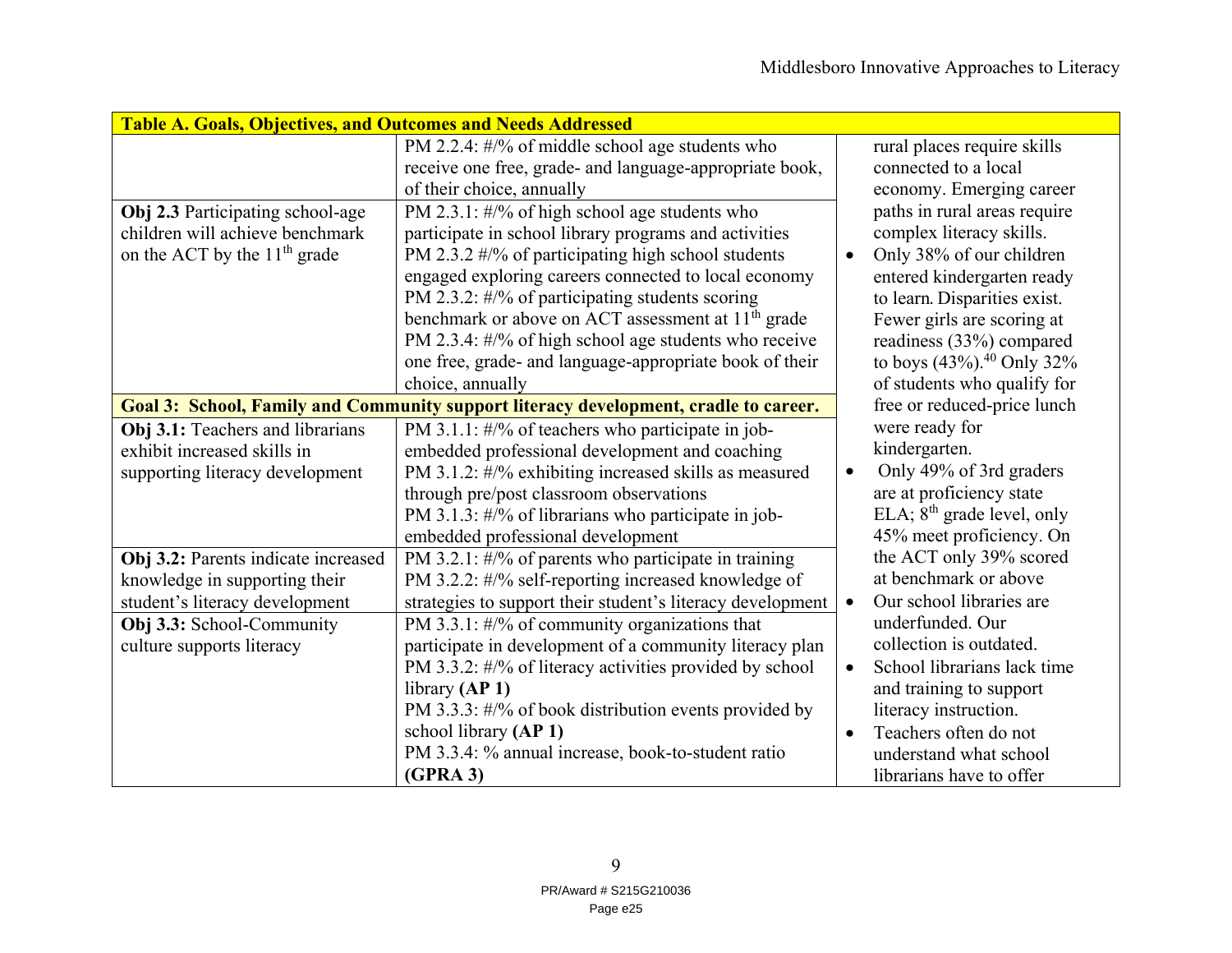| Table A. Goals, Objectives, and Outcomes and Needs Addressed | | |
|---|---|---|
| | PM 2.2.4: #/% of middle school age students who receive one free, grade- and language-appropriate book, of their choice, annually | rural places require skills connected to a local economy. Emerging career paths in rural areas require complex literacy skills.<br>• Only 38% of our children entered kindergarten ready to learn. Disparities exist. Fewer girls are scoring at readiness (33%) compared to boys (43%).[40] Only 32% of students who qualify for free or reduced-price lunch were ready for kindergarten.<br>• Only 49% of 3rd graders are at proficiency state ELA; 8th grade level, only 45% meet proficiency. On the ACT only 39% scored at benchmark or above<br>• Our school libraries are underfunded. Our collection is outdated.<br>• School librarians lack time and training to support literacy instruction.<br>• Teachers often do not understand what school librarians have to offer |
| **Obj 2.3** Participating school-age children will achieve benchmark on the ACT by the 11th grade | PM 2.3.1: #/% of high school age students who participate in school library programs and activities<br>PM 2.3.2 #/% of participating high school students engaged exploring careers connected to local economy<br>PM 2.3.2: #/% of participating students scoring benchmark or above on ACT assessment at 11th grade<br>PM 2.3.4: #/% of high school age students who receive one free, grade- and language-appropriate book of their choice, annually | |
| **Goal 3: School, Family and Community support literacy development, cradle to career.** | | |
| **Obj 3.1:** Teachers and librarians exhibit increased skills in supporting literacy development | PM 3.1.1: #/% of teachers who participate in job-embedded professional development and coaching<br>PM 3.1.2: #/% exhibiting increased skills as measured through pre/post classroom observations<br>PM 3.1.3: #/% of librarians who participate in job-embedded professional development | |
| **Obj 3.2:** Parents indicate increased knowledge in supporting their student's literacy development | PM 3.2.1: #/% of parents who participate in training<br>PM 3.2.2: #/% self-reporting increased knowledge of strategies to support their student's literacy development | |
| **Obj 3.3:** School-Community culture supports literacy | PM 3.3.1: #/% of community organizations that participate in development of a community literacy plan<br>PM 3.3.2: #/% of literacy activities provided by school library **(AP 1)**<br>PM 3.3.3: #/% of book distribution events provided by school library **(AP 1)**<br>PM 3.3.4: % annual increase, book-to-student ratio **(GPRA 3)** | |

PR/Award # S215G210036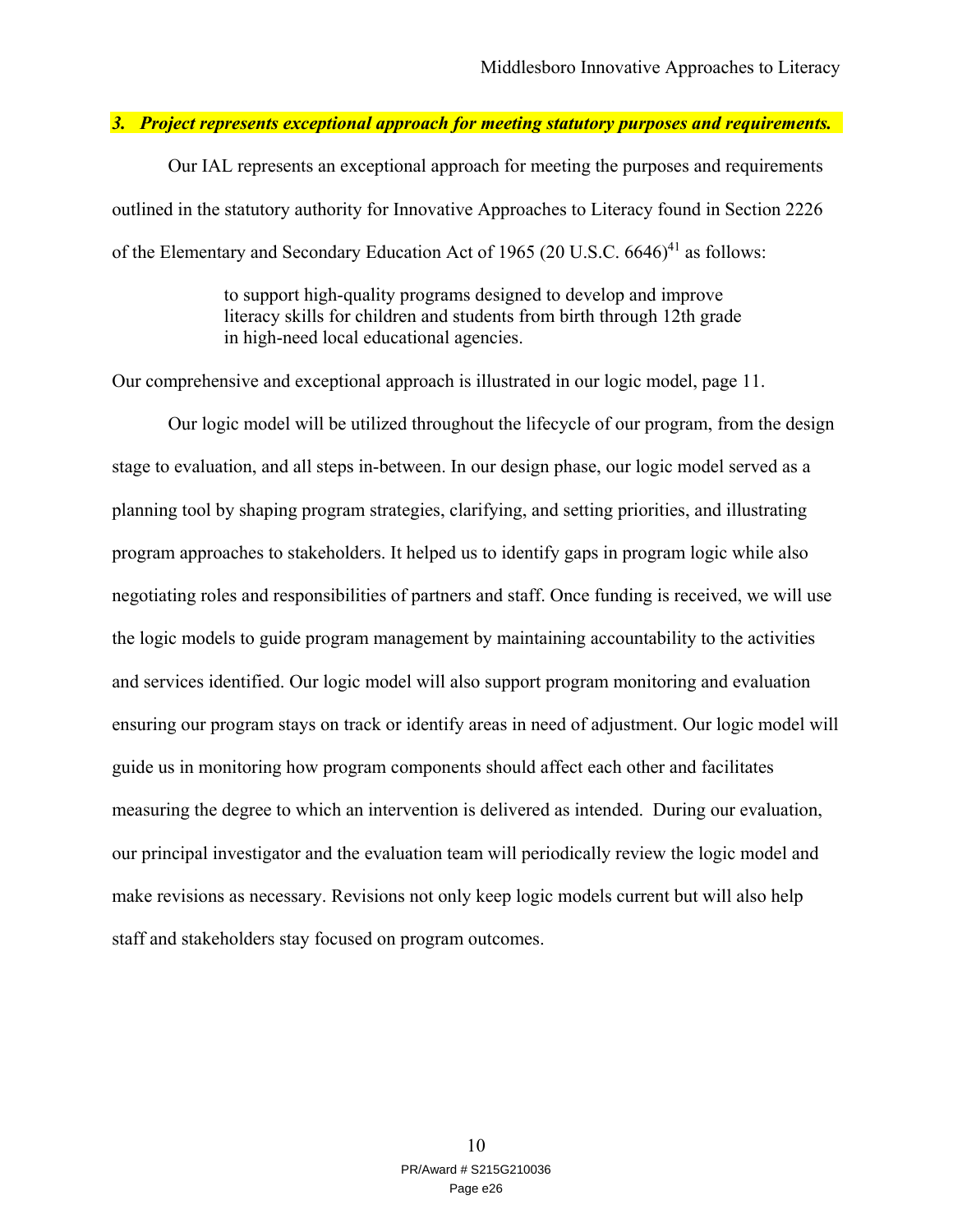### ***3. Project represents exceptional approach for meeting statutory purposes and requirements.***

Our IAL represents an exceptional approach for meeting the purposes and requirements outlined in the statutory authority for Innovative Approaches to Literacy found in Section 2226 of the Elementary and Secondary Education Act of 1965 (20 U.S.C. 6646)[41] as follows:

> to support high-quality programs designed to develop and improve literacy skills for children and students from birth through 12th grade in high-need local educational agencies.

Our comprehensive and exceptional approach is illustrated in our logic model, page 11.

Our logic model will be utilized throughout the lifecycle of our program, from the design stage to evaluation, and all steps in-between. In our design phase, our logic model served as a planning tool by shaping program strategies, clarifying, and setting priorities, and illustrating program approaches to stakeholders. It helped us to identify gaps in program logic while also negotiating roles and responsibilities of partners and staff. Once funding is received, we will use the logic models to guide program management by maintaining accountability to the activities and services identified. Our logic model will also support program monitoring and evaluation ensuring our program stays on track or identify areas in need of adjustment. Our logic model will guide us in monitoring how program components should affect each other and facilitates measuring the degree to which an intervention is delivered as intended. During our evaluation, our principal investigator and the evaluation team will periodically review the logic model and make revisions as necessary. Revisions not only keep logic models current but will also help staff and stakeholders stay focused on program outcomes.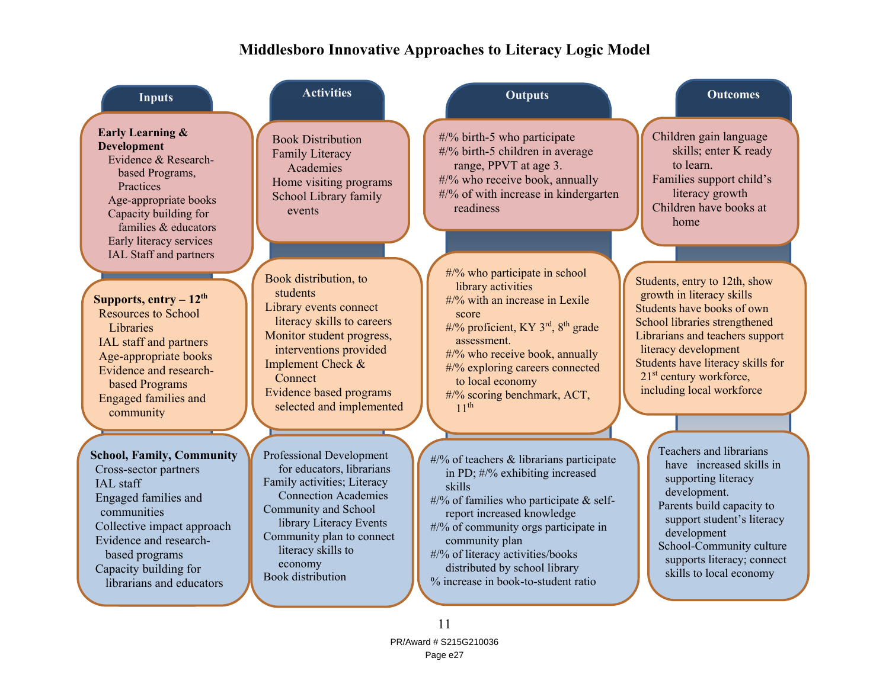# Middlesboro Innovative Approaches to Literacy Logic Model

| Inputs | Activities | Outputs | Outcomes |
|---|---|---|---|
| **Early Learning & Development**<br>Evidence & Research-based Programs, Practices<br>Age-appropriate books<br>Capacity building for families & educators<br>Early literacy services<br>IAL Staff and partners | Book Distribution<br>Family Literacy Academies<br>Home visiting programs<br>School Library family events | #/% birth-5 who participate<br>#/% birth-5 children in average range, PPVT at age 3.<br>#/% who receive book, annually<br>#/% of with increase in kindergarten readiness | Children gain language skills; enter K ready to learn.<br>Families support child's literacy growth<br>Children have books at home |
| **Supports, entry – 12th**<br>Resources to School Libraries<br>IAL staff and partners<br>Age-appropriate books<br>Evidence and research-based Programs<br>Engaged families and community | Book distribution, to students<br>Library events connect literacy skills to careers<br>Monitor student progress, interventions provided<br>Implement Check & Connect<br>Evidence based programs selected and implemented | #/% who participate in school library activities<br>#/% with an increase in Lexile score<br>#/% proficient, KY 3rd, 8th grade assessment.<br>#/% who receive book, annually<br>#/% exploring careers connected to local economy<br>#/% scoring benchmark, ACT, 11th | Students, entry to 12th, show growth in literacy skills<br>Students have books of own<br>School libraries strengthened<br>Librarians and teachers support literacy development<br>Students have literacy skills for 21st century workforce, including local workforce |
| **School, Family, Community**<br>Cross-sector partners<br>IAL staff<br>Engaged families and communities<br>Collective impact approach<br>Evidence and research-based programs<br>Capacity building for librarians and educators | Professional Development for educators, librarians<br>Family activities; Literacy Connection Academies<br>Community and School library Literacy Events<br>Community plan to connect literacy skills to economy<br>Book distribution | #/% of teachers & librarians participate in PD; #/% exhibiting increased skills<br>#/% of families who participate & self-report increased knowledge<br>#/% of community orgs participate in community plan<br>#/% of literacy activities/books distributed by school library<br>% increase in book-to-student ratio | Teachers and librarians have increased skills in supporting literacy development.<br>Parents build capacity to support student's literacy development<br>School-Community culture supports literacy; connect skills to local economy |

PR/Award # S215G210036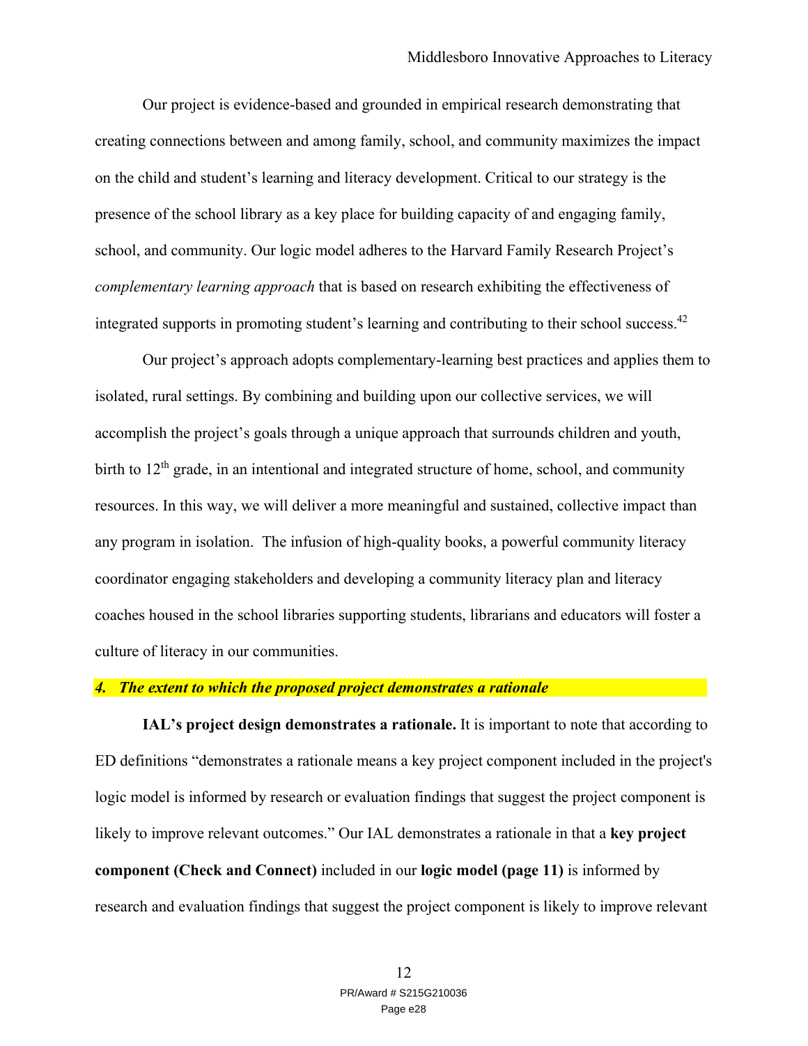Our project is evidence-based and grounded in empirical research demonstrating that creating connections between and among family, school, and community maximizes the impact on the child and student's learning and literacy development. Critical to our strategy is the presence of the school library as a key place for building capacity of and engaging family, school, and community. Our logic model adheres to the Harvard Family Research Project's *complementary learning approach* that is based on research exhibiting the effectiveness of integrated supports in promoting student's learning and contributing to their school success.[42]

Our project's approach adopts complementary-learning best practices and applies them to isolated, rural settings. By combining and building upon our collective services, we will accomplish the project's goals through a unique approach that surrounds children and youth, birth to 12th grade, in an intentional and integrated structure of home, school, and community resources. In this way, we will deliver a more meaningful and sustained, collective impact than any program in isolation. The infusion of high-quality books, a powerful community literacy coordinator engaging stakeholders and developing a community literacy plan and literacy coaches housed in the school libraries supporting students, librarians and educators will foster a culture of literacy in our communities.

***4. The extent to which the proposed project demonstrates a rationale***

**IAL's project design demonstrates a rationale.** It is important to note that according to ED definitions "demonstrates a rationale means a key project component included in the project's logic model is informed by research or evaluation findings that suggest the project component is likely to improve relevant outcomes." Our IAL demonstrates a rationale in that a **key project component (Check and Connect)** included in our **logic model (page 11)** is informed by research and evaluation findings that suggest the project component is likely to improve relevant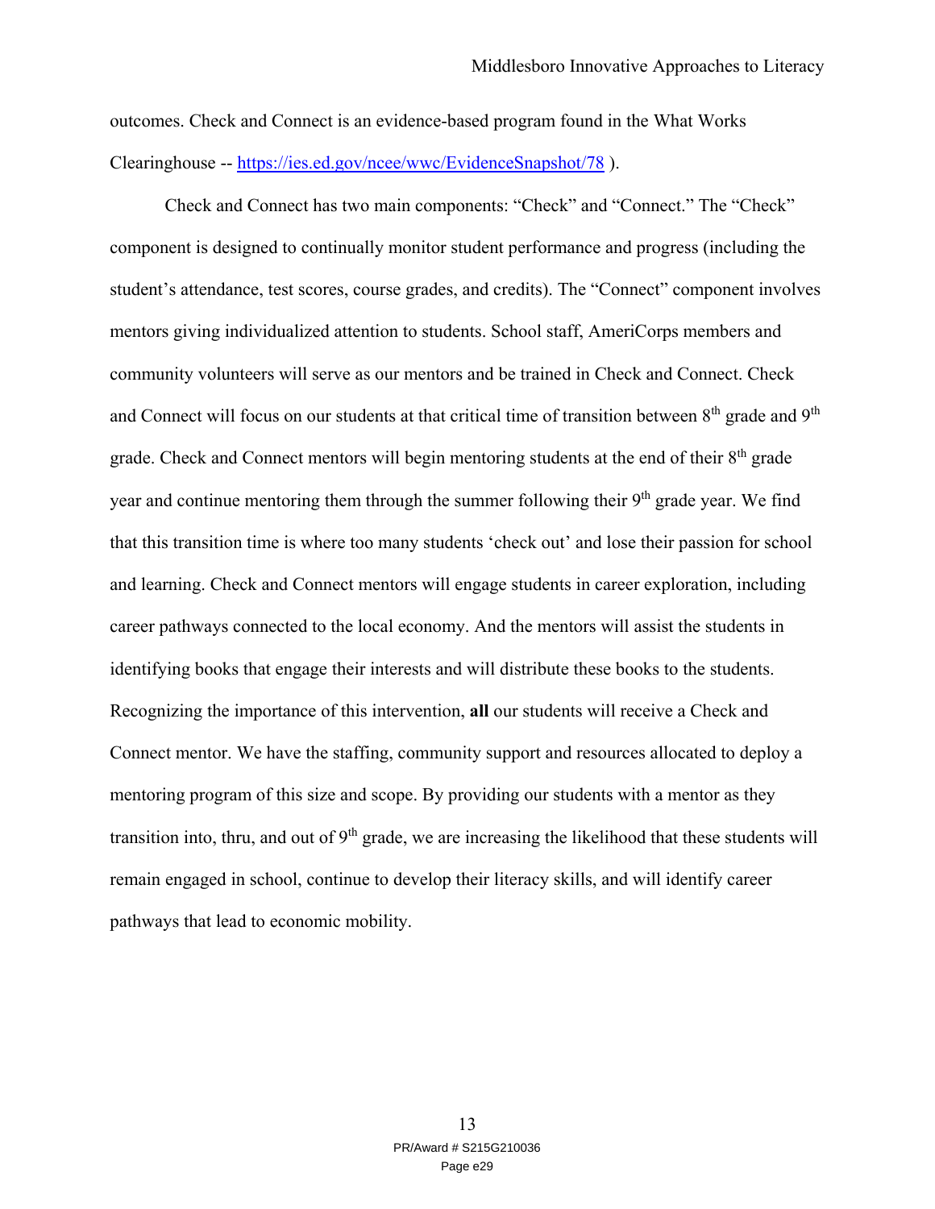outcomes. Check and Connect is an evidence-based program found in the What Works Clearinghouse -- https://ies.ed.gov/ncee/wwc/EvidenceSnapshot/78 ).

Check and Connect has two main components: "Check" and "Connect." The "Check" component is designed to continually monitor student performance and progress (including the student's attendance, test scores, course grades, and credits). The "Connect" component involves mentors giving individualized attention to students. School staff, AmeriCorps members and community volunteers will serve as our mentors and be trained in Check and Connect. Check and Connect will focus on our students at that critical time of transition between 8th grade and 9th grade. Check and Connect mentors will begin mentoring students at the end of their 8th grade year and continue mentoring them through the summer following their 9th grade year. We find that this transition time is where too many students 'check out' and lose their passion for school and learning. Check and Connect mentors will engage students in career exploration, including career pathways connected to the local economy. And the mentors will assist the students in identifying books that engage their interests and will distribute these books to the students. Recognizing the importance of this intervention, **all** our students will receive a Check and Connect mentor. We have the staffing, community support and resources allocated to deploy a mentoring program of this size and scope. By providing our students with a mentor as they transition into, thru, and out of 9th grade, we are increasing the likelihood that these students will remain engaged in school, continue to develop their literacy skills, and will identify career pathways that lead to economic mobility.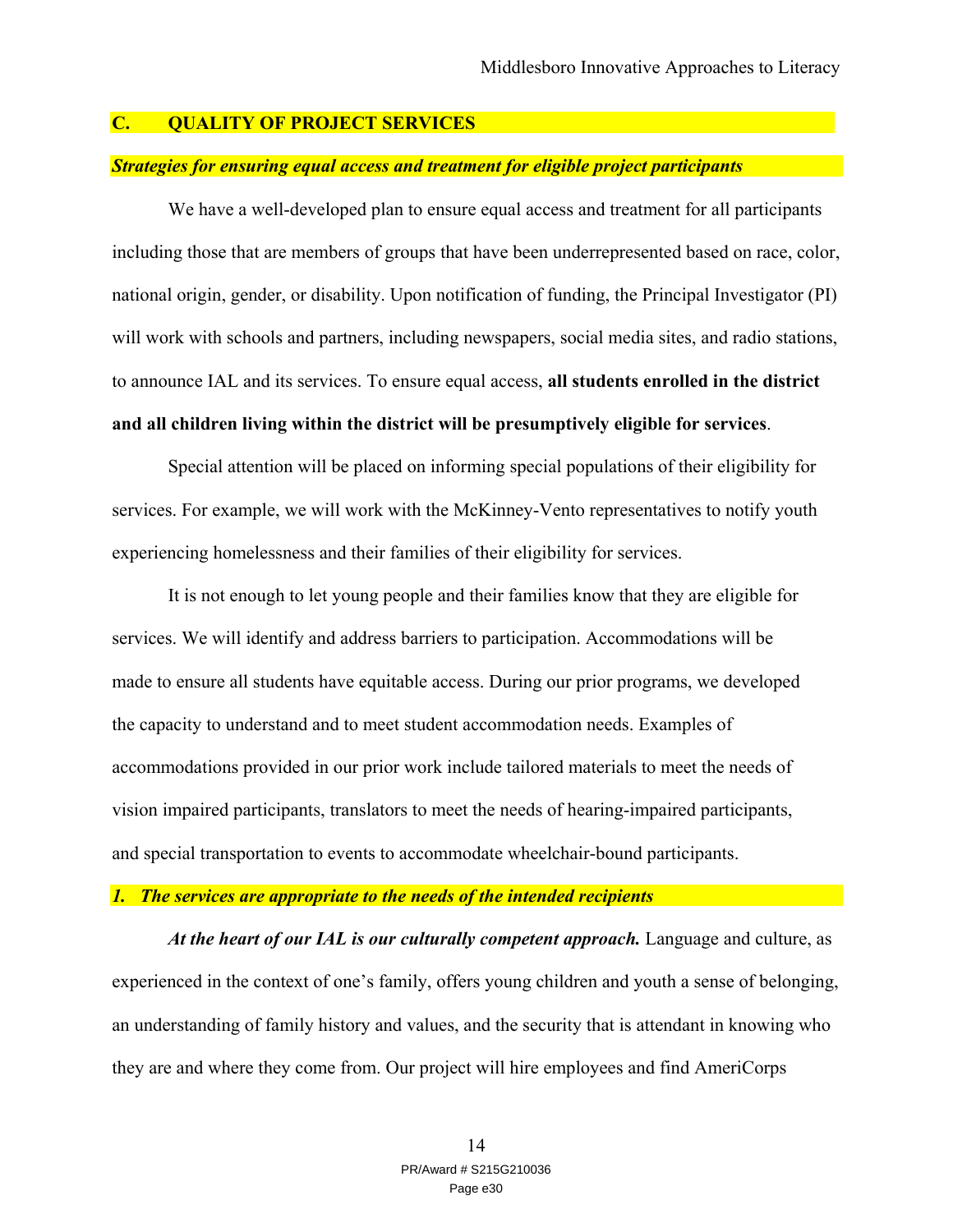## C. QUALITY OF PROJECT SERVICES

***Strategies for ensuring equal access and treatment for eligible project participants***

We have a well-developed plan to ensure equal access and treatment for all participants including those that are members of groups that have been underrepresented based on race, color, national origin, gender, or disability. Upon notification of funding, the Principal Investigator (PI) will work with schools and partners, including newspapers, social media sites, and radio stations, to announce IAL and its services. To ensure equal access, **all students enrolled in the district and all children living within the district will be presumptively eligible for services**.

Special attention will be placed on informing special populations of their eligibility for services. For example, we will work with the McKinney-Vento representatives to notify youth experiencing homelessness and their families of their eligibility for services.

It is not enough to let young people and their families know that they are eligible for services. We will identify and address barriers to participation. Accommodations will be made to ensure all students have equitable access. During our prior programs, we developed the capacity to understand and to meet student accommodation needs. Examples of accommodations provided in our prior work include tailored materials to meet the needs of vision impaired participants, translators to meet the needs of hearing-impaired participants, and special transportation to events to accommodate wheelchair-bound participants.

***1. The services are appropriate to the needs of the intended recipients***

***At the heart of our IAL is our culturally competent approach.*** Language and culture, as experienced in the context of one's family, offers young children and youth a sense of belonging, an understanding of family history and values, and the security that is attendant in knowing who they are and where they come from. Our project will hire employees and find AmeriCorps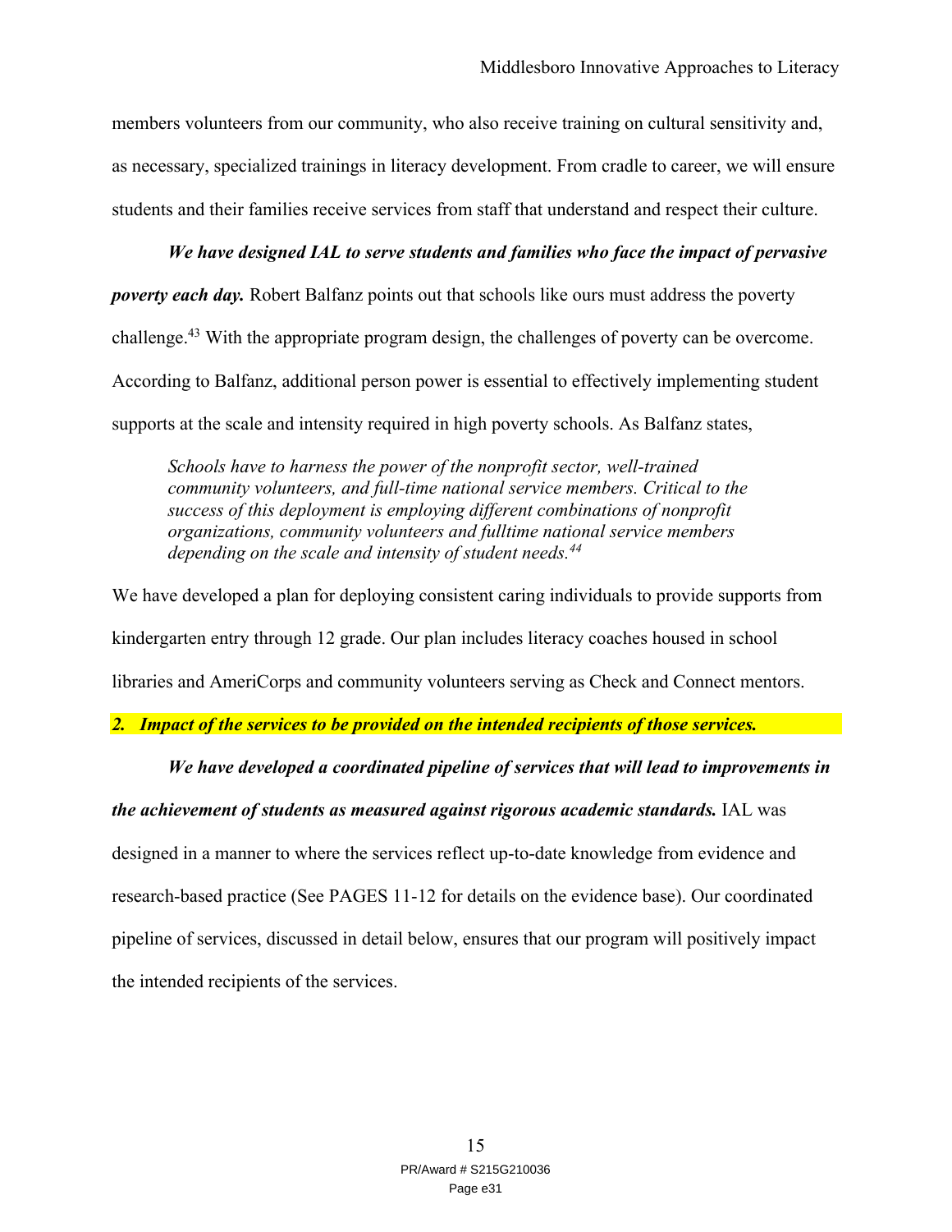members volunteers from our community, who also receive training on cultural sensitivity and, as necessary, specialized trainings in literacy development. From cradle to career, we will ensure students and their families receive services from staff that understand and respect their culture.

***We have designed IAL to serve students and families who face the impact of pervasive poverty each day.*** Robert Balfanz points out that schools like ours must address the poverty challenge.[43] With the appropriate program design, the challenges of poverty can be overcome. According to Balfanz, additional person power is essential to effectively implementing student supports at the scale and intensity required in high poverty schools. As Balfanz states,

> *Schools have to harness the power of the nonprofit sector, well-trained community volunteers, and full-time national service members. Critical to the success of this deployment is employing different combinations of nonprofit organizations, community volunteers and fulltime national service members depending on the scale and intensity of student needs.*[44]

We have developed a plan for deploying consistent caring individuals to provide supports from kindergarten entry through 12 grade. Our plan includes literacy coaches housed in school libraries and AmeriCorps and community volunteers serving as Check and Connect mentors.

***2. Impact of the services to be provided on the intended recipients of those services.***

***We have developed a coordinated pipeline of services that will lead to improvements in the achievement of students as measured against rigorous academic standards.*** IAL was designed in a manner to where the services reflect up-to-date knowledge from evidence and research-based practice (See PAGES 11-12 for details on the evidence base). Our coordinated pipeline of services, discussed in detail below, ensures that our program will positively impact the intended recipients of the services.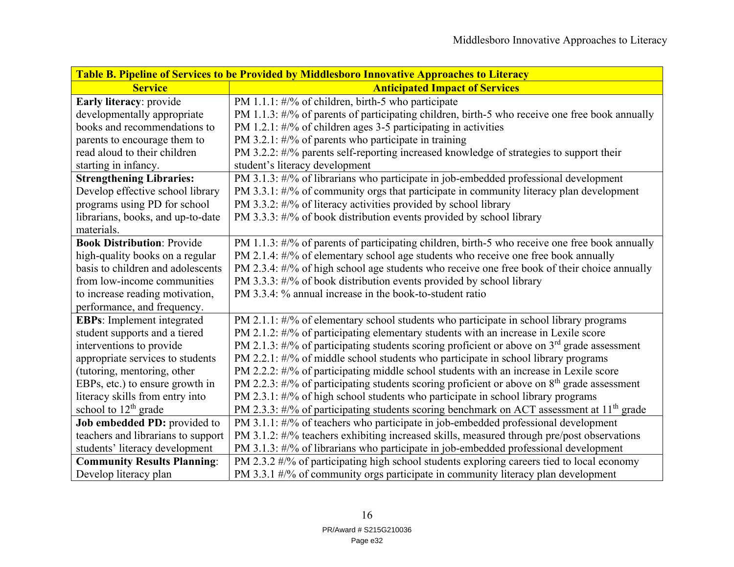| Table B. Pipeline of Services to be Provided by Middlesboro Innovative Approaches to Literacy | |
|---|---|
| **Service** | **Anticipated Impact of Services** |
| **Early literacy**: provide developmentally appropriate books and recommendations to parents to encourage them to read aloud to their children starting in infancy. | PM 1.1.1: #/% of children, birth-5 who participate<br>PM 1.1.3: #/% of parents of participating children, birth-5 who receive one free book annually<br>PM 1.2.1: #/% of children ages 3-5 participating in activities<br>PM 3.2.1: #/% of parents who participate in training<br>PM 3.2.2: #/% parents self-reporting increased knowledge of strategies to support their student's literacy development |
| **Strengthening Libraries:** Develop effective school library programs using PD for school librarians, books, and up-to-date materials. | PM 3.1.3: #/% of librarians who participate in job-embedded professional development<br>PM 3.3.1: #/% of community orgs that participate in community literacy plan development<br>PM 3.3.2: #/% of literacy activities provided by school library<br>PM 3.3.3: #/% of book distribution events provided by school library |
| **Book Distribution**: Provide high-quality books on a regular basis to children and adolescents from low-income communities to increase reading motivation, performance, and frequency. | PM 1.1.3: #/% of parents of participating children, birth-5 who receive one free book annually<br>PM 2.1.4: #/% of elementary school age students who receive one free book annually<br>PM 2.3.4: #/% of high school age students who receive one free book of their choice annually<br>PM 3.3.3: #/% of book distribution events provided by school library<br>PM 3.3.4: % annual increase in the book-to-student ratio |
| **EBPs**: Implement integrated student supports and a tiered interventions to provide appropriate services to students (tutoring, mentoring, other EBPs, etc.) to ensure growth in literacy skills from entry into school to 12th grade | PM 2.1.1: #/% of elementary school students who participate in school library programs<br>PM 2.1.2: #/% of participating elementary students with an increase in Lexile score<br>PM 2.1.3: #/% of participating students scoring proficient or above on 3rd grade assessment<br>PM 2.2.1: #/% of middle school students who participate in school library programs<br>PM 2.2.2: #/% of participating middle school students with an increase in Lexile score<br>PM 2.2.3: #/% of participating students scoring proficient or above on 8th grade assessment<br>PM 2.3.1: #/% of high school students who participate in school library programs<br>PM 2.3.3: #/% of participating students scoring benchmark on ACT assessment at 11th grade |
| **Job embedded PD:** provided to teachers and librarians to support students' literacy development | PM 3.1.1: #/% of teachers who participate in job-embedded professional development<br>PM 3.1.2: #/% teachers exhibiting increased skills, measured through pre/post observations<br>PM 3.1.3: #/% of librarians who participate in job-embedded professional development |
| **Community Results Planning**: Develop literacy plan | PM 2.3.2 #/% of participating high school students exploring careers tied to local economy<br>PM 3.3.1 #/% of community orgs participate in community literacy plan development |

PR/Award # S215G210036

Page e32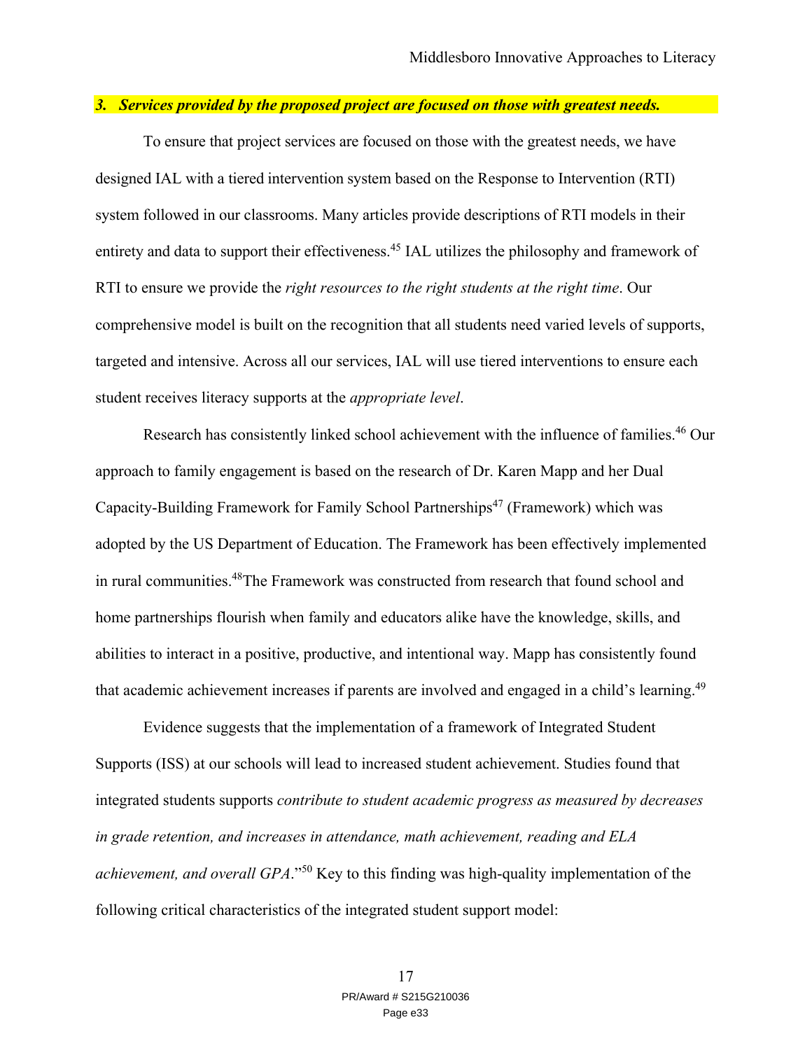***3. Services provided by the proposed project are focused on those with greatest needs.***

To ensure that project services are focused on those with the greatest needs, we have designed IAL with a tiered intervention system based on the Response to Intervention (RTI) system followed in our classrooms. Many articles provide descriptions of RTI models in their entirety and data to support their effectiveness.[45] IAL utilizes the philosophy and framework of RTI to ensure we provide the *right resources to the right students at the right time*. Our comprehensive model is built on the recognition that all students need varied levels of supports, targeted and intensive. Across all our services, IAL will use tiered interventions to ensure each student receives literacy supports at the *appropriate level*.

Research has consistently linked school achievement with the influence of families.[46] Our approach to family engagement is based on the research of Dr. Karen Mapp and her Dual Capacity-Building Framework for Family School Partnerships[47] (Framework) which was adopted by the US Department of Education. The Framework has been effectively implemented in rural communities.[48]The Framework was constructed from research that found school and home partnerships flourish when family and educators alike have the knowledge, skills, and abilities to interact in a positive, productive, and intentional way. Mapp has consistently found that academic achievement increases if parents are involved and engaged in a child's learning.[49]

Evidence suggests that the implementation of a framework of Integrated Student Supports (ISS) at our schools will lead to increased student achievement. Studies found that integrated students supports *contribute to student academic progress as measured by decreases in grade retention, and increases in attendance, math achievement, reading and ELA achievement, and overall GPA*."[50] Key to this finding was high-quality implementation of the following critical characteristics of the integrated student support model: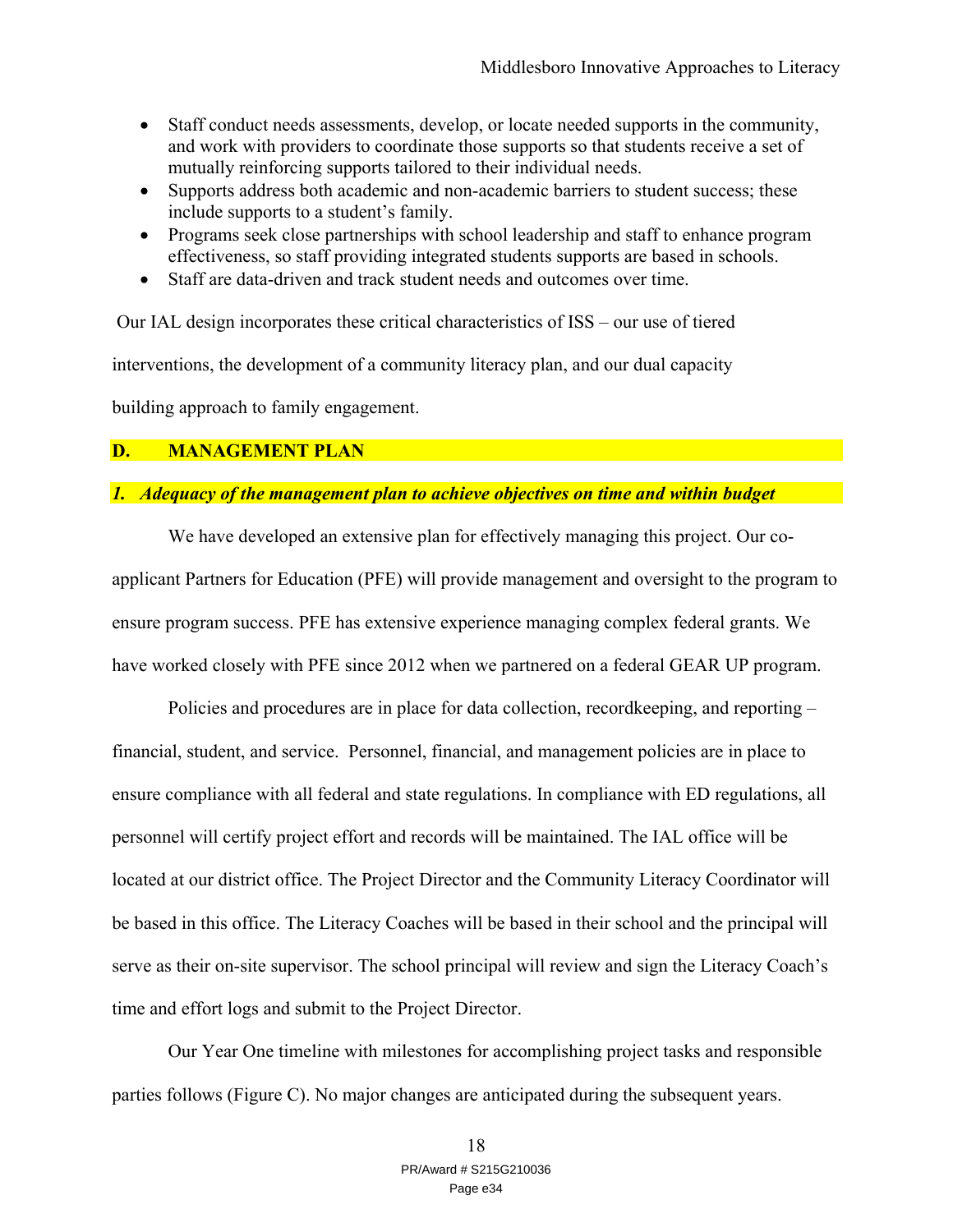- Staff conduct needs assessments, develop, or locate needed supports in the community, and work with providers to coordinate those supports so that students receive a set of mutually reinforcing supports tailored to their individual needs.
- Supports address both academic and non-academic barriers to student success; these include supports to a student's family.
- Programs seek close partnerships with school leadership and staff to enhance program effectiveness, so staff providing integrated students supports are based in schools.
- Staff are data-driven and track student needs and outcomes over time.

Our IAL design incorporates these critical characteristics of ISS – our use of tiered interventions, the development of a community literacy plan, and our dual capacity building approach to family engagement.

## D. MANAGEMENT PLAN

### *1. Adequacy of the management plan to achieve objectives on time and within budget*

We have developed an extensive plan for effectively managing this project. Our co-applicant Partners for Education (PFE) will provide management and oversight to the program to ensure program success. PFE has extensive experience managing complex federal grants. We have worked closely with PFE since 2012 when we partnered on a federal GEAR UP program.

Policies and procedures are in place for data collection, recordkeeping, and reporting – financial, student, and service. Personnel, financial, and management policies are in place to ensure compliance with all federal and state regulations. In compliance with ED regulations, all personnel will certify project effort and records will be maintained. The IAL office will be located at our district office. The Project Director and the Community Literacy Coordinator will be based in this office. The Literacy Coaches will be based in their school and the principal will serve as their on-site supervisor. The school principal will review and sign the Literacy Coach's time and effort logs and submit to the Project Director.

Our Year One timeline with milestones for accomplishing project tasks and responsible parties follows (Figure C). No major changes are anticipated during the subsequent years.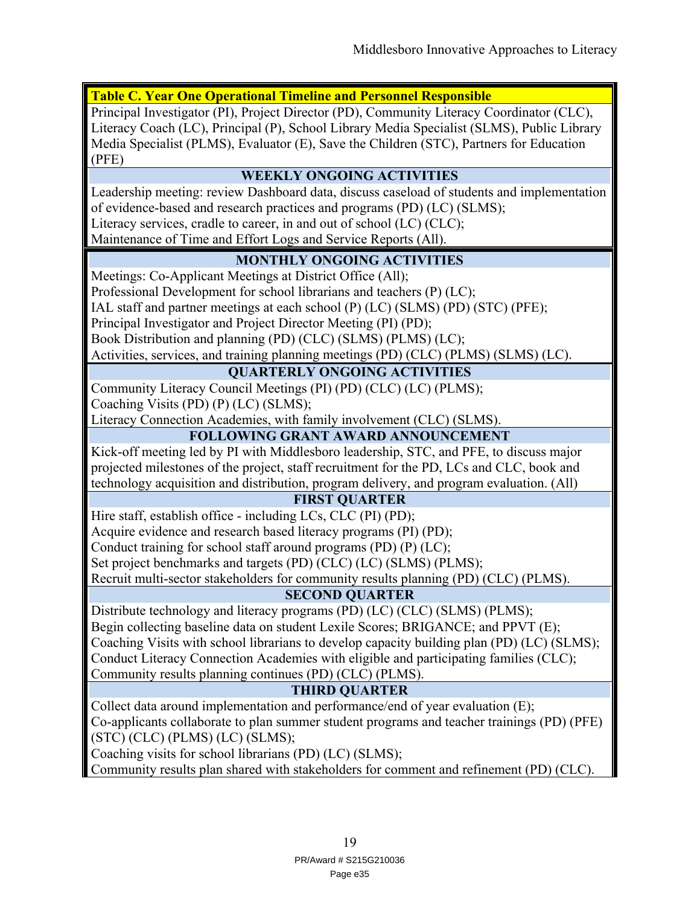**Table C. Year One Operational Timeline and Personnel Responsible**

Principal Investigator (PI), Project Director (PD), Community Literacy Coordinator (CLC), Literacy Coach (LC), Principal (P), School Library Media Specialist (SLMS), Public Library Media Specialist (PLMS), Evaluator (E), Save the Children (STC), Partners for Education (PFE)

**WEEKLY ONGOING ACTIVITIES**

Leadership meeting: review Dashboard data, discuss caseload of students and implementation of evidence-based and research practices and programs (PD) (LC) (SLMS);
Literacy services, cradle to career, in and out of school (LC) (CLC);
Maintenance of Time and Effort Logs and Service Reports (All).

**MONTHLY ONGOING ACTIVITIES**

Meetings: Co-Applicant Meetings at District Office (All);
Professional Development for school librarians and teachers (P) (LC);
IAL staff and partner meetings at each school (P) (LC) (SLMS) (PD) (STC) (PFE);
Principal Investigator and Project Director Meeting (PI) (PD);
Book Distribution and planning (PD) (CLC) (SLMS) (PLMS) (LC);
Activities, services, and training planning meetings (PD) (CLC) (PLMS) (SLMS) (LC).

**QUARTERLY ONGOING ACTIVITIES**

Community Literacy Council Meetings (PI) (PD) (CLC) (LC) (PLMS);
Coaching Visits (PD) (P) (LC) (SLMS);
Literacy Connection Academies, with family involvement (CLC) (SLMS).

**FOLLOWING GRANT AWARD ANNOUNCEMENT**

Kick-off meeting led by PI with Middlesboro leadership, STC, and PFE, to discuss major projected milestones of the project, staff recruitment for the PD, LCs and CLC, book and technology acquisition and distribution, program delivery, and program evaluation. (All)

**FIRST QUARTER**

Hire staff, establish office - including LCs, CLC (PI) (PD);
Acquire evidence and research based literacy programs (PI) (PD);
Conduct training for school staff around programs (PD) (P) (LC);
Set project benchmarks and targets (PD) (CLC) (LC) (SLMS) (PLMS);
Recruit multi-sector stakeholders for community results planning (PD) (CLC) (PLMS).

**SECOND QUARTER**

Distribute technology and literacy programs (PD) (LC) (CLC) (SLMS) (PLMS);
Begin collecting baseline data on student Lexile Scores; BRIGANCE; and PPVT (E);
Coaching Visits with school librarians to develop capacity building plan (PD) (LC) (SLMS);
Conduct Literacy Connection Academies with eligible and participating families (CLC);
Community results planning continues (PD) (CLC) (PLMS).

**THIRD QUARTER**

Collect data around implementation and performance/end of year evaluation (E);
Co-applicants collaborate to plan summer student programs and teacher trainings (PD) (PFE) (STC) (CLC) (PLMS) (LC) (SLMS);
Coaching visits for school librarians (PD) (LC) (SLMS);
Community results plan shared with stakeholders for comment and refinement (PD) (CLC).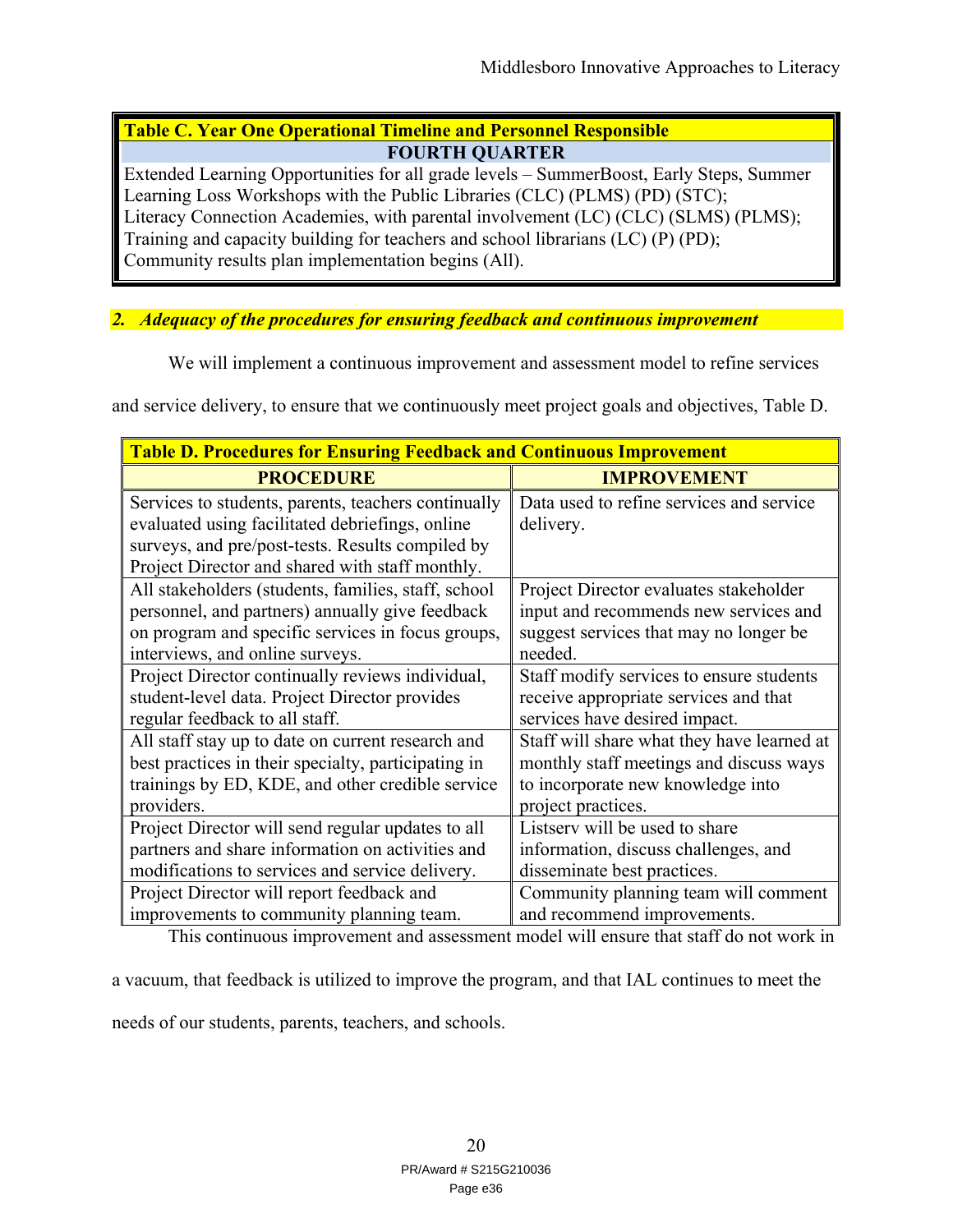| Table C. Year One Operational Timeline and Personnel Responsible |
|---|
| **FOURTH QUARTER** |
| Extended Learning Opportunities for all grade levels – SummerBoost, Early Steps, Summer Learning Loss Workshops with the Public Libraries (CLC) (PLMS) (PD) (STC); Literacy Connection Academies, with parental involvement (LC) (CLC) (SLMS) (PLMS); Training and capacity building for teachers and school librarians (LC) (P) (PD); Community results plan implementation begins (All). |

## *2. Adequacy of the procedures for ensuring feedback and continuous improvement*

We will implement a continuous improvement and assessment model to refine services and service delivery, to ensure that we continuously meet project goals and objectives, Table D.

**Table D. Procedures for Ensuring Feedback and Continuous Improvement**

| PROCEDURE | IMPROVEMENT |
|---|---|
| Services to students, parents, teachers continually evaluated using facilitated debriefings, online surveys, and pre/post-tests. Results compiled by Project Director and shared with staff monthly. | Data used to refine services and service delivery. |
| All stakeholders (students, families, staff, school personnel, and partners) annually give feedback on program and specific services in focus groups, interviews, and online surveys. | Project Director evaluates stakeholder input and recommends new services and suggest services that may no longer be needed. |
| Project Director continually reviews individual, student-level data. Project Director provides regular feedback to all staff. | Staff modify services to ensure students receive appropriate services and that services have desired impact. |
| All staff stay up to date on current research and best practices in their specialty, participating in trainings by ED, KDE, and other credible service providers. | Staff will share what they have learned at monthly staff meetings and discuss ways to incorporate new knowledge into project practices. |
| Project Director will send regular updates to all partners and share information on activities and modifications to services and service delivery. | Listserv will be used to share information, discuss challenges, and disseminate best practices. |
| Project Director will report feedback and improvements to community planning team. | Community planning team will comment and recommend improvements. |

This continuous improvement and assessment model will ensure that staff do not work in a vacuum, that feedback is utilized to improve the program, and that IAL continues to meet the needs of our students, parents, teachers, and schools.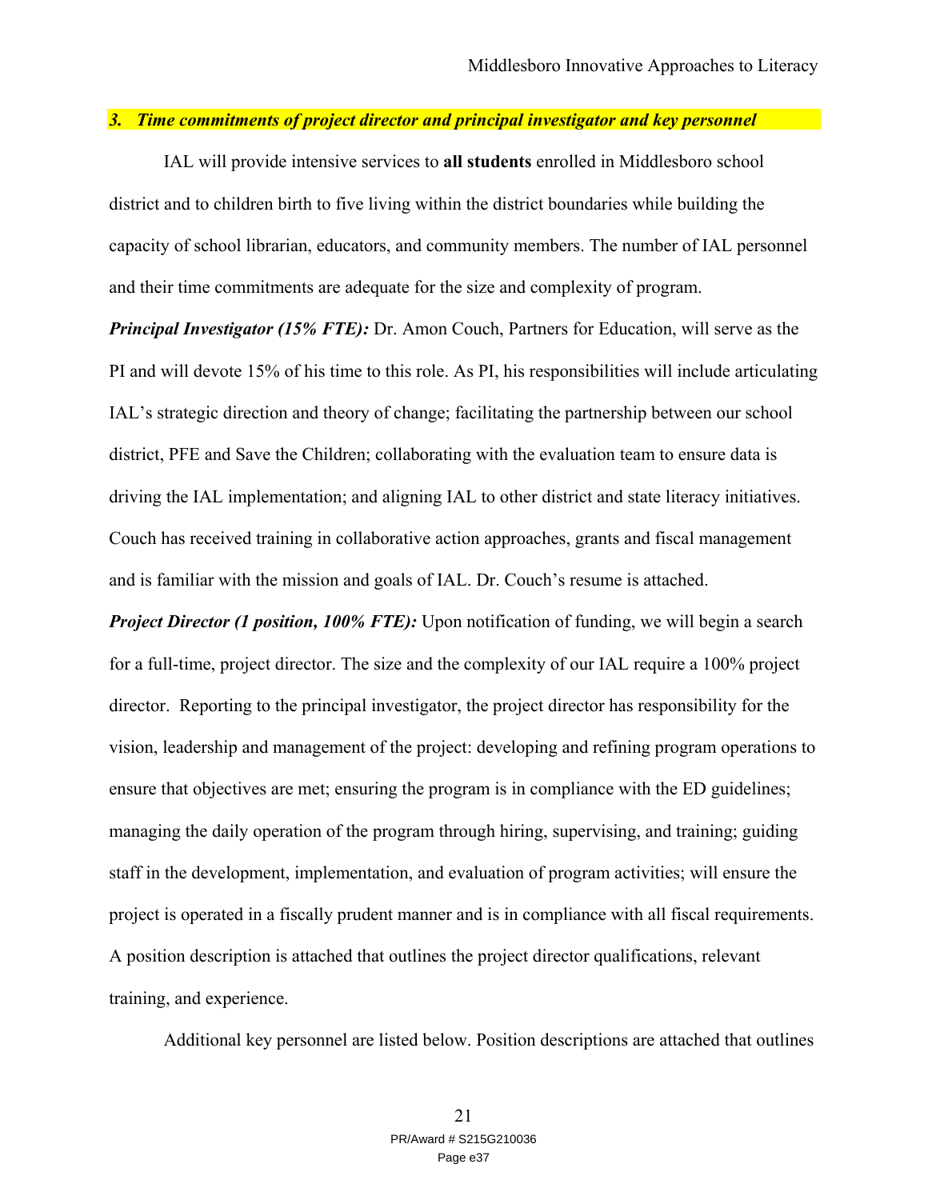***3. Time commitments of project director and principal investigator and key personnel***

IAL will provide intensive services to **all students** enrolled in Middlesboro school district and to children birth to five living within the district boundaries while building the capacity of school librarian, educators, and community members. The number of IAL personnel and their time commitments are adequate for the size and complexity of program.

***Principal Investigator (15% FTE):*** Dr. Amon Couch, Partners for Education, will serve as the PI and will devote 15% of his time to this role. As PI, his responsibilities will include articulating IAL's strategic direction and theory of change; facilitating the partnership between our school district, PFE and Save the Children; collaborating with the evaluation team to ensure data is driving the IAL implementation; and aligning IAL to other district and state literacy initiatives. Couch has received training in collaborative action approaches, grants and fiscal management and is familiar with the mission and goals of IAL. Dr. Couch's resume is attached.

***Project Director (1 position, 100% FTE):*** Upon notification of funding, we will begin a search for a full-time, project director. The size and the complexity of our IAL require a 100% project director. Reporting to the principal investigator, the project director has responsibility for the vision, leadership and management of the project: developing and refining program operations to ensure that objectives are met; ensuring the program is in compliance with the ED guidelines; managing the daily operation of the program through hiring, supervising, and training; guiding staff in the development, implementation, and evaluation of program activities; will ensure the project is operated in a fiscally prudent manner and is in compliance with all fiscal requirements. A position description is attached that outlines the project director qualifications, relevant training, and experience.

Additional key personnel are listed below. Position descriptions are attached that outlines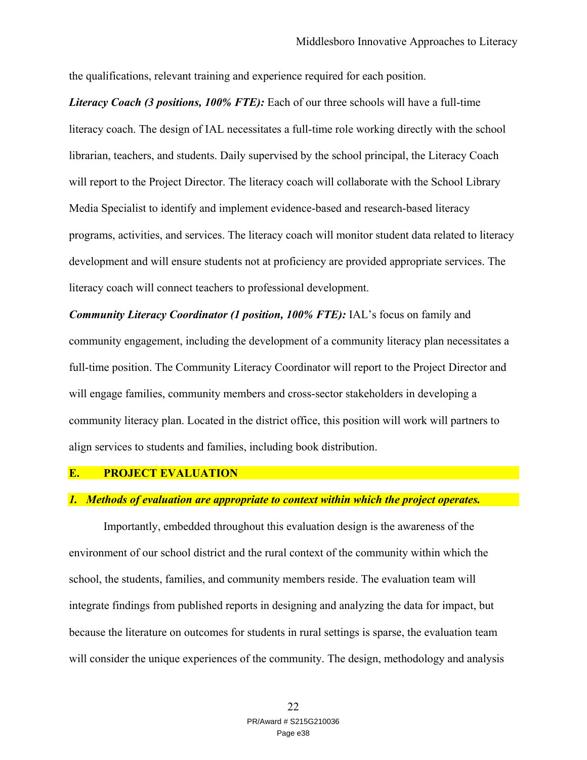the qualifications, relevant training and experience required for each position.

***Literacy Coach (3 positions, 100% FTE):*** Each of our three schools will have a full-time literacy coach. The design of IAL necessitates a full-time role working directly with the school librarian, teachers, and students. Daily supervised by the school principal, the Literacy Coach will report to the Project Director. The literacy coach will collaborate with the School Library Media Specialist to identify and implement evidence-based and research-based literacy programs, activities, and services. The literacy coach will monitor student data related to literacy development and will ensure students not at proficiency are provided appropriate services. The literacy coach will connect teachers to professional development.

***Community Literacy Coordinator (1 position, 100% FTE):*** IAL's focus on family and community engagement, including the development of a community literacy plan necessitates a full-time position. The Community Literacy Coordinator will report to the Project Director and will engage families, community members and cross-sector stakeholders in developing a community literacy plan. Located in the district office, this position will work will partners to align services to students and families, including book distribution.

## E. PROJECT EVALUATION

### *1. Methods of evaluation are appropriate to context within which the project operates.*

Importantly, embedded throughout this evaluation design is the awareness of the environment of our school district and the rural context of the community within which the school, the students, families, and community members reside. The evaluation team will integrate findings from published reports in designing and analyzing the data for impact, but because the literature on outcomes for students in rural settings is sparse, the evaluation team will consider the unique experiences of the community. The design, methodology and analysis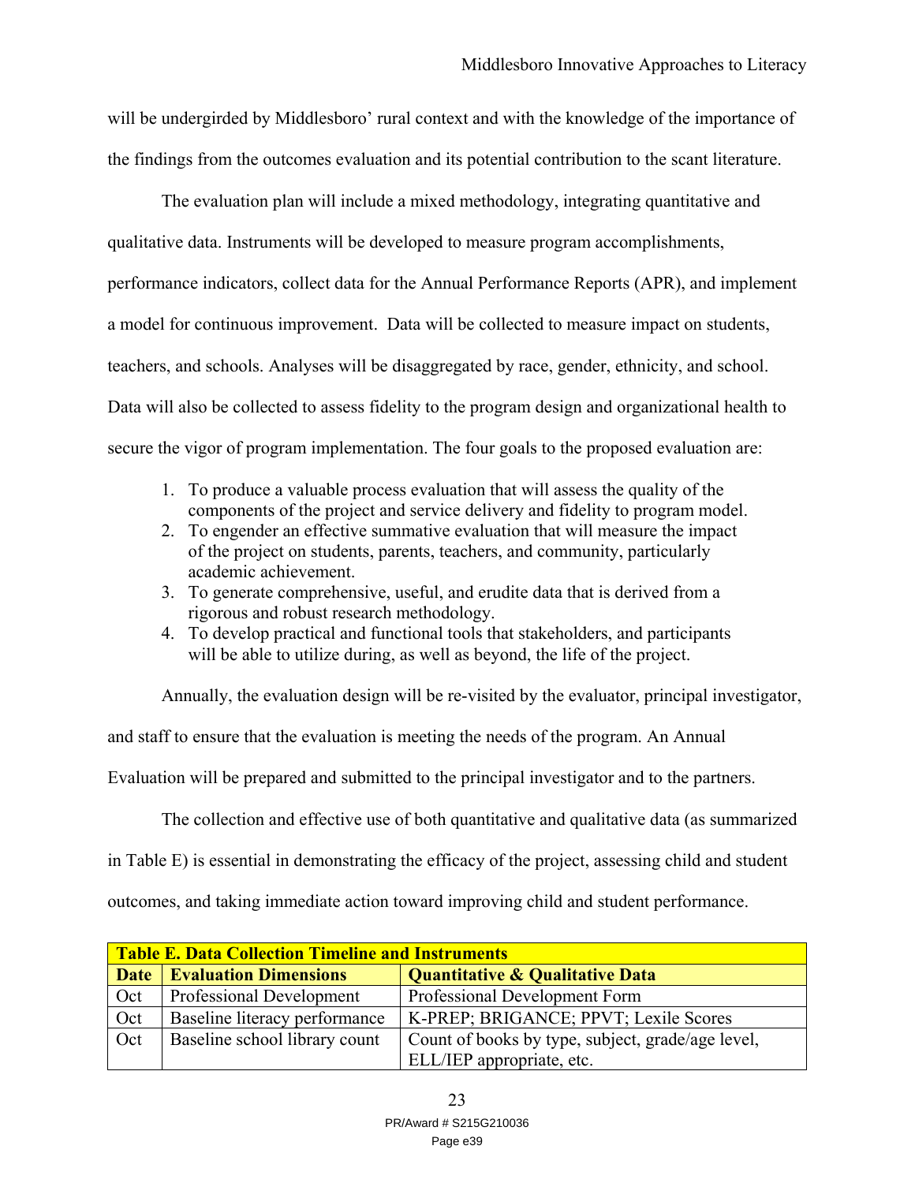will be undergirded by Middlesboro' rural context and with the knowledge of the importance of the findings from the outcomes evaluation and its potential contribution to the scant literature.

The evaluation plan will include a mixed methodology, integrating quantitative and qualitative data. Instruments will be developed to measure program accomplishments, performance indicators, collect data for the Annual Performance Reports (APR), and implement a model for continuous improvement. Data will be collected to measure impact on students, teachers, and schools. Analyses will be disaggregated by race, gender, ethnicity, and school. Data will also be collected to assess fidelity to the program design and organizational health to secure the vigor of program implementation. The four goals to the proposed evaluation are:

1. To produce a valuable process evaluation that will assess the quality of the components of the project and service delivery and fidelity to program model.
2. To engender an effective summative evaluation that will measure the impact of the project on students, parents, teachers, and community, particularly academic achievement.
3. To generate comprehensive, useful, and erudite data that is derived from a rigorous and robust research methodology.
4. To develop practical and functional tools that stakeholders, and participants will be able to utilize during, as well as beyond, the life of the project.

Annually, the evaluation design will be re-visited by the evaluator, principal investigator, and staff to ensure that the evaluation is meeting the needs of the program. An Annual Evaluation will be prepared and submitted to the principal investigator and to the partners.

The collection and effective use of both quantitative and qualitative data (as summarized in Table E) is essential in demonstrating the efficacy of the project, assessing child and student outcomes, and taking immediate action toward improving child and student performance.

| **Table E. Data Collection Timeline and Instruments** | | |
|---|---|---|
| **Date** | **Evaluation Dimensions** | **Quantitative & Qualitative Data** |
| Oct | Professional Development | Professional Development Form |
| Oct | Baseline literacy performance | K-PREP; BRIGANCE; PPVT; Lexile Scores |
| Oct | Baseline school library count | Count of books by type, subject, grade/age level, ELL/IEP appropriate, etc. |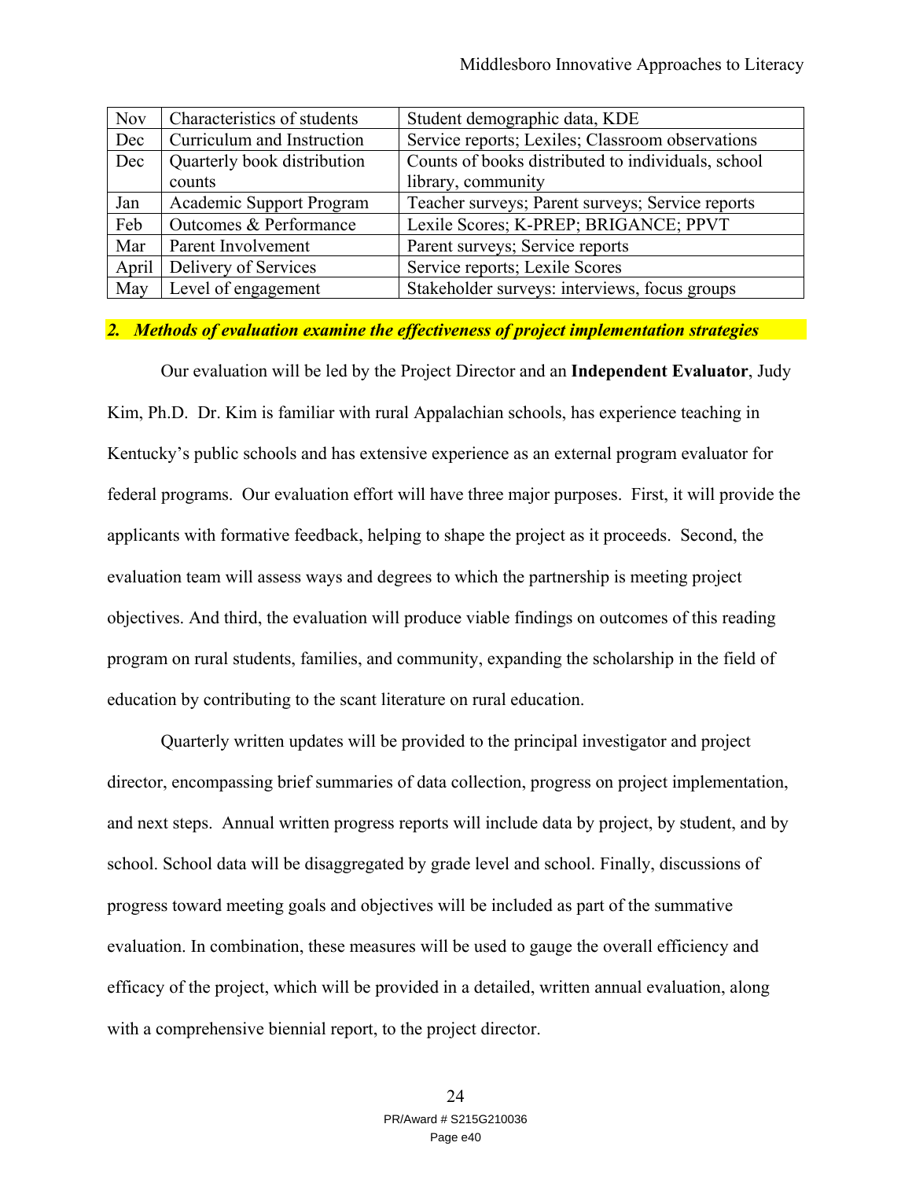| | | |
|---|---|---|
| Nov | Characteristics of students | Student demographic data, KDE |
| Dec | Curriculum and Instruction | Service reports; Lexiles; Classroom observations |
| Dec | Quarterly book distribution counts | Counts of books distributed to individuals, school library, community |
| Jan | Academic Support Program | Teacher surveys; Parent surveys; Service reports |
| Feb | Outcomes & Performance | Lexile Scores; K-PREP; BRIGANCE; PPVT |
| Mar | Parent Involvement | Parent surveys; Service reports |
| April | Delivery of Services | Service reports; Lexile Scores |
| May | Level of engagement | Stakeholder surveys: interviews, focus groups |

***2. Methods of evaluation examine the effectiveness of project implementation strategies***

Our evaluation will be led by the Project Director and an **Independent Evaluator**, Judy Kim, Ph.D. Dr. Kim is familiar with rural Appalachian schools, has experience teaching in Kentucky's public schools and has extensive experience as an external program evaluator for federal programs. Our evaluation effort will have three major purposes. First, it will provide the applicants with formative feedback, helping to shape the project as it proceeds. Second, the evaluation team will assess ways and degrees to which the partnership is meeting project objectives. And third, the evaluation will produce viable findings on outcomes of this reading program on rural students, families, and community, expanding the scholarship in the field of education by contributing to the scant literature on rural education.

Quarterly written updates will be provided to the principal investigator and project director, encompassing brief summaries of data collection, progress on project implementation, and next steps. Annual written progress reports will include data by project, by student, and by school. School data will be disaggregated by grade level and school. Finally, discussions of progress toward meeting goals and objectives will be included as part of the summative evaluation. In combination, these measures will be used to gauge the overall efficiency and efficacy of the project, which will be provided in a detailed, written annual evaluation, along with a comprehensive biennial report, to the project director.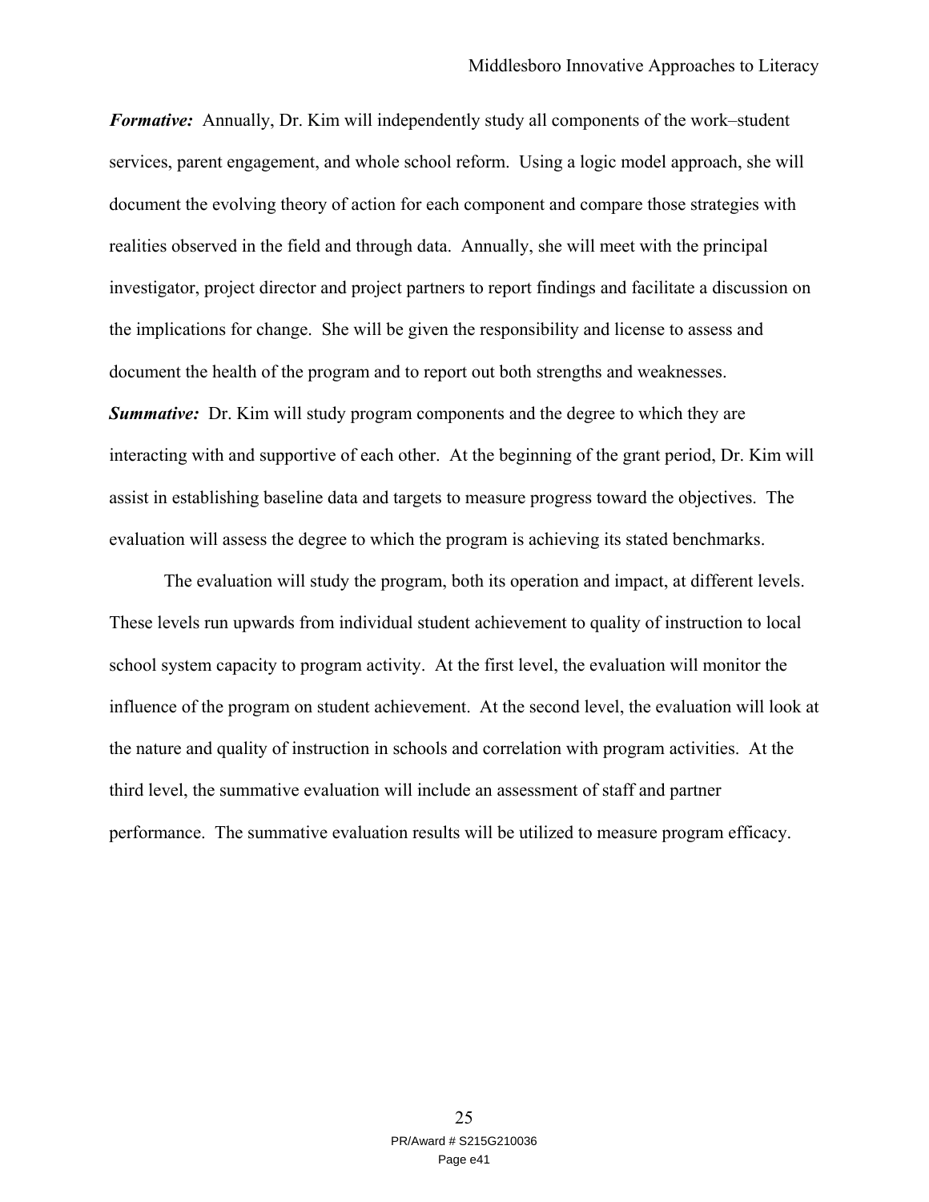***Formative:*** Annually, Dr. Kim will independently study all components of the work–student services, parent engagement, and whole school reform. Using a logic model approach, she will document the evolving theory of action for each component and compare those strategies with realities observed in the field and through data. Annually, she will meet with the principal investigator, project director and project partners to report findings and facilitate a discussion on the implications for change. She will be given the responsibility and license to assess and document the health of the program and to report out both strengths and weaknesses.

***Summative:*** Dr. Kim will study program components and the degree to which they are interacting with and supportive of each other. At the beginning of the grant period, Dr. Kim will assist in establishing baseline data and targets to measure progress toward the objectives. The evaluation will assess the degree to which the program is achieving its stated benchmarks.

The evaluation will study the program, both its operation and impact, at different levels. These levels run upwards from individual student achievement to quality of instruction to local school system capacity to program activity. At the first level, the evaluation will monitor the influence of the program on student achievement. At the second level, the evaluation will look at the nature and quality of instruction in schools and correlation with program activities. At the third level, the summative evaluation will include an assessment of staff and partner performance. The summative evaluation results will be utilized to measure program efficacy.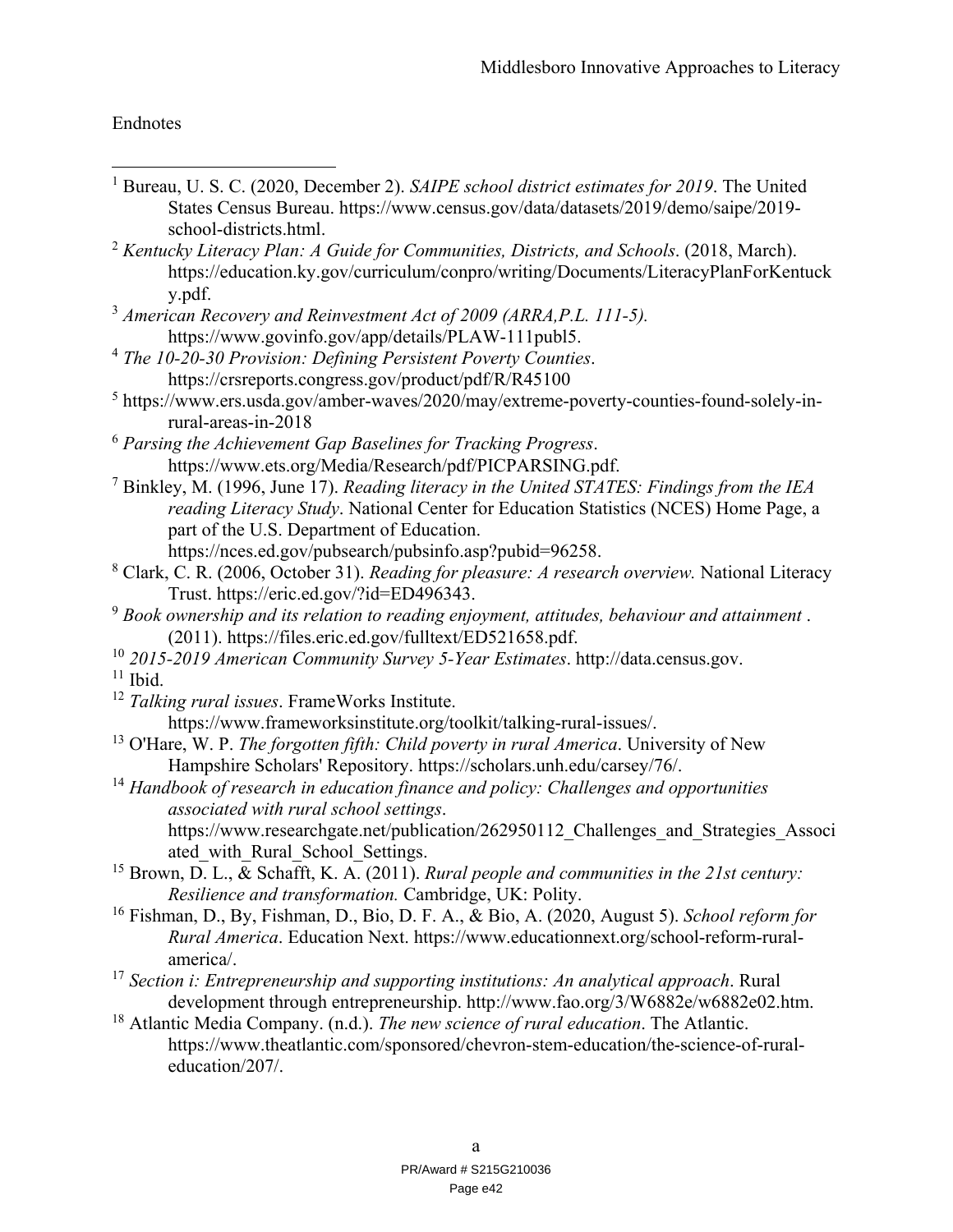Endnotes

[1] Bureau, U. S. C. (2020, December 2). *SAIPE school district estimates for 2019*. The United States Census Bureau. https://www.census.gov/data/datasets/2019/demo/saipe/2019-school-districts.html.

[2] *Kentucky Literacy Plan: A Guide for Communities, Districts, and Schools*. (2018, March). https://education.ky.gov/curriculum/conpro/writing/Documents/LiteracyPlanForKentucky.pdf.

[3] *American Recovery and Reinvestment Act of 2009 (ARRA,P.L. 111-5).* https://www.govinfo.gov/app/details/PLAW-111publ5.

[4] *The 10-20-30 Provision: Defining Persistent Poverty Counties*. https://crsreports.congress.gov/product/pdf/R/R45100

[5] https://www.ers.usda.gov/amber-waves/2020/may/extreme-poverty-counties-found-solely-in-rural-areas-in-2018

[6] *Parsing the Achievement Gap Baselines for Tracking Progress*. https://www.ets.org/Media/Research/pdf/PICPARSING.pdf.

[7] Binkley, M. (1996, June 17). *Reading literacy in the United STATES: Findings from the IEA reading Literacy Study*. National Center for Education Statistics (NCES) Home Page, a part of the U.S. Department of Education. https://nces.ed.gov/pubsearch/pubsinfo.asp?pubid=96258.

[8] Clark, C. R. (2006, October 31). *Reading for pleasure: A research overview.* National Literacy Trust. https://eric.ed.gov/?id=ED496343.

[9] *Book ownership and its relation to reading enjoyment, attitudes, behaviour and attainment* . (2011). https://files.eric.ed.gov/fulltext/ED521658.pdf.

[10] *2015-2019 American Community Survey 5-Year Estimates*. http://data.census.gov.

[11] Ibid.

[12] *Talking rural issues*. FrameWorks Institute. https://www.frameworksinstitute.org/toolkit/talking-rural-issues/.

[13] O'Hare, W. P. *The forgotten fifth: Child poverty in rural America*. University of New Hampshire Scholars' Repository. https://scholars.unh.edu/carsey/76/.

[14] *Handbook of research in education finance and policy: Challenges and opportunities associated with rural school settings*. https://www.researchgate.net/publication/262950112_Challenges_and_Strategies_Associated_with_Rural_School_Settings.

[15] Brown, D. L., & Schafft, K. A. (2011). *Rural people and communities in the 21st century: Resilience and transformation.* Cambridge, UK: Polity.

[16] Fishman, D., By, Fishman, D., Bio, D. F. A., & Bio, A. (2020, August 5). *School reform for Rural America*. Education Next. https://www.educationnext.org/school-reform-rural-america/.

[17] *Section i: Entrepreneurship and supporting institutions: An analytical approach*. Rural development through entrepreneurship. http://www.fao.org/3/W6882e/w6882e02.htm.

[18] Atlantic Media Company. (n.d.). *The new science of rural education*. The Atlantic. https://www.theatlantic.com/sponsored/chevron-stem-education/the-science-of-rural-education/207/.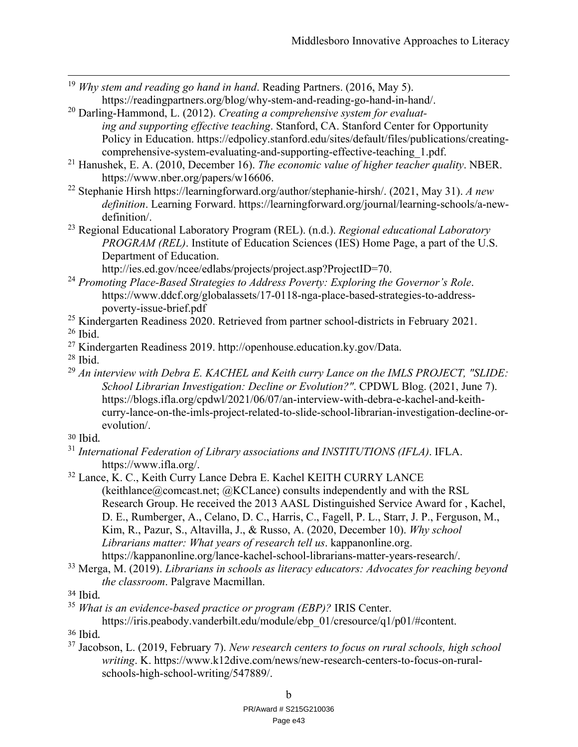[19] *Why stem and reading go hand in hand*. Reading Partners. (2016, May 5). https://readingpartners.org/blog/why-stem-and-reading-go-hand-in-hand/.

[20] Darling-Hammond, L. (2012). *Creating a comprehensive system for evaluating and supporting effective teaching*. Stanford, CA. Stanford Center for Opportunity Policy in Education. https://edpolicy.stanford.edu/sites/default/files/publications/creating-comprehensive-system-evaluating-and-supporting-effective-teaching_1.pdf.

[21] Hanushek, E. A. (2010, December 16). *The economic value of higher teacher quality*. NBER. https://www.nber.org/papers/w16606.

[22] Stephanie Hirsh https://learningforward.org/author/stephanie-hirsh/. (2021, May 31). *A new definition*. Learning Forward. https://learningforward.org/journal/learning-schools/a-new-definition/.

[23] Regional Educational Laboratory Program (REL). (n.d.). *Regional educational Laboratory PROGRAM (REL)*. Institute of Education Sciences (IES) Home Page, a part of the U.S. Department of Education. http://ies.ed.gov/ncee/edlabs/projects/project.asp?ProjectID=70.

[24] *Promoting Place-Based Strategies to Address Poverty: Exploring the Governor's Role*. https://www.ddcf.org/globalassets/17-0118-nga-place-based-strategies-to-address-poverty-issue-brief.pdf

[25] Kindergarten Readiness 2020. Retrieved from partner school-districts in February 2021.

[26] Ibid.

[27] Kindergarten Readiness 2019. http://openhouse.education.ky.gov/Data.

[28] Ibid.

[29] *An interview with Debra E. KACHEL and Keith curry Lance on the IMLS PROJECT, "SLIDE: School Librarian Investigation: Decline or Evolution?"*. CPDWL Blog. (2021, June 7). https://blogs.ifla.org/cpdwl/2021/06/07/an-interview-with-debra-e-kachel-and-keith-curry-lance-on-the-imls-project-related-to-slide-school-librarian-investigation-decline-or-evolution/.

[30] Ibid.

[31] *International Federation of Library associations and INSTITUTIONS (IFLA)*. IFLA. https://www.ifla.org/.

[32] Lance, K. C., Keith Curry Lance Debra E. Kachel KEITH CURRY LANCE (keithlance@comcast.net; @KCLance) consults independently and with the RSL Research Group. He received the 2013 AASL Distinguished Service Award for , Kachel, D. E., Rumberger, A., Celano, D. C., Harris, C., Fagell, P. L., Starr, J. P., Ferguson, M., Kim, R., Pazur, S., Altavilla, J., & Russo, A. (2020, December 10). *Why school Librarians matter: What years of research tell us*. kappanonline.org. https://kappanonline.org/lance-kachel-school-librarians-matter-years-research/.

[33] Merga, M. (2019). *Librarians in schools as literacy educators: Advocates for reaching beyond the classroom*. Palgrave Macmillan.

[34] Ibid.

[35] *What is an evidence-based practice or program (EBP)?* IRIS Center. https://iris.peabody.vanderbilt.edu/module/ebp_01/cresource/q1/p01/#content.

[36] Ibid.

[37] Jacobson, L. (2019, February 7). *New research centers to focus on rural schools, high school writing*. K. https://www.k12dive.com/news/new-research-centers-to-focus-on-rural-schools-high-school-writing/547889/.

b

PR/Award # S215G210036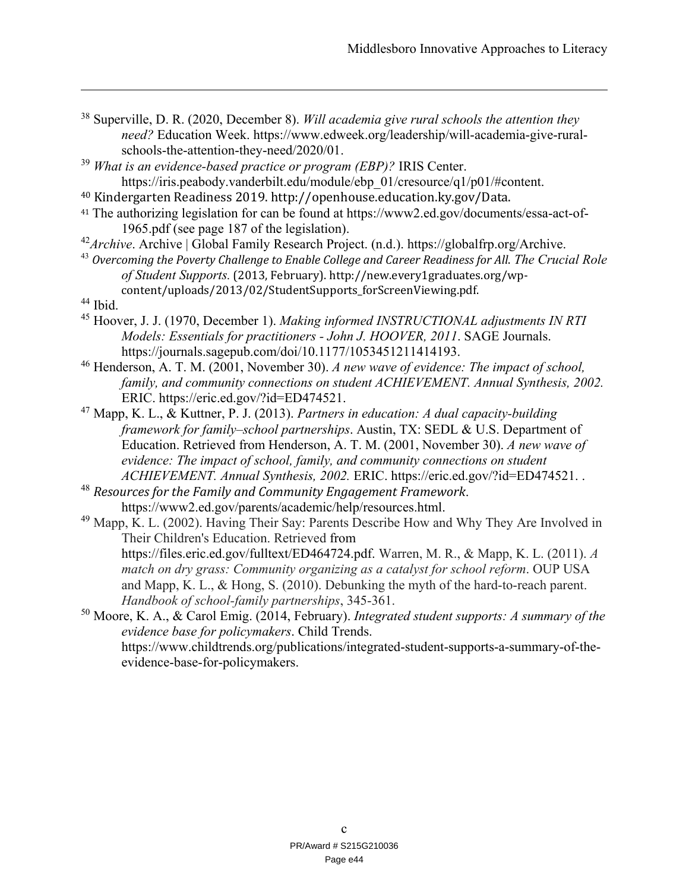[38] Superville, D. R. (2020, December 8). *Will academia give rural schools the attention they need?* Education Week. https://www.edweek.org/leadership/will-academia-give-rural-schools-the-attention-they-need/2020/01.

[39] *What is an evidence-based practice or program (EBP)?* IRIS Center. https://iris.peabody.vanderbilt.edu/module/ebp_01/cresource/q1/p01/#content.

[40] Kindergarten Readiness 2019. http://openhouse.education.ky.gov/Data.

[41] The authorizing legislation for can be found at https://www2.ed.gov/documents/essa-act-of-1965.pdf (see page 187 of the legislation).

[42] *Archive*. Archive | Global Family Research Project. (n.d.). https://globalfrp.org/Archive.

[43] *Overcoming the Poverty Challenge to Enable College and Career Readiness for All. The Crucial Role of Student Supports.* (2013, February). http://new.every1graduates.org/wp-content/uploads/2013/02/StudentSupports_forScreenViewing.pdf.

[44] Ibid.

[45] Hoover, J. J. (1970, December 1). *Making informed INSTRUCTIONAL adjustments IN RTI Models: Essentials for practitioners - John J. HOOVER, 2011*. SAGE Journals. https://journals.sagepub.com/doi/10.1177/1053451211414193.

[46] Henderson, A. T. M. (2001, November 30). *A new wave of evidence: The impact of school, family, and community connections on student ACHIEVEMENT. Annual Synthesis, 2002.* ERIC. https://eric.ed.gov/?id=ED474521.

[47] Mapp, K. L., & Kuttner, P. J. (2013). *Partners in education: A dual capacity-building framework for family–school partnerships*. Austin, TX: SEDL & U.S. Department of Education. Retrieved from Henderson, A. T. M. (2001, November 30). *A new wave of evidence: The impact of school, family, and community connections on student ACHIEVEMENT. Annual Synthesis, 2002.* ERIC. https://eric.ed.gov/?id=ED474521. .

[48] *Resources for the Family and Community Engagement Framework*. https://www2.ed.gov/parents/academic/help/resources.html.

[49] Mapp, K. L. (2002). Having Their Say: Parents Describe How and Why They Are Involved in Their Children's Education. Retrieved from https://files.eric.ed.gov/fulltext/ED464724.pdf. Warren, M. R., & Mapp, K. L. (2011). *A match on dry grass: Community organizing as a catalyst for school reform*. OUP USA and Mapp, K. L., & Hong, S. (2010). Debunking the myth of the hard-to-reach parent. *Handbook of school-family partnerships*, 345-361.

[50] Moore, K. A., & Carol Emig. (2014, February). *Integrated student supports: A summary of the evidence base for policymakers*. Child Trends. https://www.childtrends.org/publications/integrated-student-supports-a-summary-of-the-evidence-base-for-policymakers.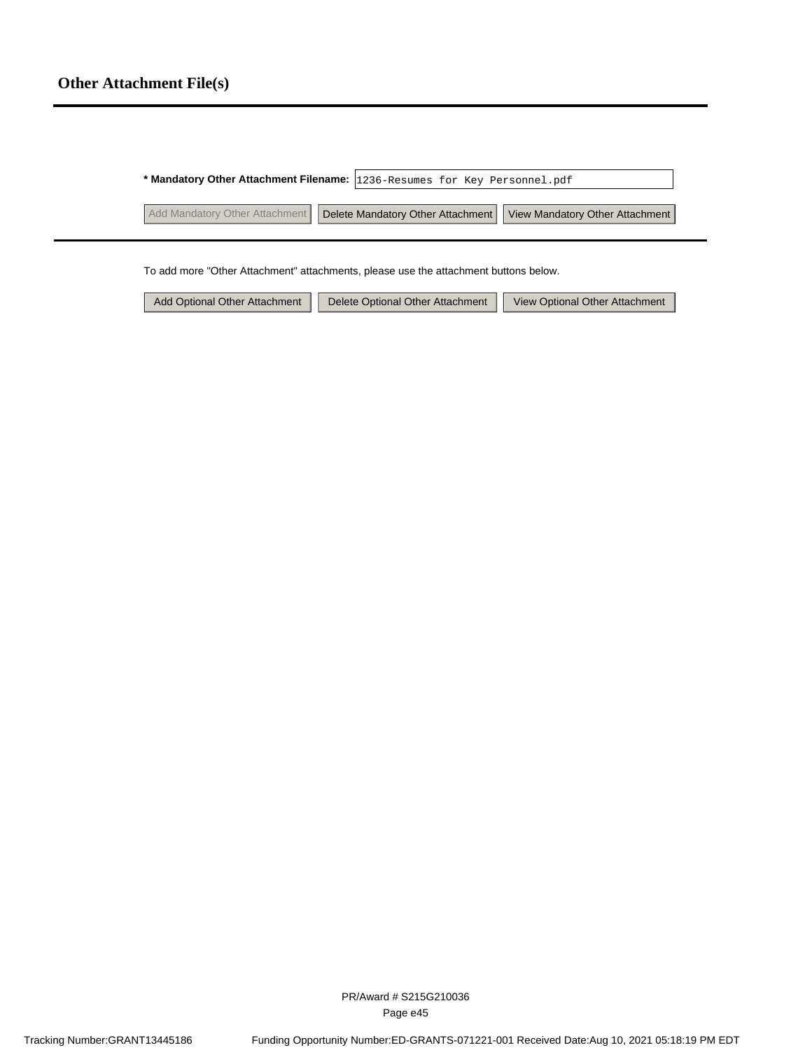# Other Attachment File(s)

**\* Mandatory Other Attachment Filename:** 1236-Resumes for Key Personnel.pdf

Add Mandatory Other Attachment | Delete Mandatory Other Attachment | View Mandatory Other Attachment

To add more "Other Attachment" attachments, please use the attachment buttons below.

Add Optional Other Attachment | Delete Optional Other Attachment | View Optional Other Attachment

PR/Award # S215G210036

Tracking Number:GRANT13445186 Funding Opportunity Number:ED-GRANTS-071221-001 Received Date:Aug 10, 2021 05:18:19 PM EDT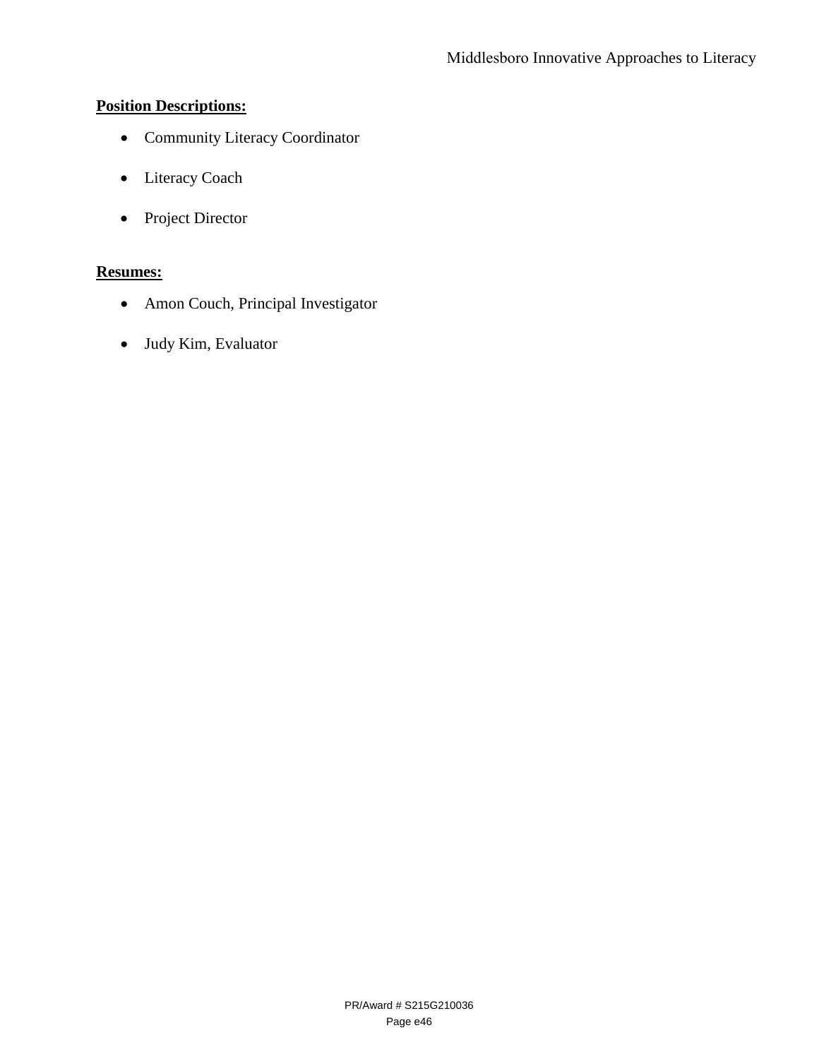**Position Descriptions:**

- Community Literacy Coordinator
- Literacy Coach
- Project Director

**Resumes:**

- Amon Couch, Principal Investigator
- Judy Kim, Evaluator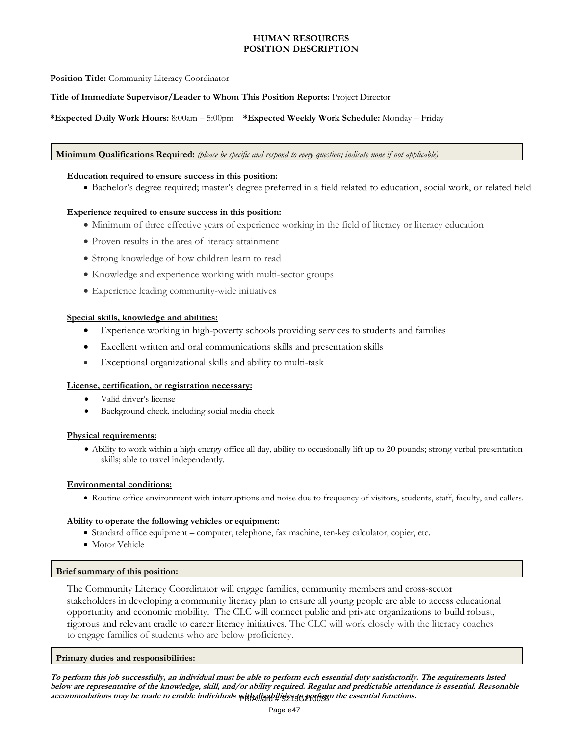**HUMAN RESOURCES**
**POSITION DESCRIPTION**

**Position Title:** Community Literacy Coordinator

**Title of Immediate Supervisor/Leader to Whom This Position Reports:** Project Director

**\*Expected Daily Work Hours:** 8:00am – 5:00pm **\*Expected Weekly Work Schedule:** Monday – Friday

**Minimum Qualifications Required:** *(please be specific and respond to every question; indicate none if not applicable)*

**Education required to ensure success in this position:**

- Bachelor's degree required; master's degree preferred in a field related to education, social work, or related field

**Experience required to ensure success in this position:**

- Minimum of three effective years of experience working in the field of literacy or literacy education
- Proven results in the area of literacy attainment
- Strong knowledge of how children learn to read
- Knowledge and experience working with multi-sector groups
- Experience leading community-wide initiatives

**Special skills, knowledge and abilities:**

- Experience working in high-poverty schools providing services to students and families
- Excellent written and oral communications skills and presentation skills
- Exceptional organizational skills and ability to multi-task

**License, certification, or registration necessary:**

- Valid driver's license
- Background check, including social media check

**Physical requirements:**

- Ability to work within a high energy office all day, ability to occasionally lift up to 20 pounds; strong verbal presentation skills; able to travel independently.

**Environmental conditions:**

- Routine office environment with interruptions and noise due to frequency of visitors, students, staff, faculty, and callers.

**Ability to operate the following vehicles or equipment:**

- Standard office equipment – computer, telephone, fax machine, ten-key calculator, copier, etc.
- Motor Vehicle

**Brief summary of this position:**

The Community Literacy Coordinator will engage families, community members and cross-sector stakeholders in developing a community literacy plan to ensure all young people are able to access educational opportunity and economic mobility. The CLC will connect public and private organizations to build robust, rigorous and relevant cradle to career literacy initiatives. The CLC will work closely with the literacy coaches to engage families of students who are below proficiency.

**Primary duties and responsibilities:**

***To perform this job successfully, an individual must be able to perform each essential duty satisfactorily. The requirements listed below are representative of the knowledge, skill, and/or ability required. Regular and predictable attendance is essential. Reasonable accommodations may be made to enable individuals with disabilities to perform the essential functions.***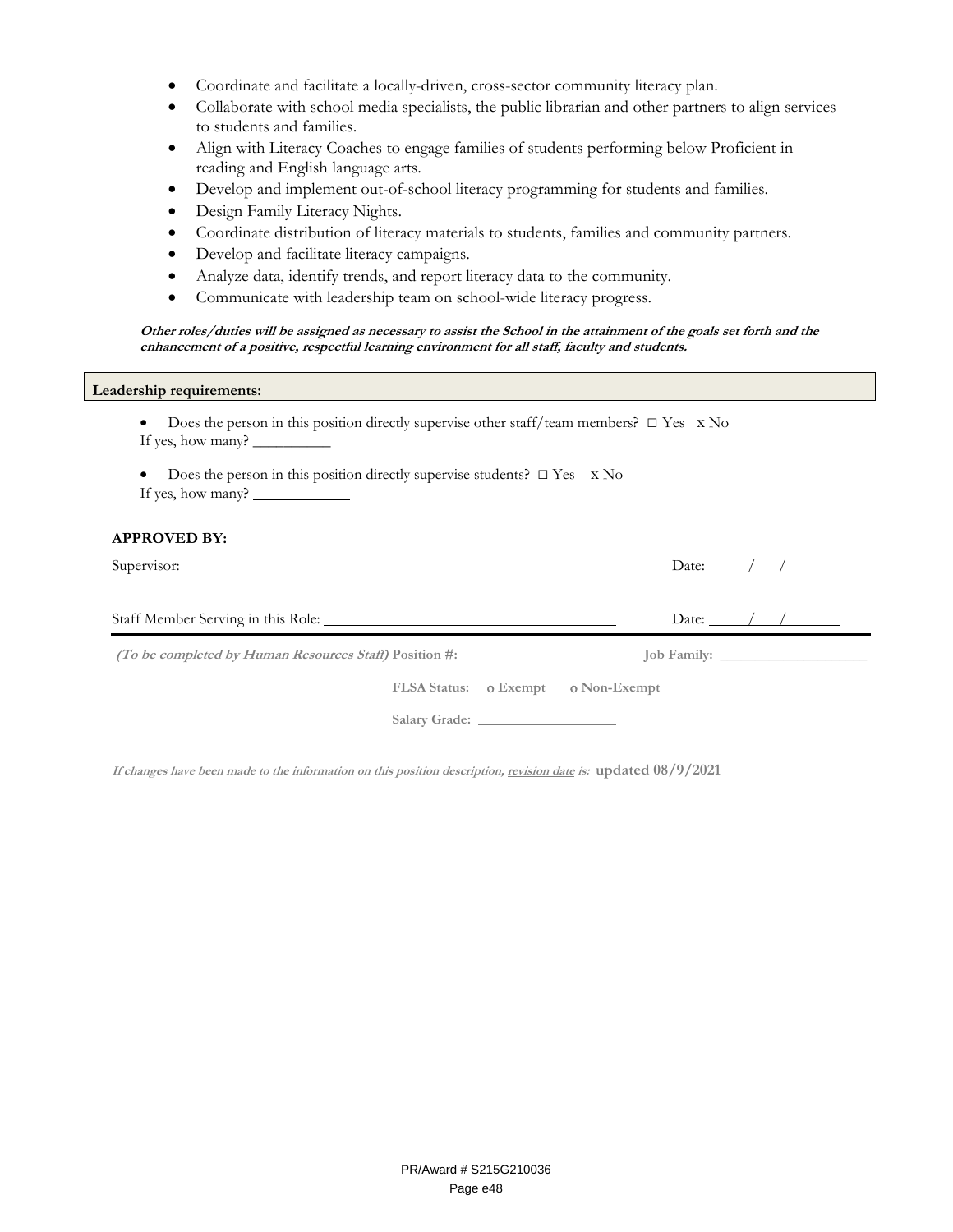- Coordinate and facilitate a locally-driven, cross-sector community literacy plan.
- Collaborate with school media specialists, the public librarian and other partners to align services to students and families.
- Align with Literacy Coaches to engage families of students performing below Proficient in reading and English language arts.
- Develop and implement out-of-school literacy programming for students and families.
- Design Family Literacy Nights.
- Coordinate distribution of literacy materials to students, families and community partners.
- Develop and facilitate literacy campaigns.
- Analyze data, identify trends, and report literacy data to the community.
- Communicate with leadership team on school-wide literacy progress.

***Other roles/duties will be assigned as necessary to assist the School in the attainment of the goals set forth and the enhancement of a positive, respectful learning environment for all staff, faculty and students.***

**Leadership requirements:**

- Does the person in this position directly supervise other staff/team members? □ Yes x No

If yes, how many? __________

- Does the person in this position directly supervise students? □ Yes x No

If yes, how many? ____________

**APPROVED BY:**

Supervisor: ______________________________________________ Date: ____/____/______

Staff Member Serving in this Role: ______________________________ Date: ____/____/______

***(To be completed by Human Resources Staff)*** **Position #:** ____________________ **Job Family:** ____________________

**FLSA Status:** o **Exempt** o **Non-Exempt**

**Salary Grade:** __________________

***If changes have been made to the information on this position description, revision date is:*** **updated 08/9/2021**

PR/Award # S215G210036

Page e48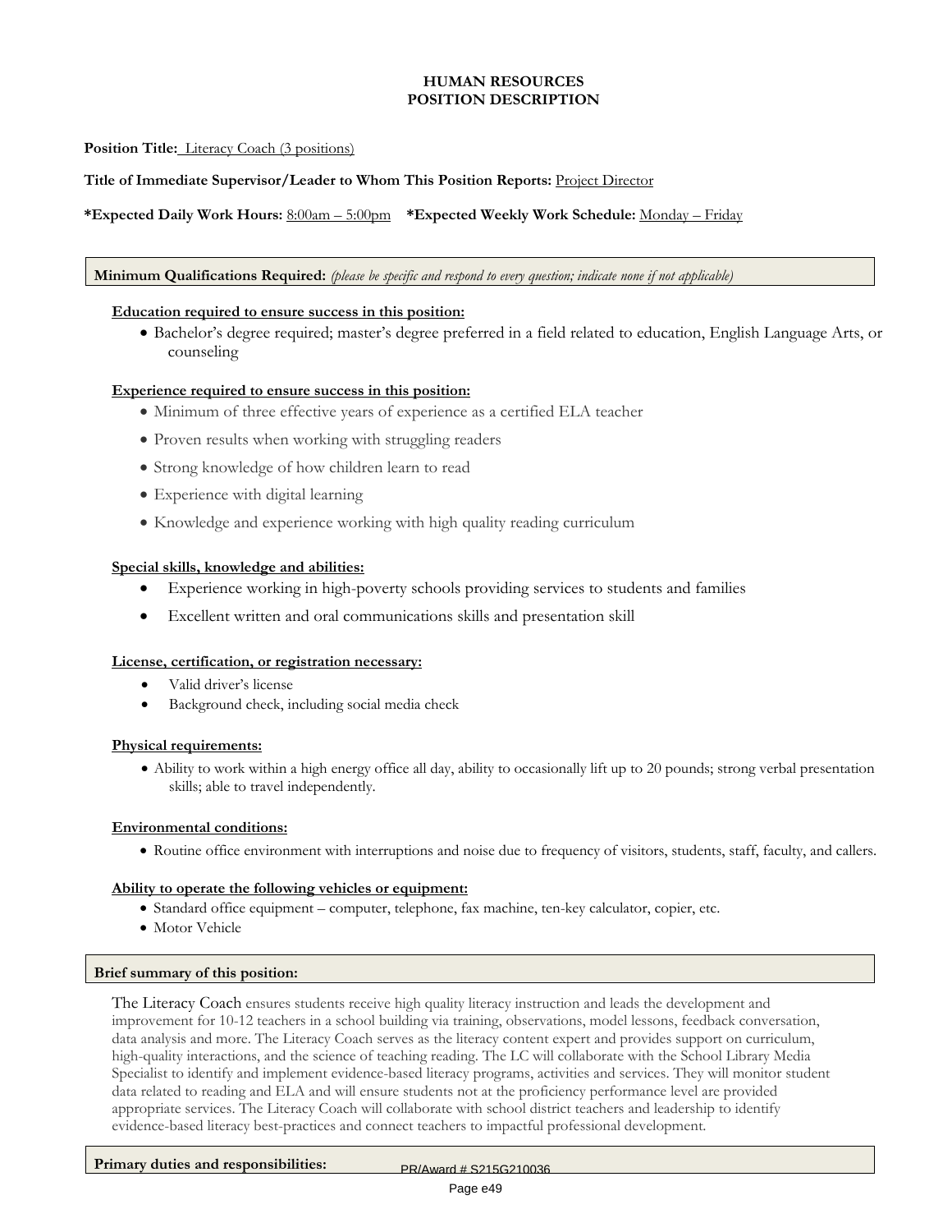**HUMAN RESOURCES**
**POSITION DESCRIPTION**

**Position Title:** Literacy Coach (3 positions)

**Title of Immediate Supervisor/Leader to Whom This Position Reports:** Project Director

***Expected Daily Work Hours:** 8:00am – 5:00pm ***Expected Weekly Work Schedule:** Monday – Friday

**Minimum Qualifications Required:** *(please be specific and respond to every question; indicate none if not applicable)*

**Education required to ensure success in this position:**

- Bachelor's degree required; master's degree preferred in a field related to education, English Language Arts, or counseling

**Experience required to ensure success in this position:**

- Minimum of three effective years of experience as a certified ELA teacher
- Proven results when working with struggling readers
- Strong knowledge of how children learn to read
- Experience with digital learning
- Knowledge and experience working with high quality reading curriculum

**Special skills, knowledge and abilities:**

- Experience working in high-poverty schools providing services to students and families
- Excellent written and oral communications skills and presentation skill

**License, certification, or registration necessary:**

- Valid driver's license
- Background check, including social media check

**Physical requirements:**

- Ability to work within a high energy office all day, ability to occasionally lift up to 20 pounds; strong verbal presentation skills; able to travel independently.

**Environmental conditions:**

- Routine office environment with interruptions and noise due to frequency of visitors, students, staff, faculty, and callers.

**Ability to operate the following vehicles or equipment:**

- Standard office equipment – computer, telephone, fax machine, ten-key calculator, copier, etc.
- Motor Vehicle

**Brief summary of this position:**

The Literacy Coach ensures students receive high quality literacy instruction and leads the development and improvement for 10-12 teachers in a school building via training, observations, model lessons, feedback conversation, data analysis and more. The Literacy Coach serves as the literacy content expert and provides support on curriculum, high-quality interactions, and the science of teaching reading. The LC will collaborate with the School Library Media Specialist to identify and implement evidence-based literacy programs, activities and services. They will monitor student data related to reading and ELA and will ensure students not at the proficiency performance level are provided appropriate services. The Literacy Coach will collaborate with school district teachers and leadership to identify evidence-based literacy best-practices and connect teachers to impactful professional development.

**Primary duties and responsibilities:**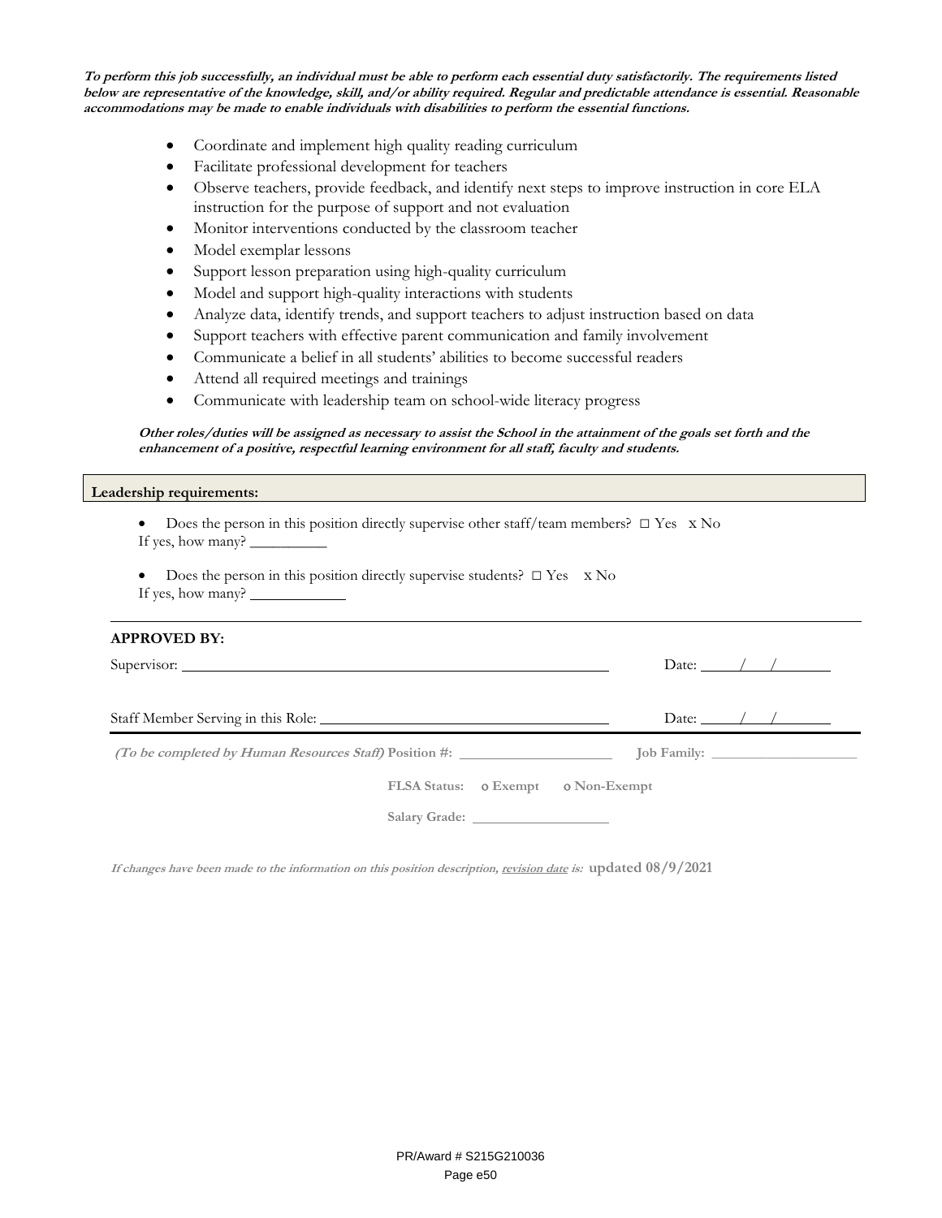***To perform this job successfully, an individual must be able to perform each essential duty satisfactorily. The requirements listed below are representative of the knowledge, skill, and/or ability required. Regular and predictable attendance is essential. Reasonable accommodations may be made to enable individuals with disabilities to perform the essential functions.***

- Coordinate and implement high quality reading curriculum
- Facilitate professional development for teachers
- Observe teachers, provide feedback, and identify next steps to improve instruction in core ELA instruction for the purpose of support and not evaluation
- Monitor interventions conducted by the classroom teacher
- Model exemplar lessons
- Support lesson preparation using high-quality curriculum
- Model and support high-quality interactions with students
- Analyze data, identify trends, and support teachers to adjust instruction based on data
- Support teachers with effective parent communication and family involvement
- Communicate a belief in all students' abilities to become successful readers
- Attend all required meetings and trainings
- Communicate with leadership team on school-wide literacy progress

***Other roles/duties will be assigned as necessary to assist the School in the attainment of the goals set forth and the enhancement of a positive, respectful learning environment for all staff, faculty and students.***

**Leadership requirements:**

- Does the person in this position directly supervise other staff/team members? □ Yes x No
  If yes, how many? __________

- Does the person in this position directly supervise students? □ Yes x No
  If yes, how many? ____________

**APPROVED BY:**

Supervisor: ______________________________ Date: ____/____/______

Staff Member Serving in this Role: ______________________________ Date: ____/____/______

***(To be completed by Human Resources Staff)*** **Position #:** ____________ **Job Family:** ____________

**FLSA Status:** o **Exempt** o **Non-Exempt**

**Salary Grade:** ____________

***If changes have been made to the information on this position description, <u>revision date</u> is:*** **updated 08/9/2021**

PR/Award # S215G210036

Page e50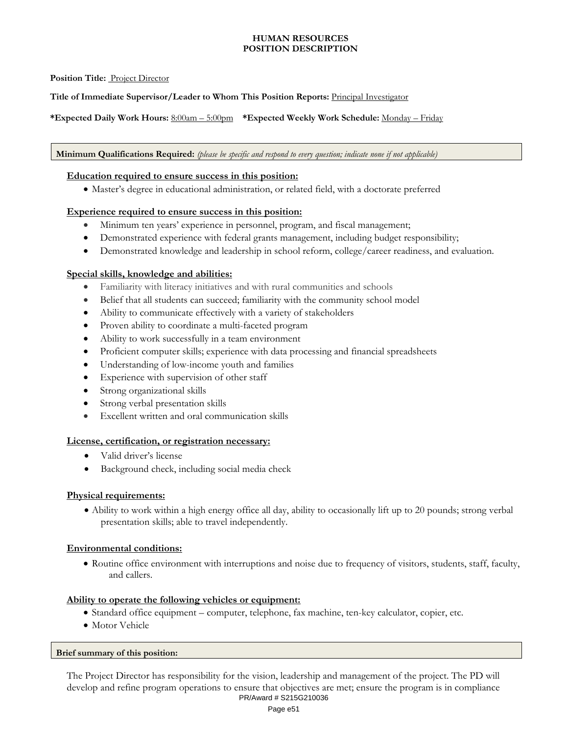**HUMAN RESOURCES**
**POSITION DESCRIPTION**

**Position Title:** Project Director

**Title of Immediate Supervisor/Leader to Whom This Position Reports:** Principal Investigator

**\*Expected Daily Work Hours:** 8:00am – 5:00pm **\*Expected Weekly Work Schedule:** Monday – Friday

**Minimum Qualifications Required:** *(please be specific and respond to every question; indicate none if not applicable)*

**Education required to ensure success in this position:**

- Master's degree in educational administration, or related field, with a doctorate preferred

**Experience required to ensure success in this position:**

- Minimum ten years' experience in personnel, program, and fiscal management;
- Demonstrated experience with federal grants management, including budget responsibility;
- Demonstrated knowledge and leadership in school reform, college/career readiness, and evaluation.

**Special skills, knowledge and abilities:**

- Familiarity with literacy initiatives and with rural communities and schools
- Belief that all students can succeed; familiarity with the community school model
- Ability to communicate effectively with a variety of stakeholders
- Proven ability to coordinate a multi-faceted program
- Ability to work successfully in a team environment
- Proficient computer skills; experience with data processing and financial spreadsheets
- Understanding of low-income youth and families
- Experience with supervision of other staff
- Strong organizational skills
- Strong verbal presentation skills
- Excellent written and oral communication skills

**License, certification, or registration necessary:**

- Valid driver's license
- Background check, including social media check

**Physical requirements:**

- Ability to work within a high energy office all day, ability to occasionally lift up to 20 pounds; strong verbal presentation skills; able to travel independently.

**Environmental conditions:**

- Routine office environment with interruptions and noise due to frequency of visitors, students, staff, faculty, and callers.

**Ability to operate the following vehicles or equipment:**

- Standard office equipment – computer, telephone, fax machine, ten-key calculator, copier, etc.
- Motor Vehicle

**Brief summary of this position:**

The Project Director has responsibility for the vision, leadership and management of the project. The PD will develop and refine program operations to ensure that objectives are met; ensure the program is in compliance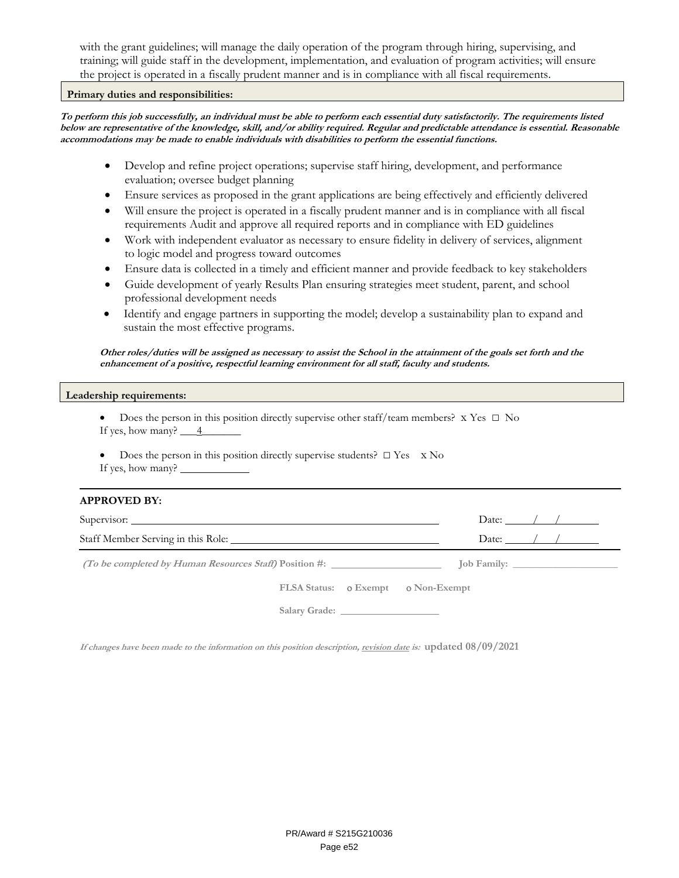with the grant guidelines; will manage the daily operation of the program through hiring, supervising, and training; will guide staff in the development, implementation, and evaluation of program activities; will ensure the project is operated in a fiscally prudent manner and is in compliance with all fiscal requirements.

**Primary duties and responsibilities:**

***To perform this job successfully, an individual must be able to perform each essential duty satisfactorily. The requirements listed below are representative of the knowledge, skill, and/or ability required. Regular and predictable attendance is essential. Reasonable accommodations may be made to enable individuals with disabilities to perform the essential functions.***

- Develop and refine project operations; supervise staff hiring, development, and performance evaluation; oversee budget planning
- Ensure services as proposed in the grant applications are being effectively and efficiently delivered
- Will ensure the project is operated in a fiscally prudent manner and is in compliance with all fiscal requirements Audit and approve all required reports and in compliance with ED guidelines
- Work with independent evaluator as necessary to ensure fidelity in delivery of services, alignment to logic model and progress toward outcomes
- Ensure data is collected in a timely and efficient manner and provide feedback to key stakeholders
- Guide development of yearly Results Plan ensuring strategies meet student, parent, and school professional development needs
- Identify and engage partners in supporting the model; develop a sustainability plan to expand and sustain the most effective programs.

***Other roles/duties will be assigned as necessary to assist the School in the attainment of the goals set forth and the enhancement of a positive, respectful learning environment for all staff, faculty and students.***

**Leadership requirements:**

- Does the person in this position directly supervise other staff/team members? x Yes ☐ No
  If yes, how many? ___4_______

- Does the person in this position directly supervise students? ☐ Yes x No
  If yes, how many? ____________

**APPROVED BY:**

Supervisor: ______________________________ Date: ____/____/______

Staff Member Serving in this Role: ______________________________ Date: ____/____/______

***(To be completed by Human Resources Staff)*** **Position #:** ____________________ **Job Family:** ____________________

**FLSA Status:** o **Exempt** o **Non-Exempt**

**Salary Grade:** ____________________

***If changes have been made to the information on this position description, revision date is:*** **updated 08/09/2021**

PR/Award # S215G210036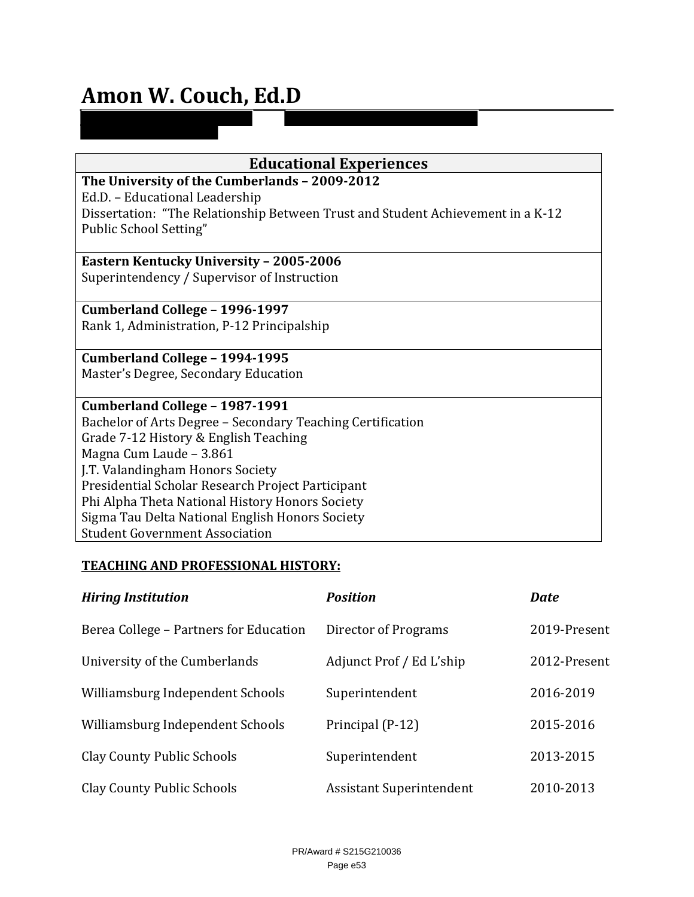# Amon W. Couch, Ed.D

| Educational Experiences |
|---|
| **The University of the Cumberlands – 2009-2012**<br>Ed.D. – Educational Leadership<br>Dissertation: "The Relationship Between Trust and Student Achievement in a K-12 Public School Setting" |
| **Eastern Kentucky University – 2005-2006**<br>Superintendency / Supervisor of Instruction |
| **Cumberland College – 1996-1997**<br>Rank 1, Administration, P-12 Principalship |
| **Cumberland College – 1994-1995**<br>Master's Degree, Secondary Education |
| **Cumberland College – 1987-1991**<br>Bachelor of Arts Degree – Secondary Teaching Certification<br>Grade 7-12 History & English Teaching<br>Magna Cum Laude – 3.861<br>J.T. Valandingham Honors Society<br>Presidential Scholar Research Project Participant<br>Phi Alpha Theta National History Honors Society<br>Sigma Tau Delta National English Honors Society<br>Student Government Association |

**TEACHING AND PROFESSIONAL HISTORY:**

| *Hiring Institution* | *Position* | *Date* |
|---|---|---|
| Berea College – Partners for Education | Director of Programs | 2019-Present |
| University of the Cumberlands | Adjunct Prof / Ed L'ship | 2012-Present |
| Williamsburg Independent Schools | Superintendent | 2016-2019 |
| Williamsburg Independent Schools | Principal (P-12) | 2015-2016 |
| Clay County Public Schools | Superintendent | 2013-2015 |
| Clay County Public Schools | Assistant Superintendent | 2010-2013 |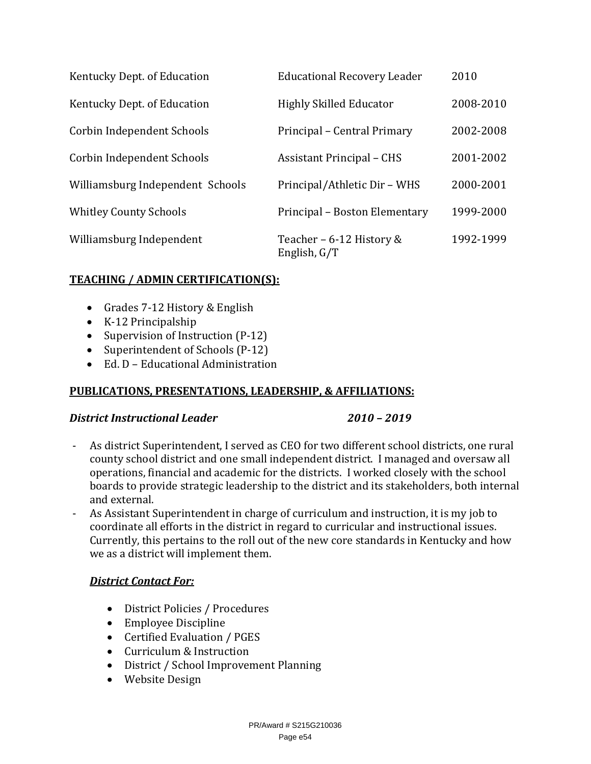| | | |
|---|---|---|
| Kentucky Dept. of Education | Educational Recovery Leader | 2010 |
| Kentucky Dept. of Education | Highly Skilled Educator | 2008-2010 |
| Corbin Independent Schools | Principal – Central Primary | 2002-2008 |
| Corbin Independent Schools | Assistant Principal – CHS | 2001-2002 |
| Williamsburg Independent Schools | Principal/Athletic Dir – WHS | 2000-2001 |
| Whitley County Schools | Principal – Boston Elementary | 1999-2000 |
| Williamsburg Independent | Teacher – 6-12 History & English, G/T | 1992-1999 |

**TEACHING / ADMIN CERTIFICATION(S):**

- Grades 7-12 History & English
- K-12 Principalship
- Supervision of Instruction (P-12)
- Superintendent of Schools (P-12)
- Ed. D – Educational Administration

**PUBLICATIONS, PRESENTATIONS, LEADERSHIP, & AFFILIATIONS:**

***District Instructional Leader*** ***2010 – 2019***

- As district Superintendent, I served as CEO for two different school districts, one rural county school district and one small independent district. I managed and oversaw all operations, financial and academic for the districts. I worked closely with the school boards to provide strategic leadership to the district and its stakeholders, both internal and external.
- As Assistant Superintendent in charge of curriculum and instruction, it is my job to coordinate all efforts in the district in regard to curricular and instructional issues. Currently, this pertains to the roll out of the new core standards in Kentucky and how we as a district will implement them.

***District Contact For:***

- District Policies / Procedures
- Employee Discipline
- Certified Evaluation / PGES
- Curriculum & Instruction
- District / School Improvement Planning
- Website Design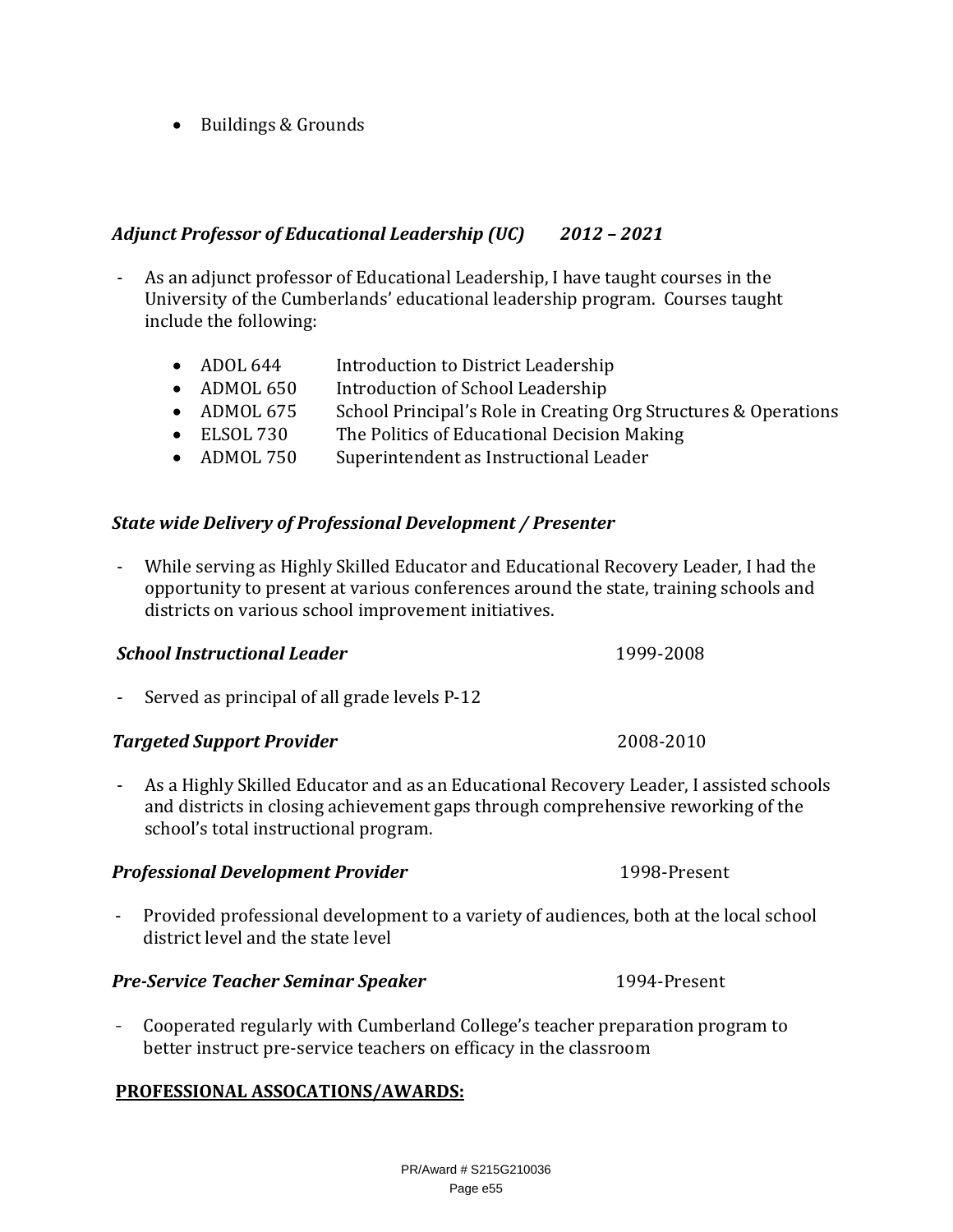- Buildings & Grounds

***Adjunct Professor of Educational Leadership (UC) 2012 – 2021***

- As an adjunct professor of Educational Leadership, I have taught courses in the University of the Cumberlands' educational leadership program. Courses taught include the following:

  - ADOL 644 Introduction to District Leadership
  - ADMOL 650 Introduction of School Leadership
  - ADMOL 675 School Principal's Role in Creating Org Structures & Operations
  - ELSOL 730 The Politics of Educational Decision Making
  - ADMOL 750 Superintendent as Instructional Leader

***State wide Delivery of Professional Development / Presenter***

- While serving as Highly Skilled Educator and Educational Recovery Leader, I had the opportunity to present at various conferences around the state, training schools and districts on various school improvement initiatives.

***School Instructional Leader*** 1999-2008

- Served as principal of all grade levels P-12

***Targeted Support Provider*** 2008-2010

- As a Highly Skilled Educator and as an Educational Recovery Leader, I assisted schools and districts in closing achievement gaps through comprehensive reworking of the school's total instructional program.

***Professional Development Provider*** 1998-Present

- Provided professional development to a variety of audiences, both at the local school district level and the state level

***Pre-Service Teacher Seminar Speaker*** 1994-Present

- Cooperated regularly with Cumberland College's teacher preparation program to better instruct pre-service teachers on efficacy in the classroom

**PROFESSIONAL ASSOCATIONS/AWARDS:**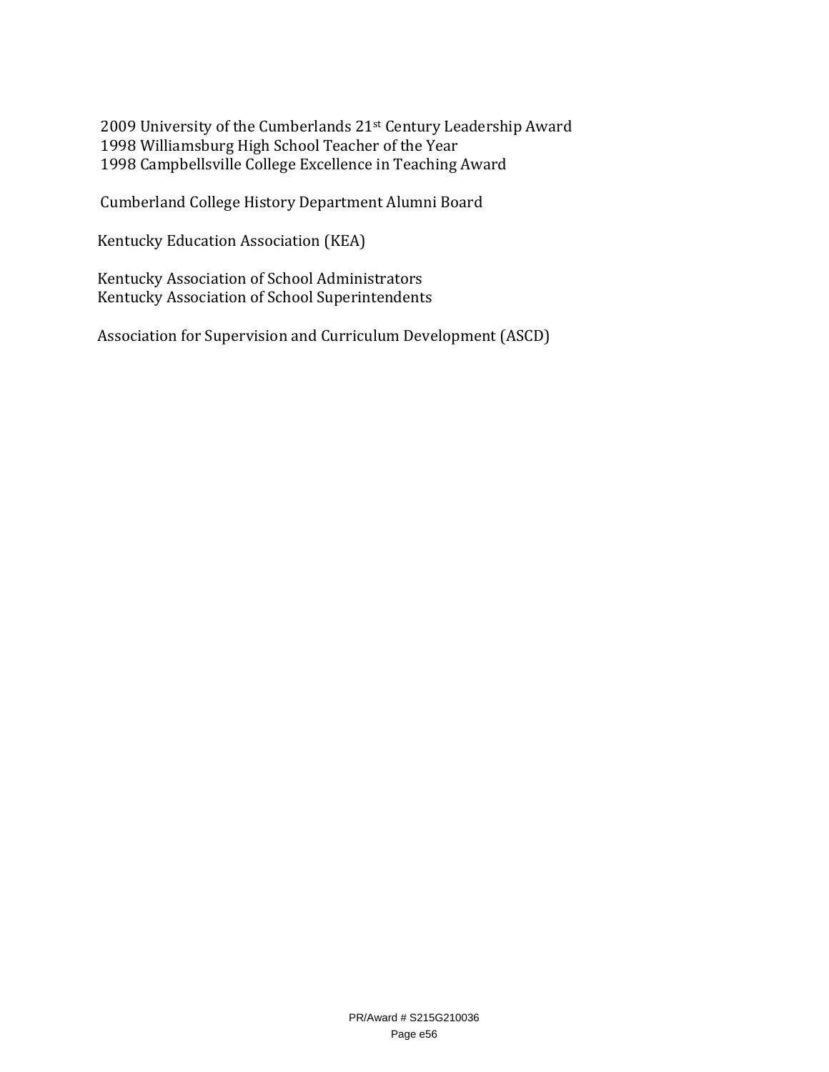2009 University of the Cumberlands 21st Century Leadership Award
1998 Williamsburg High School Teacher of the Year
1998 Campbellsville College Excellence in Teaching Award

Cumberland College History Department Alumni Board

Kentucky Education Association (KEA)

Kentucky Association of School Administrators
Kentucky Association of School Superintendents

Association for Supervision and Curriculum Development (ASCD)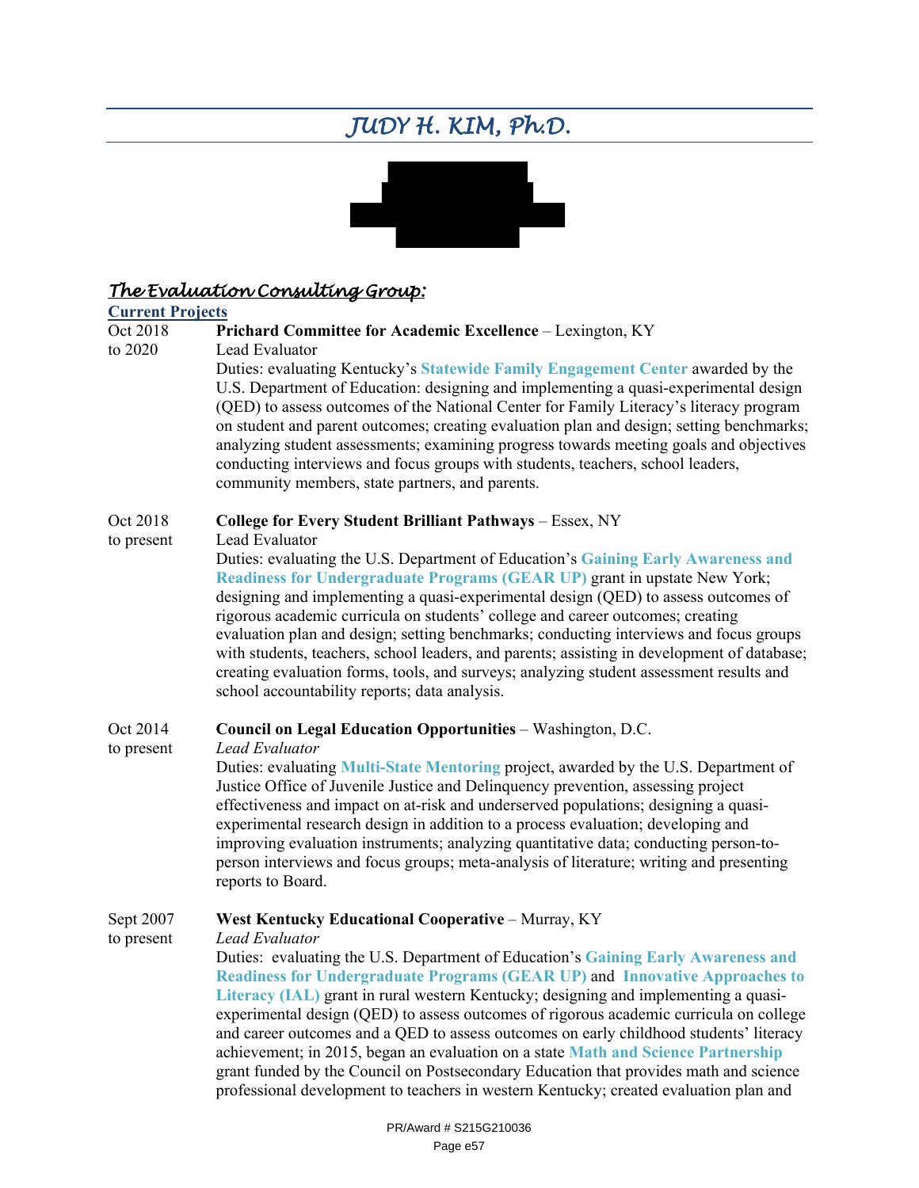# JUDY H. KIM, Ph.D.

## The Evaluation Consulting Group:

### Current Projects

**Oct 2018 to 2020** — **Prichard Committee for Academic Excellence** – Lexington, KY
Lead Evaluator
Duties: evaluating Kentucky's **Statewide Family Engagement Center** awarded by the U.S. Department of Education: designing and implementing a quasi-experimental design (QED) to assess outcomes of the National Center for Family Literacy's literacy program on student and parent outcomes; creating evaluation plan and design; setting benchmarks; analyzing student assessments; examining progress towards meeting goals and objectives conducting interviews and focus groups with students, teachers, school leaders, community members, state partners, and parents.

**Oct 2018 to present** — **College for Every Student Brilliant Pathways** – Essex, NY
Lead Evaluator
Duties: evaluating the U.S. Department of Education's **Gaining Early Awareness and Readiness for Undergraduate Programs (GEAR UP)** grant in upstate New York; designing and implementing a quasi-experimental design (QED) to assess outcomes of rigorous academic curricula on students' college and career outcomes; creating evaluation plan and design; setting benchmarks; conducting interviews and focus groups with students, teachers, school leaders, and parents; assisting in development of database; creating evaluation forms, tools, and surveys; analyzing student assessment results and school accountability reports; data analysis.

**Oct 2014 to present** — **Council on Legal Education Opportunities** – Washington, D.C.
*Lead Evaluator*
Duties: evaluating **Multi-State Mentoring** project, awarded by the U.S. Department of Justice Office of Juvenile Justice and Delinquency prevention, assessing project effectiveness and impact on at-risk and underserved populations; designing a quasi-experimental research design in addition to a process evaluation; developing and improving evaluation instruments; analyzing quantitative data; conducting person-to-person interviews and focus groups; meta-analysis of literature; writing and presenting reports to Board.

**Sept 2007 to present** — **West Kentucky Educational Cooperative** – Murray, KY
*Lead Evaluator*
Duties: evaluating the U.S. Department of Education's **Gaining Early Awareness and Readiness for Undergraduate Programs (GEAR UP)** and **Innovative Approaches to Literacy (IAL)** grant in rural western Kentucky; designing and implementing a quasi-experimental design (QED) to assess outcomes of rigorous academic curricula on college and career outcomes and a QED to assess outcomes on early childhood students' literacy achievement; in 2015, began an evaluation on a state **Math and Science Partnership** grant funded by the Council on Postsecondary Education that provides math and science professional development to teachers in western Kentucky; created evaluation plan and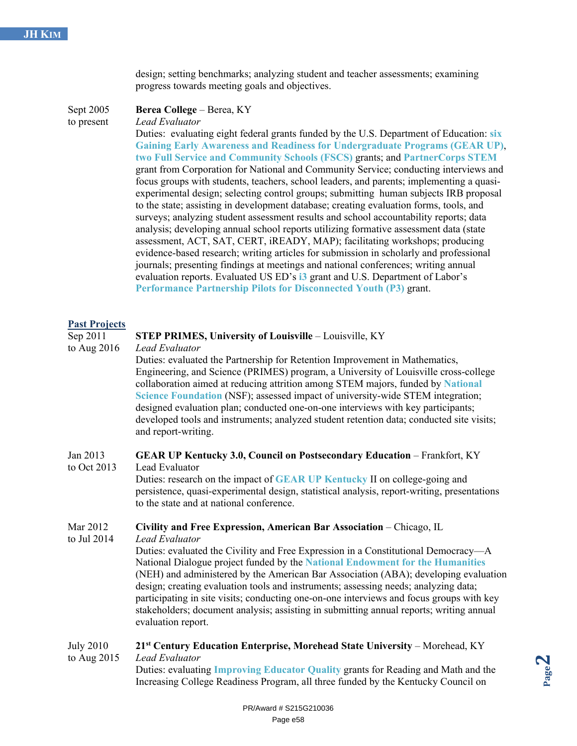design; setting benchmarks; analyzing student and teacher assessments; examining progress towards meeting goals and objectives.

Sept 2005 to present

**Berea College** – Berea, KY
*Lead Evaluator*
Duties: evaluating eight federal grants funded by the U.S. Department of Education: **six Gaining Early Awareness and Readiness for Undergraduate Programs (GEAR UP)**, **two Full Service and Community Schools (FSCS)** grants; and **PartnerCorps STEM** grant from Corporation for National and Community Service; conducting interviews and focus groups with students, teachers, school leaders, and parents; implementing a quasi-experimental design; selecting control groups; submitting human subjects IRB proposal to the state; assisting in development database; creating evaluation forms, tools, and surveys; analyzing student assessment results and school accountability reports; data analysis; developing annual school reports utilizing formative assessment data (state assessment, ACT, SAT, CERT, iREADY, MAP); facilitating workshops; producing evidence-based research; writing articles for submission in scholarly and professional journals; presenting findings at meetings and national conferences; writing annual evaluation reports. Evaluated US ED's **i3** grant and U.S. Department of Labor's **Performance Partnership Pilots for Disconnected Youth (P3)** grant.

## Past Projects

Sep 2011 to Aug 2016

**STEP PRIMES, University of Louisville** – Louisville, KY
*Lead Evaluator*
Duties: evaluated the Partnership for Retention Improvement in Mathematics, Engineering, and Science (PRIMES) program, a University of Louisville cross-college collaboration aimed at reducing attrition among STEM majors, funded by **National Science Foundation** (NSF); assessed impact of university-wide STEM integration; designed evaluation plan; conducted one-on-one interviews with key participants; developed tools and instruments; analyzed student retention data; conducted site visits; and report-writing.

Jan 2013 to Oct 2013

**GEAR UP Kentucky 3.0, Council on Postsecondary Education** – Frankfort, KY
Lead Evaluator
Duties: research on the impact of **GEAR UP Kentucky** II on college-going and persistence, quasi-experimental design, statistical analysis, report-writing, presentations to the state and at national conference.

Mar 2012 to Jul 2014

**Civility and Free Expression, American Bar Association** – Chicago, IL
*Lead Evaluator*
Duties: evaluated the Civility and Free Expression in a Constitutional Democracy—A National Dialogue project funded by the **National Endowment for the Humanities** (NEH) and administered by the American Bar Association (ABA); developing evaluation design; creating evaluation tools and instruments; assessing needs; analyzing data; participating in site visits; conducting one-on-one interviews and focus groups with key stakeholders; document analysis; assisting in submitting annual reports; writing annual evaluation report.

July 2010 to Aug 2015

**21st Century Education Enterprise, Morehead State University** – Morehead, KY
*Lead Evaluator*
Duties: evaluating **Improving Educator Quality** grants for Reading and Math and the Increasing College Readiness Program, all three funded by the Kentucky Council on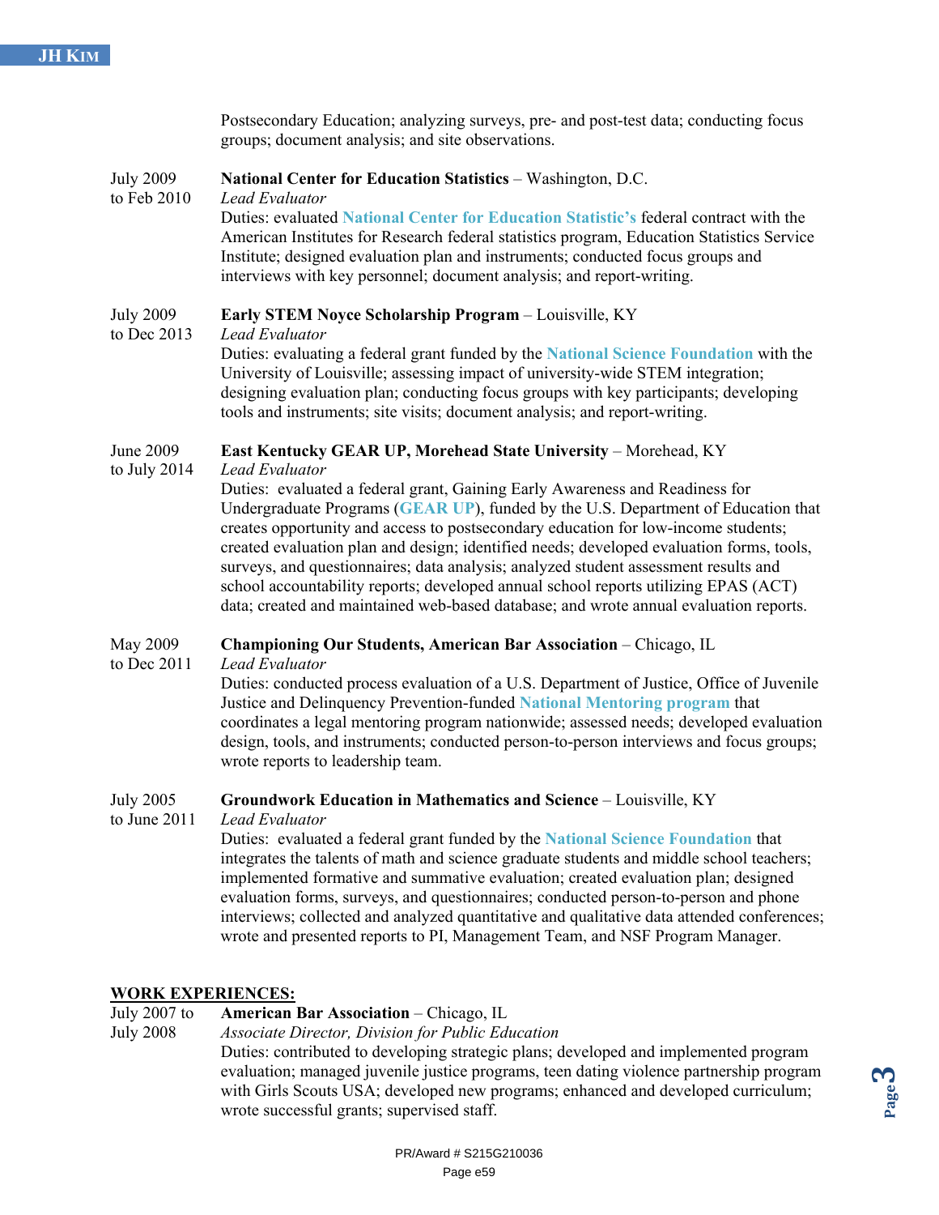Postsecondary Education; analyzing surveys, pre- and post-test data; conducting focus groups; document analysis; and site observations.

July 2009 to Feb 2010

**National Center for Education Statistics** – Washington, D.C.
*Lead Evaluator*
Duties: evaluated **National Center for Education Statistic's** federal contract with the American Institutes for Research federal statistics program, Education Statistics Service Institute; designed evaluation plan and instruments; conducted focus groups and interviews with key personnel; document analysis; and report-writing.

July 2009 to Dec 2013

**Early STEM Noyce Scholarship Program** – Louisville, KY
*Lead Evaluator*
Duties: evaluating a federal grant funded by the **National Science Foundation** with the University of Louisville; assessing impact of university-wide STEM integration; designing evaluation plan; conducting focus groups with key participants; developing tools and instruments; site visits; document analysis; and report-writing.

June 2009 to July 2014

**East Kentucky GEAR UP, Morehead State University** – Morehead, KY
*Lead Evaluator*
Duties: evaluated a federal grant, Gaining Early Awareness and Readiness for Undergraduate Programs (**GEAR UP**), funded by the U.S. Department of Education that creates opportunity and access to postsecondary education for low-income students; created evaluation plan and design; identified needs; developed evaluation forms, tools, surveys, and questionnaires; data analysis; analyzed student assessment results and school accountability reports; developed annual school reports utilizing EPAS (ACT) data; created and maintained web-based database; and wrote annual evaluation reports.

May 2009 to Dec 2011

**Championing Our Students, American Bar Association** – Chicago, IL
*Lead Evaluator*
Duties: conducted process evaluation of a U.S. Department of Justice, Office of Juvenile Justice and Delinquency Prevention-funded **National Mentoring program** that coordinates a legal mentoring program nationwide; assessed needs; developed evaluation design, tools, and instruments; conducted person-to-person interviews and focus groups; wrote reports to leadership team.

July 2005 to June 2011

**Groundwork Education in Mathematics and Science** – Louisville, KY
*Lead Evaluator*
Duties: evaluated a federal grant funded by the **National Science Foundation** that integrates the talents of math and science graduate students and middle school teachers; implemented formative and summative evaluation; created evaluation plan; designed evaluation forms, surveys, and questionnaires; conducted person-to-person and phone interviews; collected and analyzed quantitative and qualitative data attended conferences; wrote and presented reports to PI, Management Team, and NSF Program Manager.

## WORK EXPERIENCES:

July 2007 to July 2008

**American Bar Association** – Chicago, IL
*Associate Director, Division for Public Education*
Duties: contributed to developing strategic plans; developed and implemented program evaluation; managed juvenile justice programs, teen dating violence partnership program with Girls Scouts USA; developed new programs; enhanced and developed curriculum; wrote successful grants; supervised staff.

PR/Award # S215G210036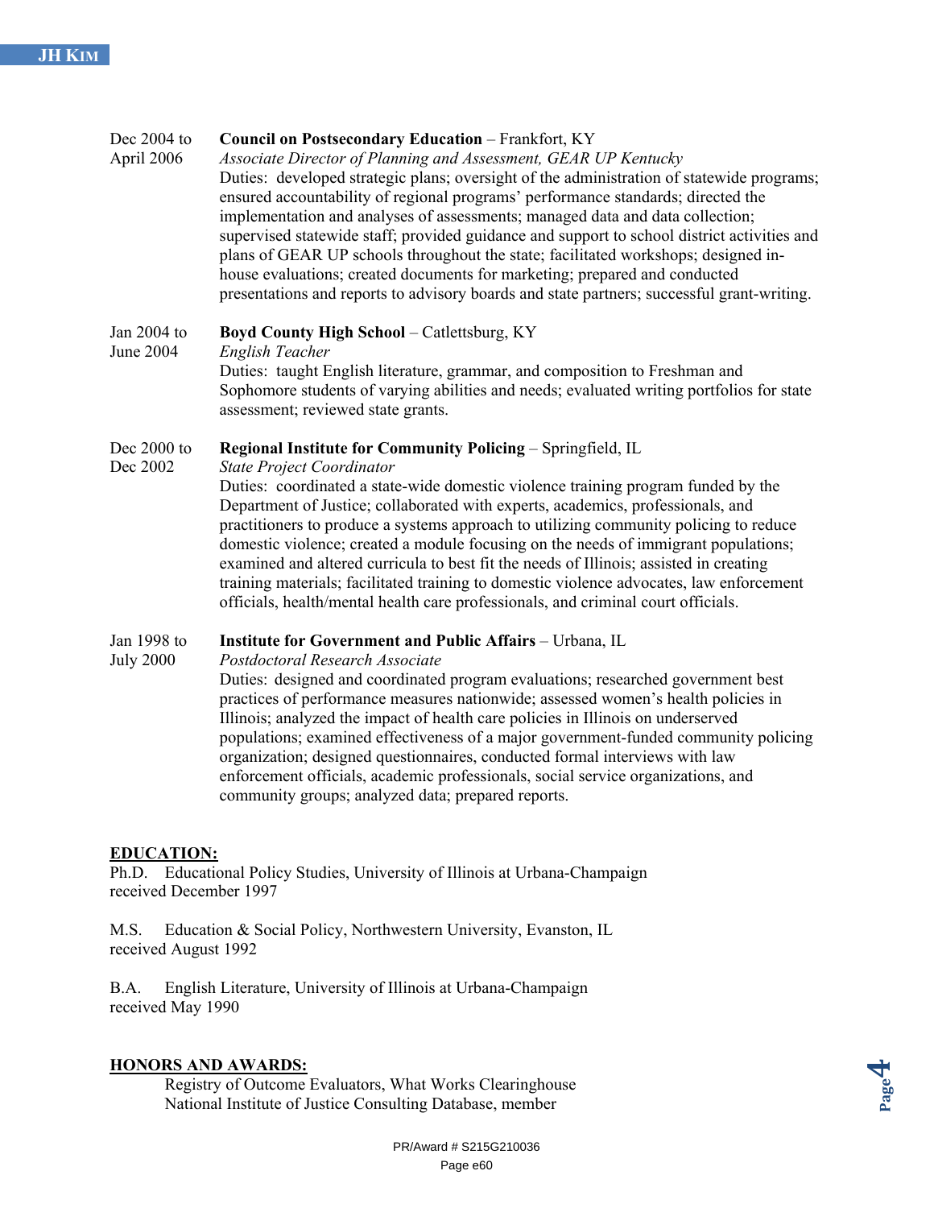Dec 2004 to April 2006 — **Council on Postsecondary Education** – Frankfort, KY
*Associate Director of Planning and Assessment, GEAR UP Kentucky*
Duties: developed strategic plans; oversight of the administration of statewide programs; ensured accountability of regional programs' performance standards; directed the implementation and analyses of assessments; managed data and data collection; supervised statewide staff; provided guidance and support to school district activities and plans of GEAR UP schools throughout the state; facilitated workshops; designed in-house evaluations; created documents for marketing; prepared and conducted presentations and reports to advisory boards and state partners; successful grant-writing.

Jan 2004 to June 2004 — **Boyd County High School** – Catlettsburg, KY
*English Teacher*
Duties: taught English literature, grammar, and composition to Freshman and Sophomore students of varying abilities and needs; evaluated writing portfolios for state assessment; reviewed state grants.

Dec 2000 to Dec 2002 — **Regional Institute for Community Policing** – Springfield, IL
*State Project Coordinator*
Duties: coordinated a state-wide domestic violence training program funded by the Department of Justice; collaborated with experts, academics, professionals, and practitioners to produce a systems approach to utilizing community policing to reduce domestic violence; created a module focusing on the needs of immigrant populations; examined and altered curricula to best fit the needs of Illinois; assisted in creating training materials; facilitated training to domestic violence advocates, law enforcement officials, health/mental health care professionals, and criminal court officials.

Jan 1998 to July 2000 — **Institute for Government and Public Affairs** – Urbana, IL
*Postdoctoral Research Associate*
Duties: designed and coordinated program evaluations; researched government best practices of performance measures nationwide; assessed women's health policies in Illinois; analyzed the impact of health care policies in Illinois on underserved populations; examined effectiveness of a major government-funded community policing organization; designed questionnaires, conducted formal interviews with law enforcement officials, academic professionals, social service organizations, and community groups; analyzed data; prepared reports.

## EDUCATION:

Ph.D. Educational Policy Studies, University of Illinois at Urbana-Champaign
received December 1997

M.S. Education & Social Policy, Northwestern University, Evanston, IL
received August 1992

B.A. English Literature, University of Illinois at Urbana-Champaign
received May 1990

## HONORS AND AWARDS:

Registry of Outcome Evaluators, What Works Clearinghouse
National Institute of Justice Consulting Database, member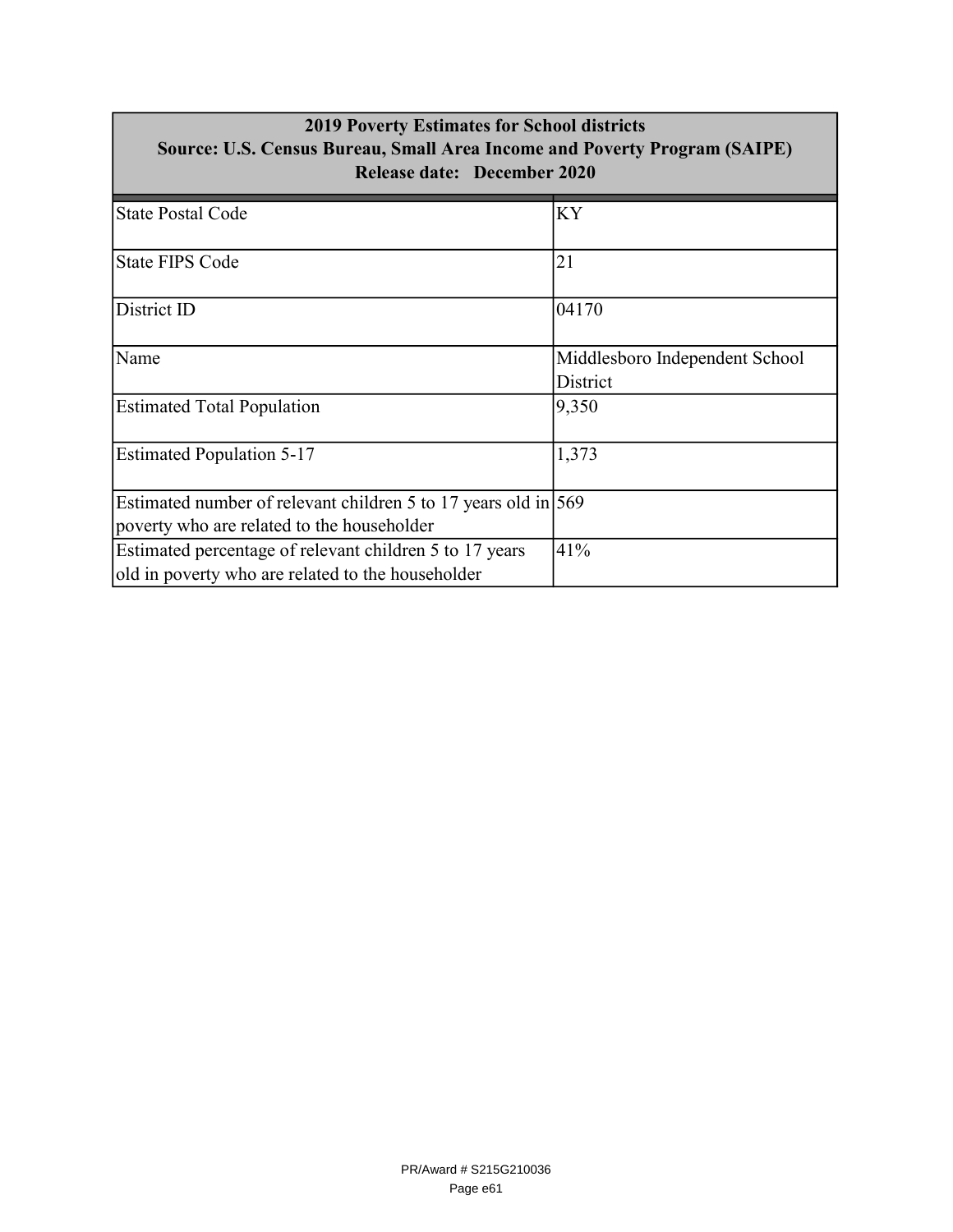| 2019 Poverty Estimates for School districts<br>Source: U.S. Census Bureau, Small Area Income and Poverty Program (SAIPE)<br>Release date: December 2020 | |
|---|---|
| State Postal Code | KY |
| State FIPS Code | 21 |
| District ID | 04170 |
| Name | Middlesboro Independent School District |
| Estimated Total Population | 9,350 |
| Estimated Population 5-17 | 1,373 |
| Estimated number of relevant children 5 to 17 years old in poverty who are related to the householder | 569 |
| Estimated percentage of relevant children 5 to 17 years old in poverty who are related to the householder | 41% |

PR/Award # S215G210036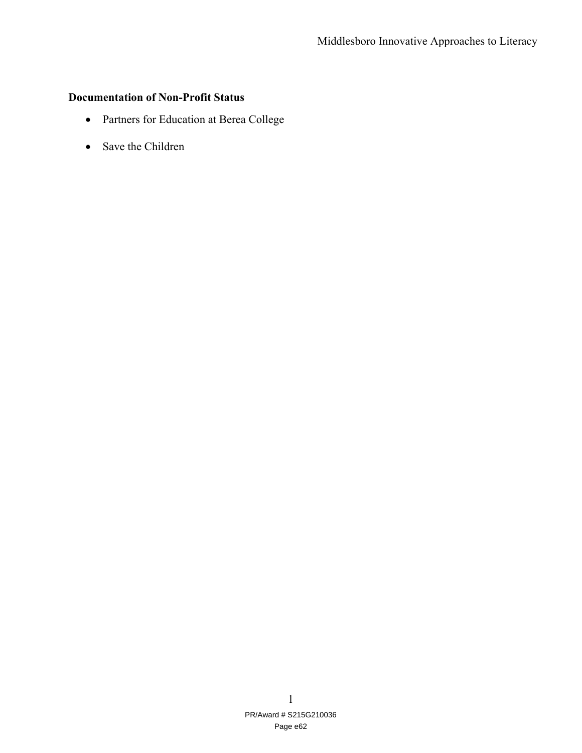**Documentation of Non-Profit Status**

- Partners for Education at Berea College
- Save the Children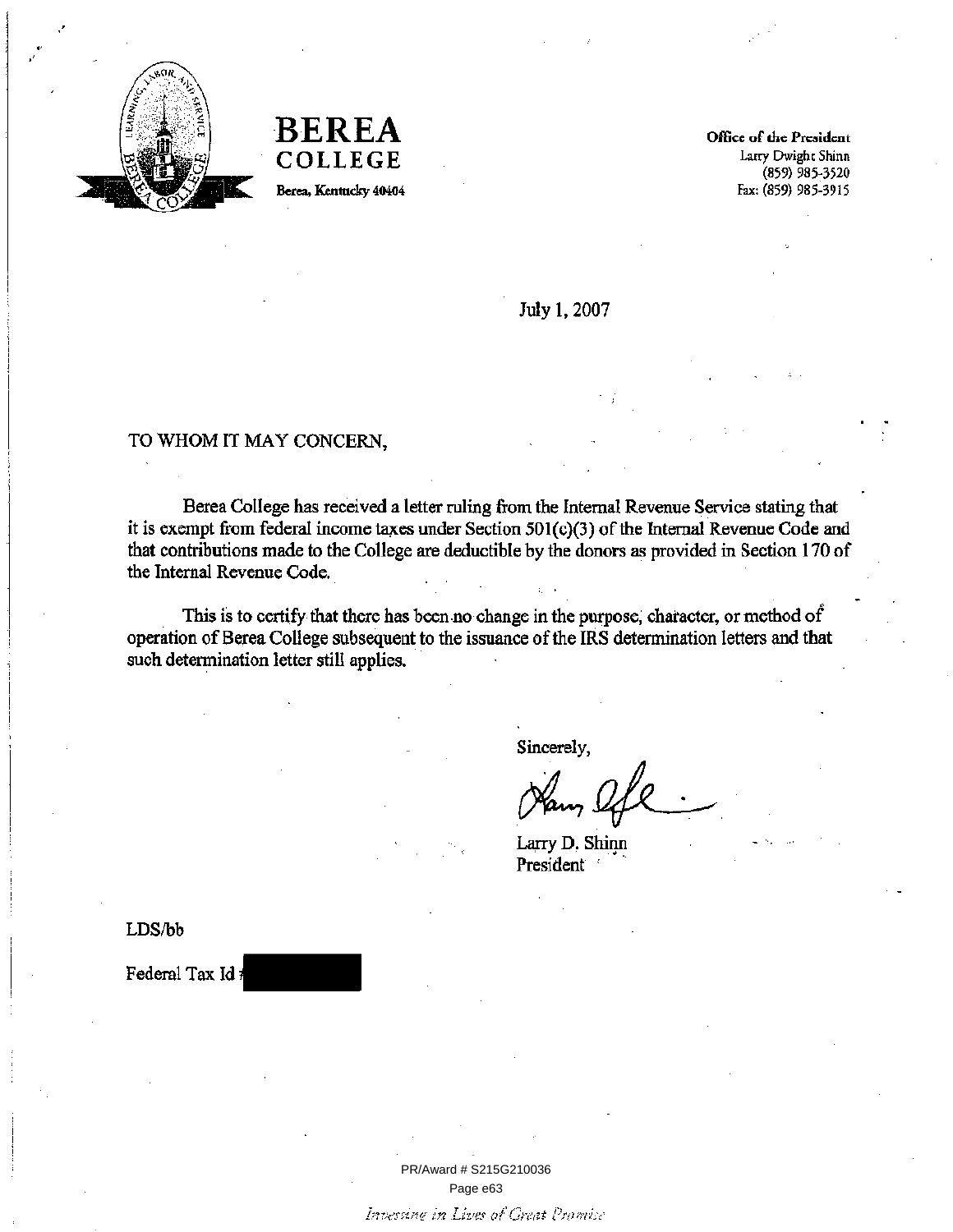**BEREA COLLEGE**
Berea, Kentucky 40404

**Office of the President**
Larry Dwight Shinn
(859) 985-3520
Fax: (859) 985-3915

July 1, 2007

TO WHOM IT MAY CONCERN,

Berea College has received a letter ruling from the Internal Revenue Service stating that it is exempt from federal income taxes under Section 501(c)(3) of the Internal Revenue Code and that contributions made to the College are deductible by the donors as provided in Section 170 of the Internal Revenue Code.

This is to certify that there has been no change in the purpose, character, or method of operation of Berea College subsequent to the issuance of the IRS determination letters and that such determination letter still applies.

Sincerely,

Larry D. Shinn
President

LDS/bb

Federal Tax Id #

PR/Award # S215G210036

*Investing in Lives of Great Promise*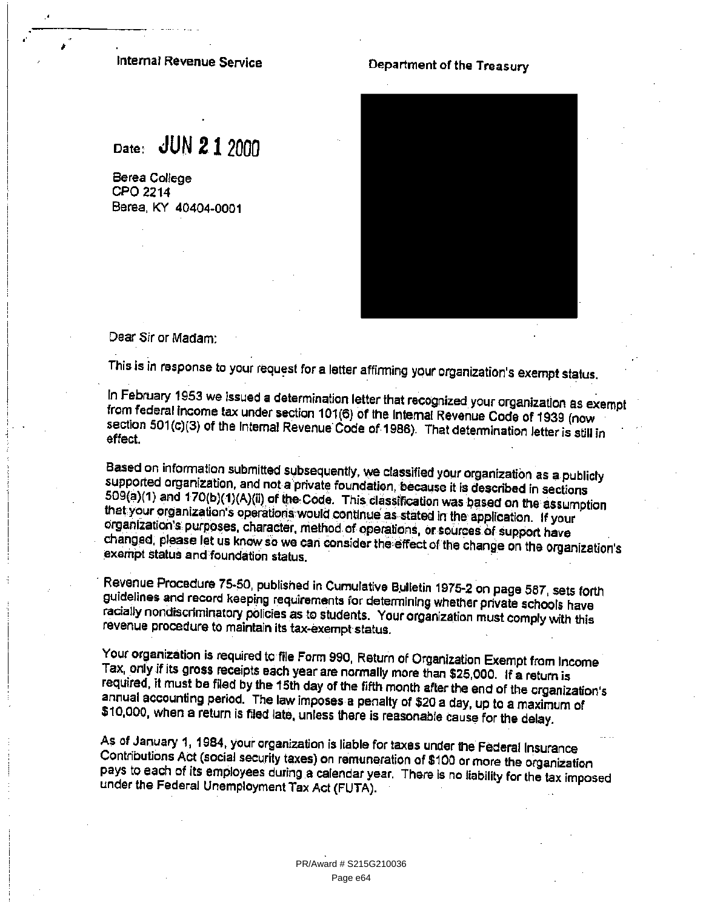Internal Revenue Service

Department of the Treasury

Date: JUN 21 2000

Berea College
CPO 2214
Berea, KY 40404-0001

Dear Sir or Madam:

This is in response to your request for a letter affirming your organization's exempt status.

In February 1953 we issued a determination letter that recognized your organization as exempt from federal income tax under section 101(6) of the Internal Revenue Code of 1939 (now section 501(c)(3) of the Internal Revenue Code of 1986). That determination letter is still in effect.

Based on information submitted subsequently, we classified your organization as a publicly supported organization, and not a private foundation, because it is described in sections 509(a)(1) and 170(b)(1)(A)(ii) of the Code. This classification was based on the assumption that your organization's operations would continue as stated in the application. If your organization's purposes, character, method of operations, or sources of support have changed, please let us know so we can consider the effect of the change on the organization's exempt status and foundation status.

Revenue Procedure 75-50, published in Cumulative Bulletin 1975-2 on page 587, sets forth guidelines and record keeping requirements for determining whether private schools have racially nondiscriminatory policies as to students. Your organization must comply with this revenue procedure to maintain its tax-exempt status.

Your organization is required to file Form 990, Return of Organization Exempt from Income Tax, only if its gross receipts each year are normally more than $25,000. If a return is required, it must be filed by the 15th day of the fifth month after the end of the organization's annual accounting period. The law imposes a penalty of $20 a day, up to a maximum of $10,000, when a return is filed late, unless there is reasonable cause for the delay.

As of January 1, 1984, your organization is liable for taxes under the Federal Insurance Contributions Act (social security taxes) on remuneration of $100 or more the organization pays to each of its employees during a calendar year. There is no liability for the tax imposed under the Federal Unemployment Tax Act (FUTA).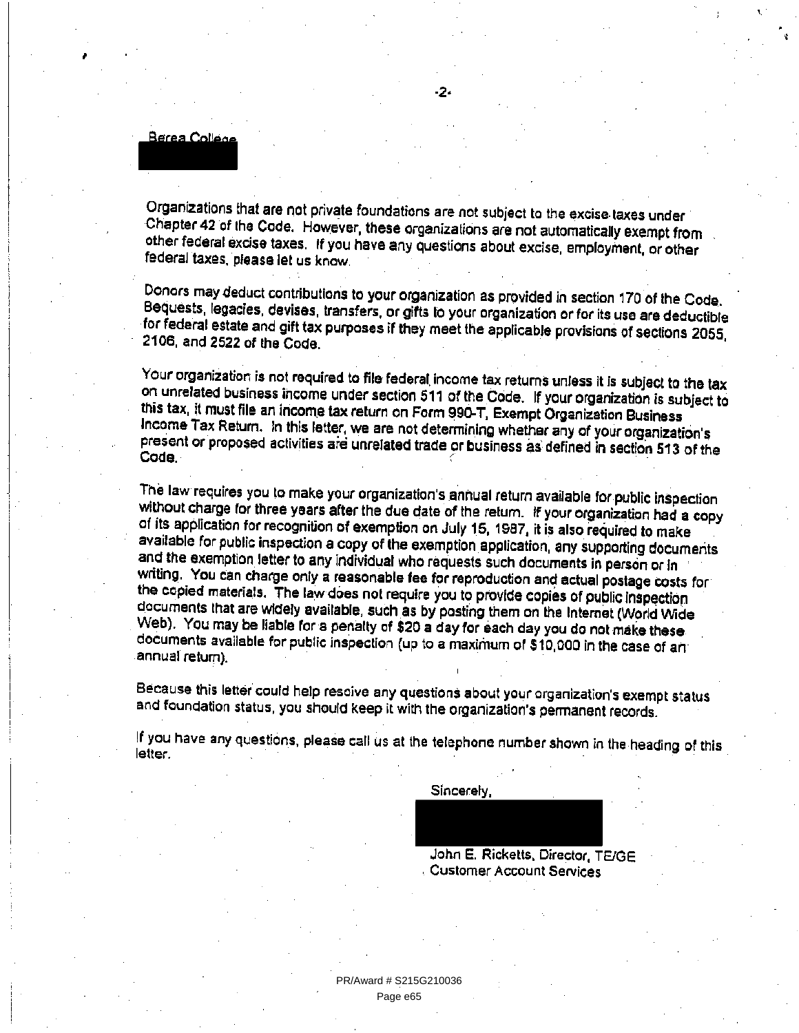Berea College

Organizations that are not private foundations are not subject to the excise taxes under Chapter 42 of the Code. However, these organizations are not automatically exempt from other federal excise taxes. If you have any questions about excise, employment, or other federal taxes, please let us know.

Donors may deduct contributions to your organization as provided in section 170 of the Code. Bequests, legacies, devises, transfers, or gifts to your organization or for its use are deductible for federal estate and gift tax purposes if they meet the applicable provisions of sections 2055, 2106, and 2522 of the Code.

Your organization is not required to file federal income tax returns unless it is subject to the tax on unrelated business income under section 511 of the Code. If your organization is subject to this tax, it must file an income tax return on Form 990-T, Exempt Organization Business Income Tax Return. In this letter, we are not determining whether any of your organization's present or proposed activities are unrelated trade or business as defined in section 513 of the Code.

The law requires you to make your organization's annual return available for public inspection without charge for three years after the due date of the return. If your organization had a copy of its application for recognition of exemption on July 15, 1987, it is also required to make available for public inspection a copy of the exemption application, any supporting documents and the exemption letter to any individual who requests such documents in person or in writing. You can charge only a reasonable fee for reproduction and actual postage costs for the copied materials. The law does not require you to provide copies of public inspection documents that are widely available, such as by posting them on the Internet (World Wide Web). You may be liable for a penalty of $20 a day for each day you do not make these documents available for public inspection (up to a maximum of $10,000 in the case of an annual return).

Because this letter could help resolve any questions about your organization's exempt status and foundation status, you should keep it with the organization's permanent records.

If you have any questions, please call us at the telephone number shown in the heading of this letter.

Sincerely,

John E. Ricketts, Director, TE/GE
Customer Account Services

PR/Award # S215G210036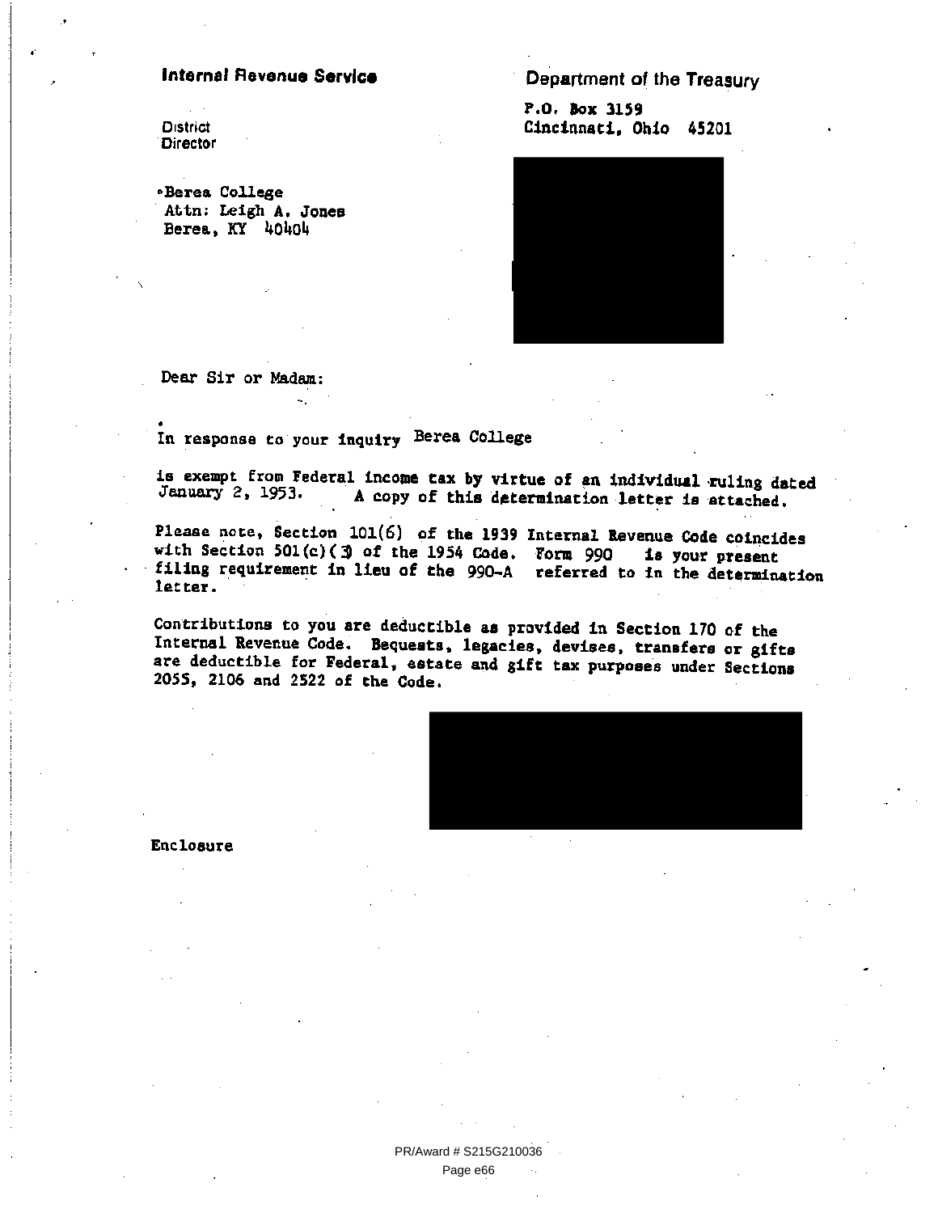**Internal Revenue Service**

District
Director

Department of the Treasury

P.O. Box 3159
Cincinnati, Ohio 45201

Berea College
Attn: Leigh A. Jones
Berea, KY 40404

Dear Sir or Madam:

In response to your inquiry Berea College

is exempt from Federal income tax by virtue of an individual ruling dated January 2, 1953. A copy of this determination letter is attached.

Please note, Section 101(6) of the 1939 Internal Revenue Code coincides with Section 501(c)(3) of the 1954 Code. Form 990 is your present filing requirement in lieu of the 990-A referred to in the determination letter.

Contributions to you are deductible as provided in Section 170 of the Internal Revenue Code. Bequests, legacies, devises, transfers or gifts are deductible for Federal, estate and gift tax purposes under Sections 2055, 2106 and 2522 of the Code.

Enclosure

PR/Award # S215G210036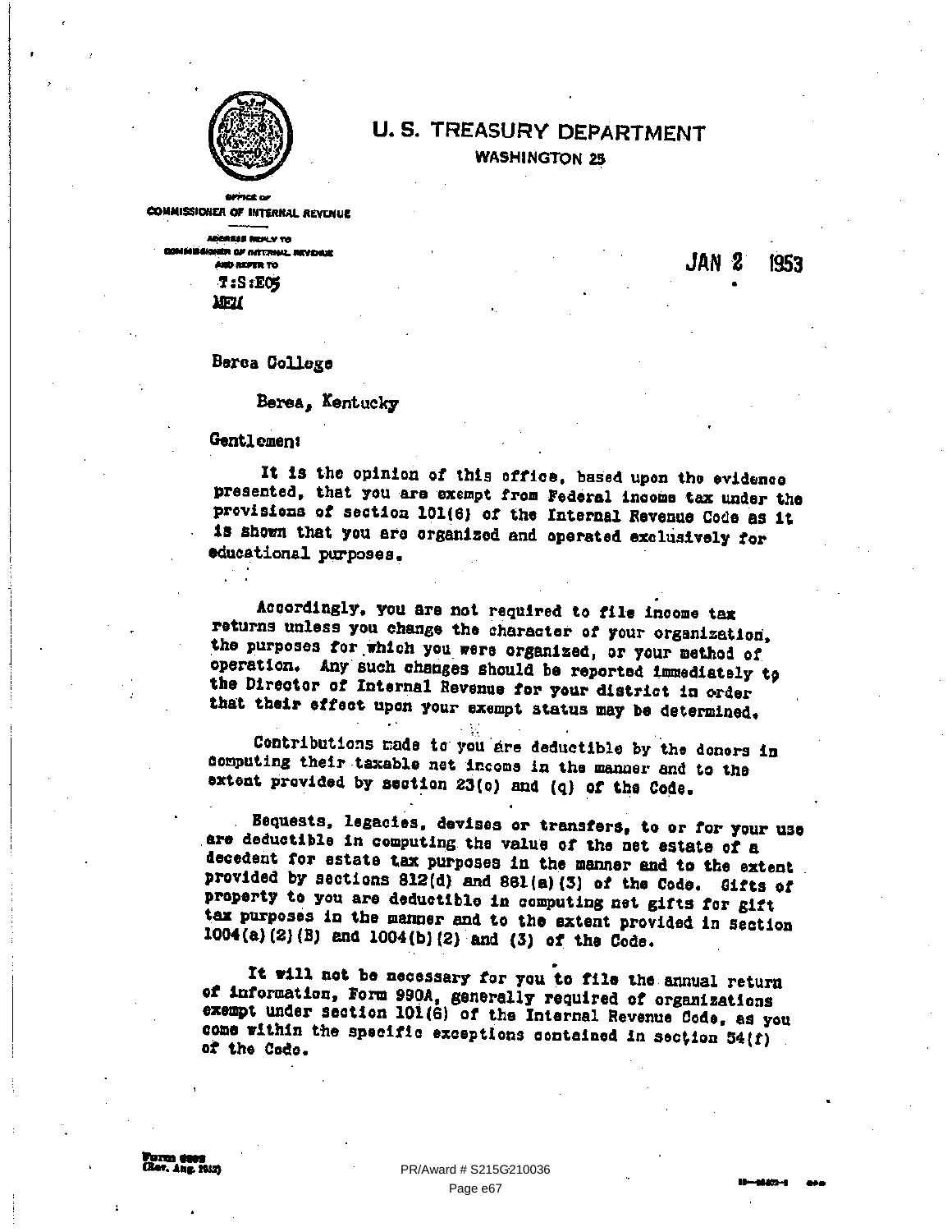# U. S. TREASURY DEPARTMENT

WASHINGTON 25

OFFICE OF
COMMISSIONER OF INTERNAL REVENUE

ADDRESS REPLY TO
COMMISSIONER OF INTERNAL REVENUE
AND REFER TO

T:S:E05
MEW

JAN 2 1953

Berea College

Berea, Kentucky

Gentlemen:

It is the opinion of this office, based upon the evidence presented, that you are exempt from Federal income tax under the provisions of section 101(6) of the Internal Revenue Code as it is shown that you are organized and operated exclusively for educational purposes.

Accordingly, you are not required to file income tax returns unless you change the character of your organization, the purposes for which you were organized, or your method of operation. Any such changes should be reported immediately to the Director of Internal Revenue for your district in order that their effect upon your exempt status may be determined.

Contributions made to you are deductible by the donors in computing their taxable net income in the manner and to the extent provided by section 23(o) and (q) of the Code.

Bequests, legacies, devises or transfers, to or for your use are deductible in computing the value of the net estate of a decedent for estate tax purposes in the manner and to the extent provided by sections 812(d) and 861(a)(3) of the Code. Gifts of property to you are deductible in computing net gifts for gift tax purposes in the manner and to the extent provided in section 1004(a)(2)(B) and 1004(b)(2) and (3) of the Code.

It will not be necessary for you to file the annual return of information, Form 990A, generally required of organizations exempt under section 101(6) of the Internal Revenue Code, as you come within the specific exceptions contained in section 54(f) of the Code.

Form 6603
(Rev. Aug. 1952)

PR/Award # S215G210036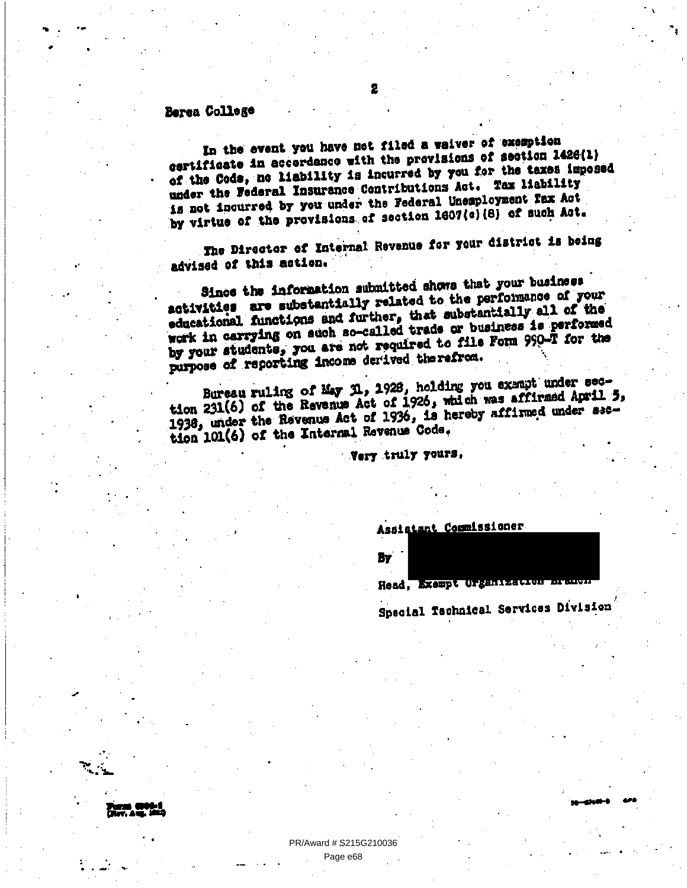Berea College

In the event you have not filed a waiver of exemption certificate in accordance with the provisions of section 1426(l) of the Code, no liability is incurred by you for the taxes imposed under the Federal Insurance Contributions Act. Tax liability is not incurred by you under the Federal Unemployment Tax Act by virtue of the provisions of section 1607(c)(8) of such Act.

The Director of Internal Revenue for your district is being advised of this action.

Since the information submitted shows that your business activities are substantially related to the performance of your educational functions and further, that substantially all of the work in carrying on such so-called trade or business is performed by your students, you are not required to file Form 990-T for the purpose of reporting income derived therefrom.

Bureau ruling of May 31, 1928, holding you exempt under section 231(6) of the Revenue Act of 1926, which was affirmed April 5, 1938, under the Revenue Act of 1936, is hereby affirmed under section 101(6) of the Internal Revenue Code.

Very truly yours,

Assistant Commissioner

By

Head, Exempt Organization Branch

Special Technical Services Division

PR/Award # S215G210036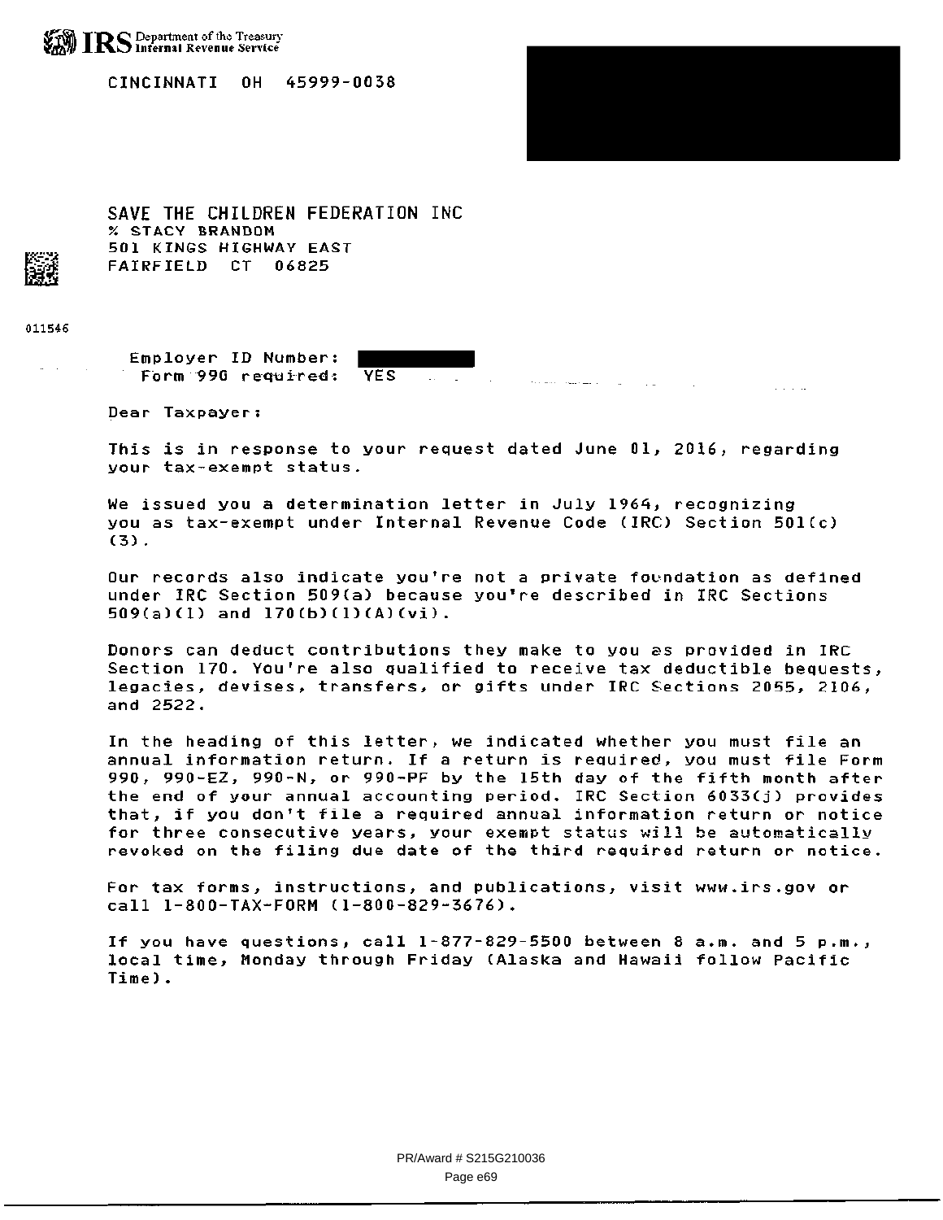IRS Department of the Treasury
Internal Revenue Service

CINCINNATI OH 45999-0038

SAVE THE CHILDREN FEDERATION INC
% STACY BRANDOM
501 KINGS HIGHWAY EAST
FAIRFIELD CT 06825

011546

Employer ID Number:
Form 990 required: YES

Dear Taxpayer:

This is in response to your request dated June 01, 2016, regarding your tax-exempt status.

We issued you a determination letter in July 1964, recognizing you as tax-exempt under Internal Revenue Code (IRC) Section 501(c)(3).

Our records also indicate you're not a private foundation as defined under IRC Section 509(a) because you're described in IRC Sections 509(a)(1) and 170(b)(1)(A)(vi).

Donors can deduct contributions they make to you as provided in IRC Section 170. You're also qualified to receive tax deductible bequests, legacies, devises, transfers, or gifts under IRC Sections 2055, 2106, and 2522.

In the heading of this letter, we indicated whether you must file an annual information return. If a return is required, you must file Form 990, 990-EZ, 990-N, or 990-PF by the 15th day of the fifth month after the end of your annual accounting period. IRC Section 6033(j) provides that, if you don't file a required annual information return or notice for three consecutive years, your exempt status will be automatically revoked on the filing due date of the third required return or notice.

For tax forms, instructions, and publications, visit www.irs.gov or call 1-800-TAX-FORM (1-800-829-3676).

If you have questions, call 1-877-829-5500 between 8 a.m. and 5 p.m., local time, Monday through Friday (Alaska and Hawaii follow Pacific Time).

PR/Award # S215G210036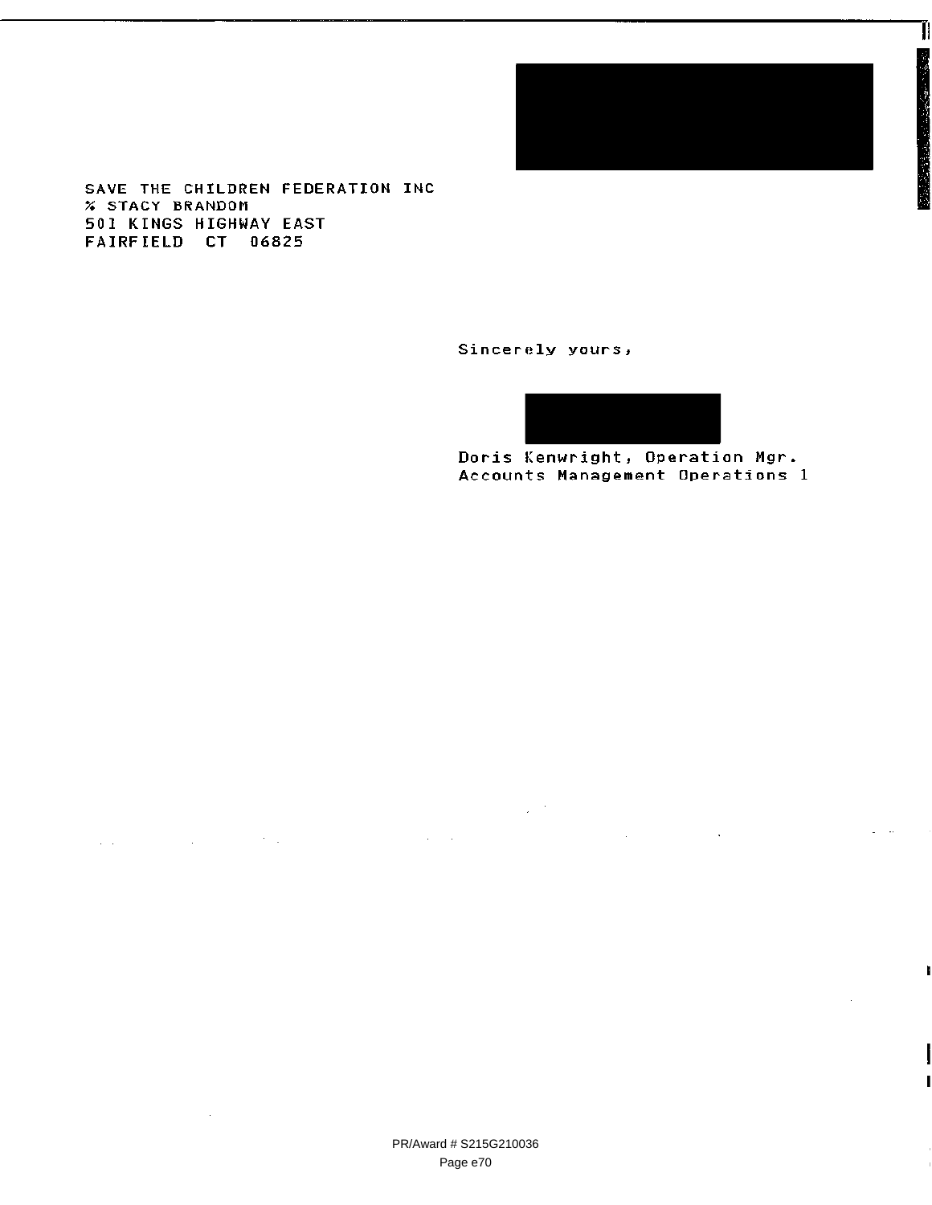SAVE THE CHILDREN FEDERATION INC
% STACY BRANDOM
501 KINGS HIGHWAY EAST
FAIRFIELD CT 06825

Sincerely yours,

Doris Kenwright, Operation Mgr.
Accounts Management Operations 1

PR/Award # S215G210036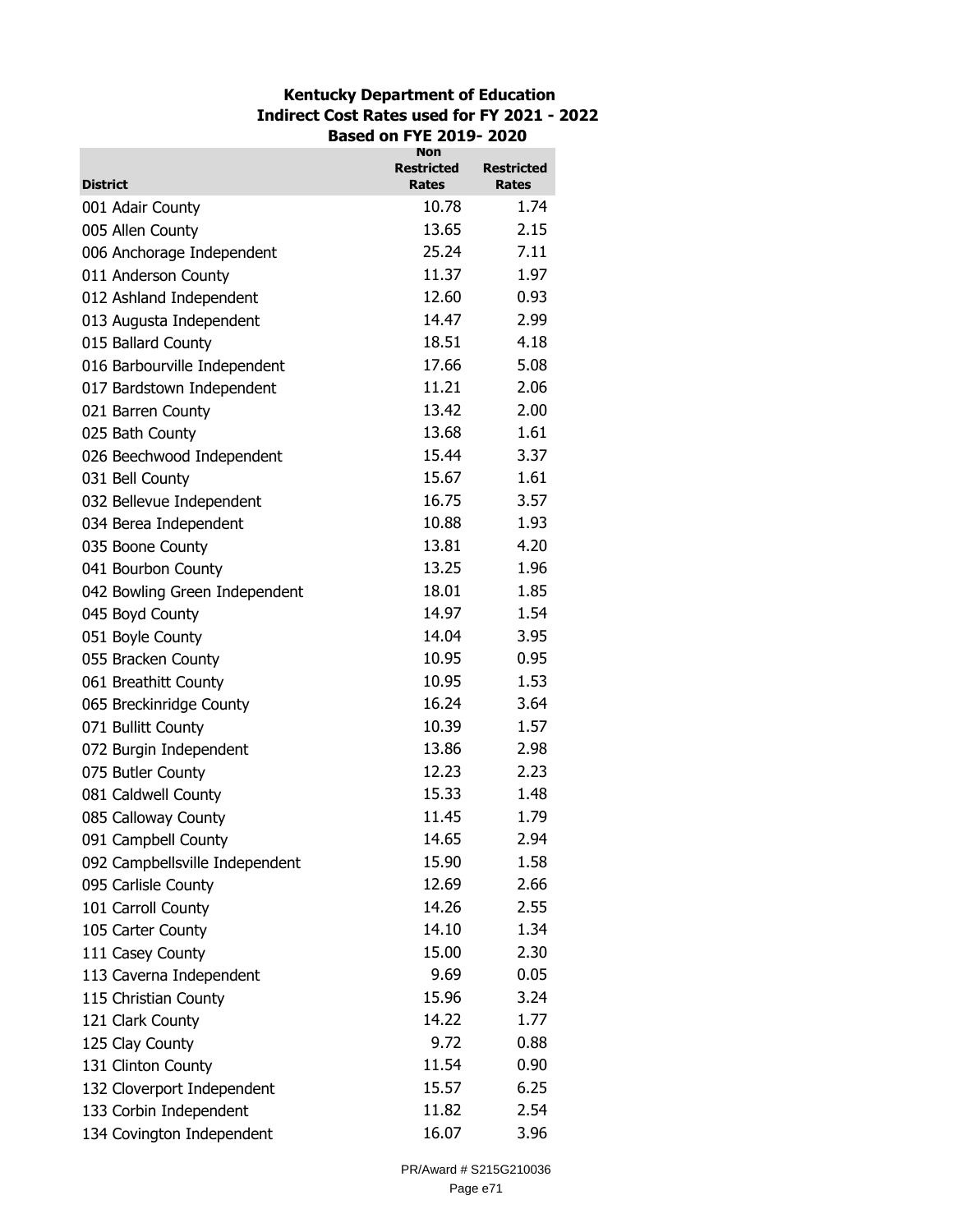**Kentucky Department of Education**
**Indirect Cost Rates used for FY 2021 - 2022**
**Based on FYE 2019- 2020**

| District | Non Restricted Rates | Restricted Rates |
|---|---|---|
| 001 Adair County | 10.78 | 1.74 |
| 005 Allen County | 13.65 | 2.15 |
| 006 Anchorage Independent | 25.24 | 7.11 |
| 011 Anderson County | 11.37 | 1.97 |
| 012 Ashland Independent | 12.60 | 0.93 |
| 013 Augusta Independent | 14.47 | 2.99 |
| 015 Ballard County | 18.51 | 4.18 |
| 016 Barbourville Independent | 17.66 | 5.08 |
| 017 Bardstown Independent | 11.21 | 2.06 |
| 021 Barren County | 13.42 | 2.00 |
| 025 Bath County | 13.68 | 1.61 |
| 026 Beechwood Independent | 15.44 | 3.37 |
| 031 Bell County | 15.67 | 1.61 |
| 032 Bellevue Independent | 16.75 | 3.57 |
| 034 Berea Independent | 10.88 | 1.93 |
| 035 Boone County | 13.81 | 4.20 |
| 041 Bourbon County | 13.25 | 1.96 |
| 042 Bowling Green Independent | 18.01 | 1.85 |
| 045 Boyd County | 14.97 | 1.54 |
| 051 Boyle County | 14.04 | 3.95 |
| 055 Bracken County | 10.95 | 0.95 |
| 061 Breathitt County | 10.95 | 1.53 |
| 065 Breckinridge County | 16.24 | 3.64 |
| 071 Bullitt County | 10.39 | 1.57 |
| 072 Burgin Independent | 13.86 | 2.98 |
| 075 Butler County | 12.23 | 2.23 |
| 081 Caldwell County | 15.33 | 1.48 |
| 085 Calloway County | 11.45 | 1.79 |
| 091 Campbell County | 14.65 | 2.94 |
| 092 Campbellsville Independent | 15.90 | 1.58 |
| 095 Carlisle County | 12.69 | 2.66 |
| 101 Carroll County | 14.26 | 2.55 |
| 105 Carter County | 14.10 | 1.34 |
| 111 Casey County | 15.00 | 2.30 |
| 113 Caverna Independent | 9.69 | 0.05 |
| 115 Christian County | 15.96 | 3.24 |
| 121 Clark County | 14.22 | 1.77 |
| 125 Clay County | 9.72 | 0.88 |
| 131 Clinton County | 11.54 | 0.90 |
| 132 Cloverport Independent | 15.57 | 6.25 |
| 133 Corbin Independent | 11.82 | 2.54 |
| 134 Covington Independent | 16.07 | 3.96 |

PR/Award # S215G210036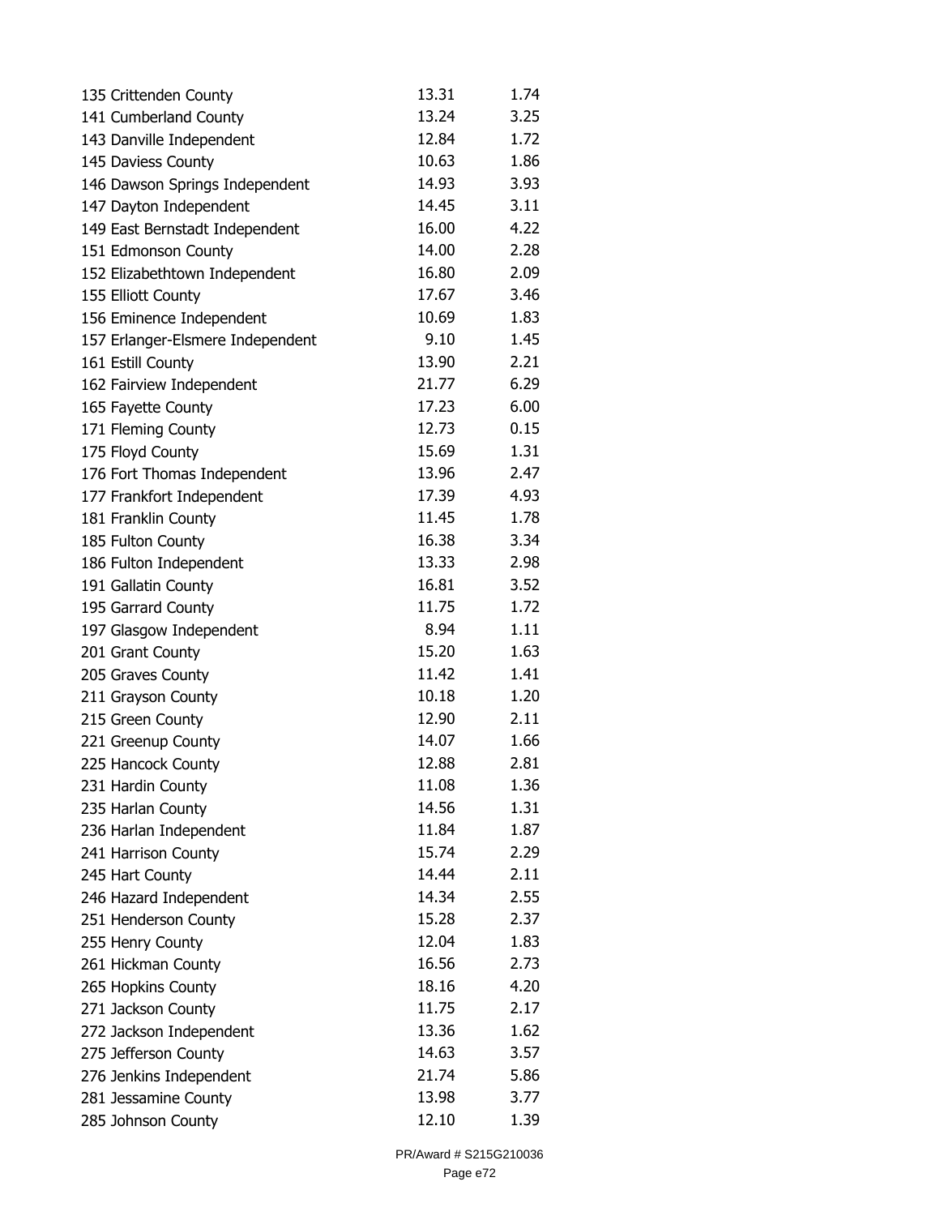| | | |
|---|---|---|
| 135 Crittenden County | 13.31 | 1.74 |
| 141 Cumberland County | 13.24 | 3.25 |
| 143 Danville Independent | 12.84 | 1.72 |
| 145 Daviess County | 10.63 | 1.86 |
| 146 Dawson Springs Independent | 14.93 | 3.93 |
| 147 Dayton Independent | 14.45 | 3.11 |
| 149 East Bernstadt Independent | 16.00 | 4.22 |
| 151 Edmonson County | 14.00 | 2.28 |
| 152 Elizabethtown Independent | 16.80 | 2.09 |
| 155 Elliott County | 17.67 | 3.46 |
| 156 Eminence Independent | 10.69 | 1.83 |
| 157 Erlanger-Elsmere Independent | 9.10 | 1.45 |
| 161 Estill County | 13.90 | 2.21 |
| 162 Fairview Independent | 21.77 | 6.29 |
| 165 Fayette County | 17.23 | 6.00 |
| 171 Fleming County | 12.73 | 0.15 |
| 175 Floyd County | 15.69 | 1.31 |
| 176 Fort Thomas Independent | 13.96 | 2.47 |
| 177 Frankfort Independent | 17.39 | 4.93 |
| 181 Franklin County | 11.45 | 1.78 |
| 185 Fulton County | 16.38 | 3.34 |
| 186 Fulton Independent | 13.33 | 2.98 |
| 191 Gallatin County | 16.81 | 3.52 |
| 195 Garrard County | 11.75 | 1.72 |
| 197 Glasgow Independent | 8.94 | 1.11 |
| 201 Grant County | 15.20 | 1.63 |
| 205 Graves County | 11.42 | 1.41 |
| 211 Grayson County | 10.18 | 1.20 |
| 215 Green County | 12.90 | 2.11 |
| 221 Greenup County | 14.07 | 1.66 |
| 225 Hancock County | 12.88 | 2.81 |
| 231 Hardin County | 11.08 | 1.36 |
| 235 Harlan County | 14.56 | 1.31 |
| 236 Harlan Independent | 11.84 | 1.87 |
| 241 Harrison County | 15.74 | 2.29 |
| 245 Hart County | 14.44 | 2.11 |
| 246 Hazard Independent | 14.34 | 2.55 |
| 251 Henderson County | 15.28 | 2.37 |
| 255 Henry County | 12.04 | 1.83 |
| 261 Hickman County | 16.56 | 2.73 |
| 265 Hopkins County | 18.16 | 4.20 |
| 271 Jackson County | 11.75 | 2.17 |
| 272 Jackson Independent | 13.36 | 1.62 |
| 275 Jefferson County | 14.63 | 3.57 |
| 276 Jenkins Independent | 21.74 | 5.86 |
| 281 Jessamine County | 13.98 | 3.77 |
| 285 Johnson County | 12.10 | 1.39 |

PR/Award # S215G210036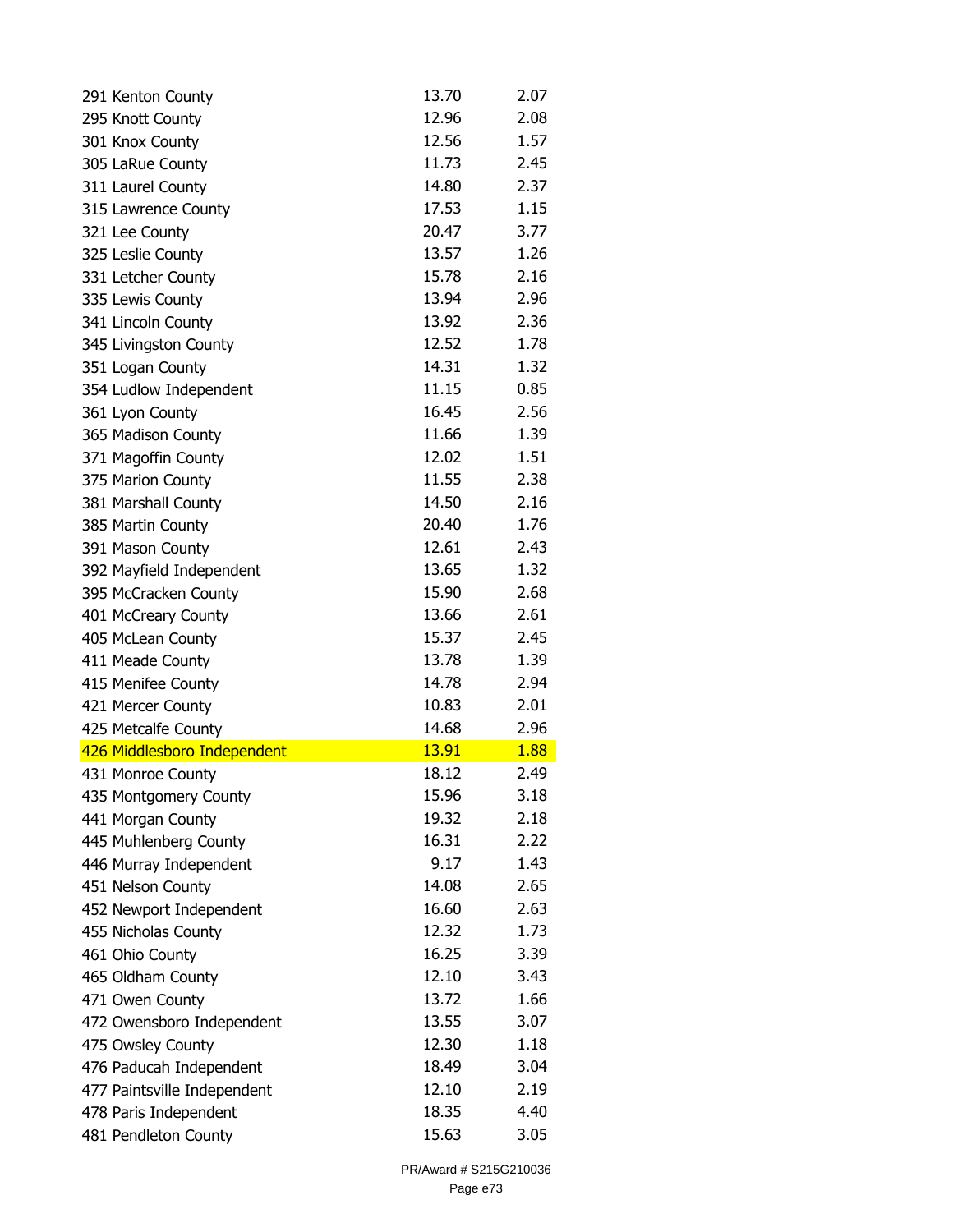| | | |
|---|---|---|
| 291 Kenton County | 13.70 | 2.07 |
| 295 Knott County | 12.96 | 2.08 |
| 301 Knox County | 12.56 | 1.57 |
| 305 LaRue County | 11.73 | 2.45 |
| 311 Laurel County | 14.80 | 2.37 |
| 315 Lawrence County | 17.53 | 1.15 |
| 321 Lee County | 20.47 | 3.77 |
| 325 Leslie County | 13.57 | 1.26 |
| 331 Letcher County | 15.78 | 2.16 |
| 335 Lewis County | 13.94 | 2.96 |
| 341 Lincoln County | 13.92 | 2.36 |
| 345 Livingston County | 12.52 | 1.78 |
| 351 Logan County | 14.31 | 1.32 |
| 354 Ludlow Independent | 11.15 | 0.85 |
| 361 Lyon County | 16.45 | 2.56 |
| 365 Madison County | 11.66 | 1.39 |
| 371 Magoffin County | 12.02 | 1.51 |
| 375 Marion County | 11.55 | 2.38 |
| 381 Marshall County | 14.50 | 2.16 |
| 385 Martin County | 20.40 | 1.76 |
| 391 Mason County | 12.61 | 2.43 |
| 392 Mayfield Independent | 13.65 | 1.32 |
| 395 McCracken County | 15.90 | 2.68 |
| 401 McCreary County | 13.66 | 2.61 |
| 405 McLean County | 15.37 | 2.45 |
| 411 Meade County | 13.78 | 1.39 |
| 415 Menifee County | 14.78 | 2.94 |
| 421 Mercer County | 10.83 | 2.01 |
| 425 Metcalfe County | 14.68 | 2.96 |
| 426 Middlesboro Independent | 13.91 | 1.88 |
| 431 Monroe County | 18.12 | 2.49 |
| 435 Montgomery County | 15.96 | 3.18 |
| 441 Morgan County | 19.32 | 2.18 |
| 445 Muhlenberg County | 16.31 | 2.22 |
| 446 Murray Independent | 9.17 | 1.43 |
| 451 Nelson County | 14.08 | 2.65 |
| 452 Newport Independent | 16.60 | 2.63 |
| 455 Nicholas County | 12.32 | 1.73 |
| 461 Ohio County | 16.25 | 3.39 |
| 465 Oldham County | 12.10 | 3.43 |
| 471 Owen County | 13.72 | 1.66 |
| 472 Owensboro Independent | 13.55 | 3.07 |
| 475 Owsley County | 12.30 | 1.18 |
| 476 Paducah Independent | 18.49 | 3.04 |
| 477 Paintsville Independent | 12.10 | 2.19 |
| 478 Paris Independent | 18.35 | 4.40 |
| 481 Pendleton County | 15.63 | 3.05 |

PR/Award # S215G210036

Page e73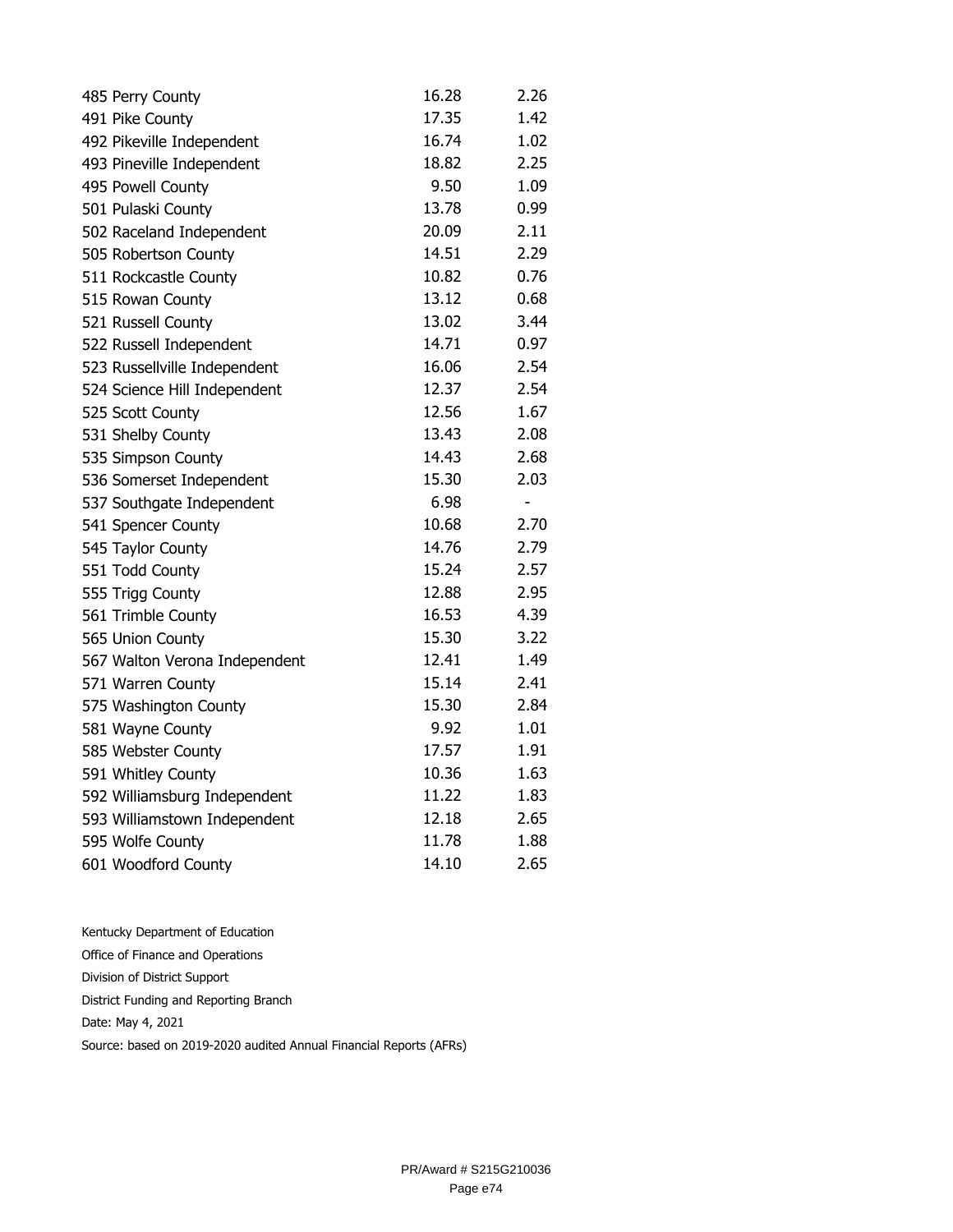| | | |
|---|---|---|
| 485 Perry County | 16.28 | 2.26 |
| 491 Pike County | 17.35 | 1.42 |
| 492 Pikeville Independent | 16.74 | 1.02 |
| 493 Pineville Independent | 18.82 | 2.25 |
| 495 Powell County | 9.50 | 1.09 |
| 501 Pulaski County | 13.78 | 0.99 |
| 502 Raceland Independent | 20.09 | 2.11 |
| 505 Robertson County | 14.51 | 2.29 |
| 511 Rockcastle County | 10.82 | 0.76 |
| 515 Rowan County | 13.12 | 0.68 |
| 521 Russell County | 13.02 | 3.44 |
| 522 Russell Independent | 14.71 | 0.97 |
| 523 Russellville Independent | 16.06 | 2.54 |
| 524 Science Hill Independent | 12.37 | 2.54 |
| 525 Scott County | 12.56 | 1.67 |
| 531 Shelby County | 13.43 | 2.08 |
| 535 Simpson County | 14.43 | 2.68 |
| 536 Somerset Independent | 15.30 | 2.03 |
| 537 Southgate Independent | 6.98 | - |
| 541 Spencer County | 10.68 | 2.70 |
| 545 Taylor County | 14.76 | 2.79 |
| 551 Todd County | 15.24 | 2.57 |
| 555 Trigg County | 12.88 | 2.95 |
| 561 Trimble County | 16.53 | 4.39 |
| 565 Union County | 15.30 | 3.22 |
| 567 Walton Verona Independent | 12.41 | 1.49 |
| 571 Warren County | 15.14 | 2.41 |
| 575 Washington County | 15.30 | 2.84 |
| 581 Wayne County | 9.92 | 1.01 |
| 585 Webster County | 17.57 | 1.91 |
| 591 Whitley County | 10.36 | 1.63 |
| 592 Williamsburg Independent | 11.22 | 1.83 |
| 593 Williamstown Independent | 12.18 | 2.65 |
| 595 Wolfe County | 11.78 | 1.88 |
| 601 Woodford County | 14.10 | 2.65 |

Kentucky Department of Education

Office of Finance and Operations

Division of District Support

District Funding and Reporting Branch

Date: May 4, 2021

Source: based on 2019-2020 audited Annual Financial Reports (AFRs)

PR/Award # S215G210036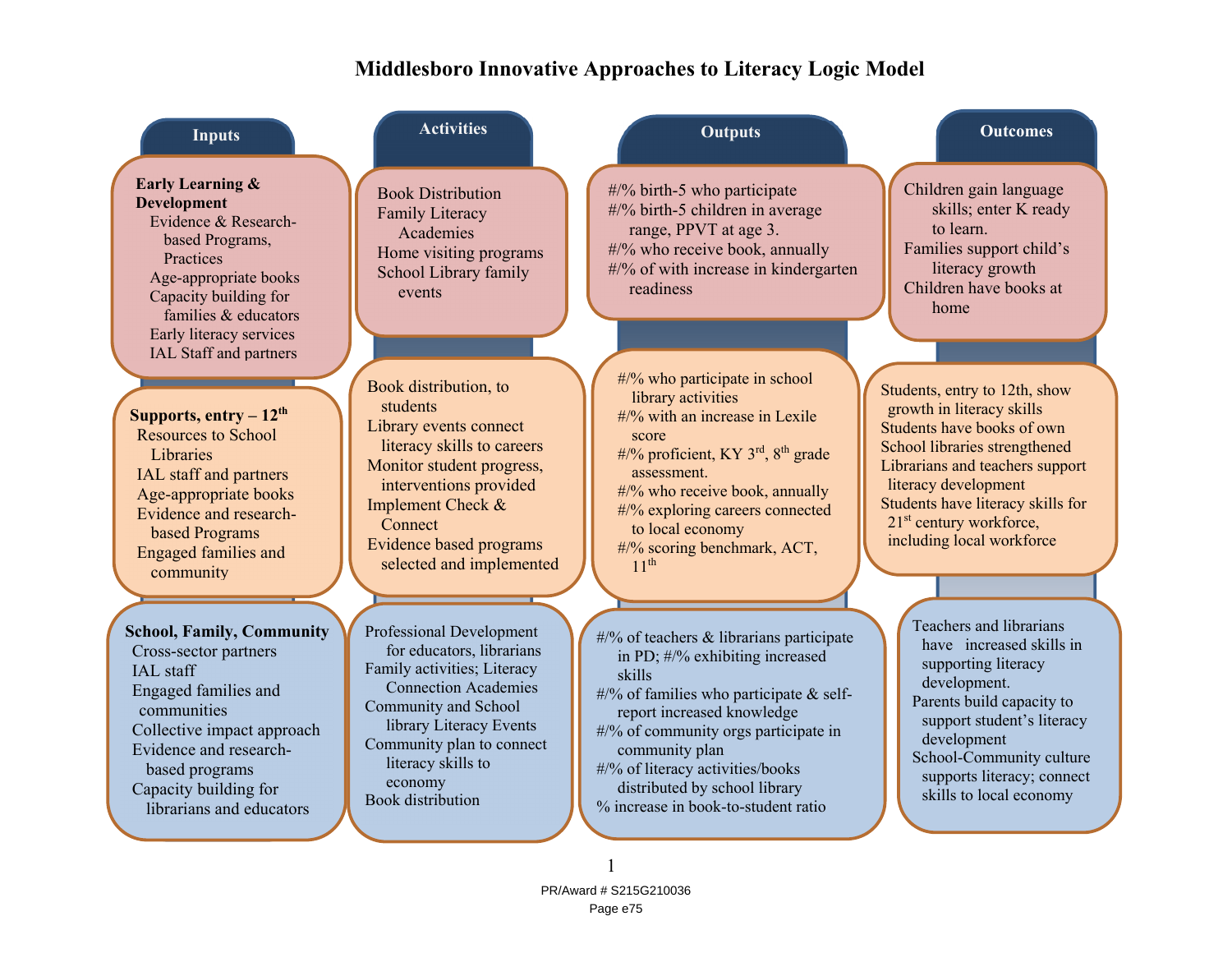# Middlesboro Innovative Approaches to Literacy Logic Model

| Inputs | Activities | Outputs | Outcomes |
|---|---|---|---|
| **Early Learning & Development**<br>Evidence & Research-based Programs, Practices<br>Age-appropriate books<br>Capacity building for families & educators<br>Early literacy services<br>IAL Staff and partners | Book Distribution<br>Family Literacy Academies<br>Home visiting programs<br>School Library family events | #/% birth-5 who participate<br>#/% birth-5 children in average range, PPVT at age 3.<br>#/% who receive book, annually<br>#/% of with increase in kindergarten readiness | Children gain language skills; enter K ready to learn.<br>Families support child's literacy growth<br>Children have books at home |
| **Supports, entry – 12th**<br>Resources to School Libraries<br>IAL staff and partners<br>Age-appropriate books<br>Evidence and research-based Programs<br>Engaged families and community | Book distribution, to students<br>Library events connect literacy skills to careers<br>Monitor student progress, interventions provided<br>Implement Check & Connect<br>Evidence based programs selected and implemented | #/% who participate in school library activities<br>#/% with an increase in Lexile score<br>#/% proficient, KY 3rd, 8th grade assessment.<br>#/% who receive book, annually<br>#/% exploring careers connected to local economy<br>#/% scoring benchmark, ACT, 11th | Students, entry to 12th, show growth in literacy skills<br>Students have books of own<br>School libraries strengthened<br>Librarians and teachers support literacy development<br>Students have literacy skills for 21st century workforce, including local workforce |
| **School, Family, Community**<br>Cross-sector partners<br>IAL staff<br>Engaged families and communities<br>Collective impact approach<br>Evidence and research-based programs<br>Capacity building for librarians and educators | Professional Development for educators, librarians<br>Family activities; Literacy Connection Academies<br>Community and School library Literacy Events<br>Community plan to connect literacy skills to economy<br>Book distribution | #/% of teachers & librarians participate in PD; #/% exhibiting increased skills<br>#/% of families who participate & self-report increased knowledge<br>#/% of community orgs participate in community plan<br>#/% of literacy activities/books distributed by school library<br>% increase in book-to-student ratio | Teachers and librarians have increased skills in supporting literacy development.<br>Parents build capacity to support student's literacy development<br>School-Community culture supports literacy; connect skills to local economy |

PR/Award # S215G210036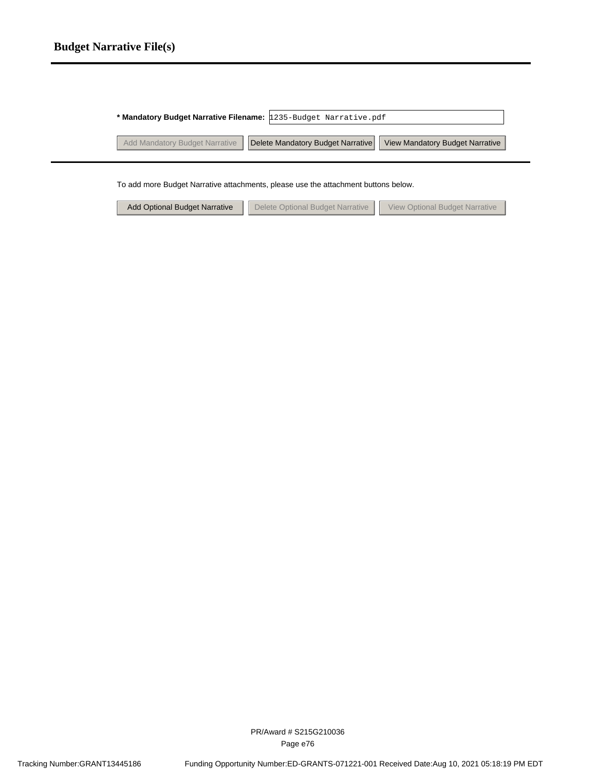## Budget Narrative File(s)

**\* Mandatory Budget Narrative Filename:** 1235-Budget Narrative.pdf

Add Mandatory Budget Narrative | Delete Mandatory Budget Narrative | View Mandatory Budget Narrative

To add more Budget Narrative attachments, please use the attachment buttons below.

Add Optional Budget Narrative | Delete Optional Budget Narrative | View Optional Budget Narrative

PR/Award # S215G210036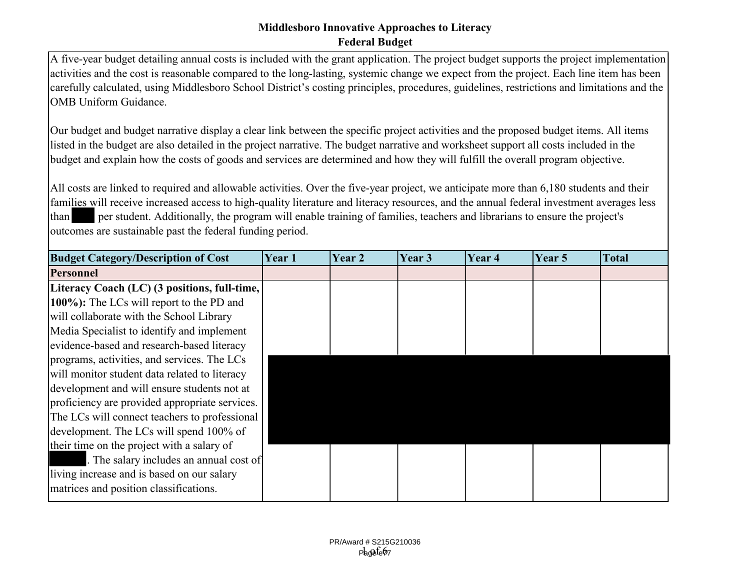# Middlesboro Innovative Approaches to Literacy

## Federal Budget

A five-year budget detailing annual costs is included with the grant application. The project budget supports the project implementation activities and the cost is reasonable compared to the long-lasting, systemic change we expect from the project. Each line item has been carefully calculated, using Middlesboro School District's costing principles, procedures, guidelines, restrictions and limitations and the OMB Uniform Guidance.

Our budget and budget narrative display a clear link between the specific project activities and the proposed budget items. All items listed in the budget are also detailed in the project narrative. The budget narrative and worksheet support all costs included in the budget and explain how the costs of goods and services are determined and how they will fulfill the overall program objective.

All costs are linked to required and allowable activities. Over the five-year project, we anticipate more than 6,180 students and their families will receive increased access to high-quality literature and literacy resources, and the annual federal investment averages less than [redacted] per student. Additionally, the program will enable training of families, teachers and librarians to ensure the project's outcomes are sustainable past the federal funding period.

| Budget Category/Description of Cost | Year 1 | Year 2 | Year 3 | Year 4 | Year 5 | Total |
|---|---|---|---|---|---|---|
| **Personnel** | | | | | | |
| **Literacy Coach (LC) (3 positions, full-time, 100%):** The LCs will report to the PD and will collaborate with the School Library Media Specialist to identify and implement evidence-based and research-based literacy programs, activities, and services. The LCs will monitor student data related to literacy development and will ensure students not at proficiency are provided appropriate services. The LCs will connect teachers to professional development. The LCs will spend 100% of their time on the project with a salary of [redacted]. The salary includes an annual cost of living increase and is based on our salary matrices and position classifications. | [redacted] | [redacted] | [redacted] | [redacted] | [redacted] | [redacted] |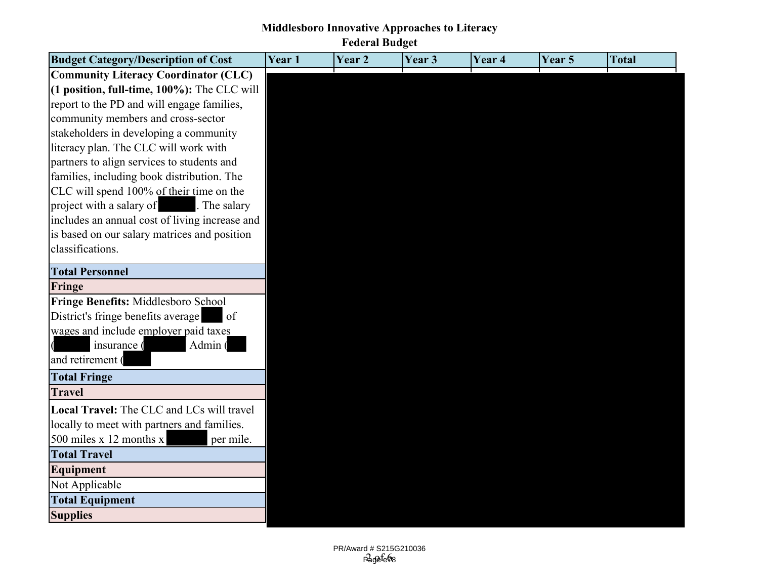**Middlesboro Innovative Approaches to Literacy**
**Federal Budget**

| Budget Category/Description of Cost | Year 1 | Year 2 | Year 3 | Year 4 | Year 5 | Total |
|---|---|---|---|---|---|---|
| **Community Literacy Coordinator (CLC) (1 position, full-time, 100%):** The CLC will report to the PD and will engage families, community members and cross-sector stakeholders in developing a community literacy plan. The CLC will work with partners to align services to students and families, including book distribution. The CLC will spend 100% of their time on the project with a salary of [redacted]. The salary includes an annual cost of living increase and is based on our salary matrices and position classifications. | | | | | | |
| **Total Personnel** | | | | | | |
| **Fringe** | | | | | | |
| **Fringe Benefits:** Middlesboro School District's fringe benefits average [redacted] of wages and include employer paid taxes ([redacted] insurance ([redacted] Admin ([redacted] and retirement ([redacted] | | | | | | |
| **Total Fringe** | | | | | | |
| **Travel** | | | | | | |
| **Local Travel:** The CLC and LCs will travel locally to meet with partners and families. 500 miles x 12 months x [redacted] per mile. | | | | | | |
| **Total Travel** | | | | | | |
| **Equipment** | | | | | | |
| Not Applicable | | | | | | |
| **Total Equipment** | | | | | | |
| **Supplies** | | | | | | |

PR/Award # S215G210036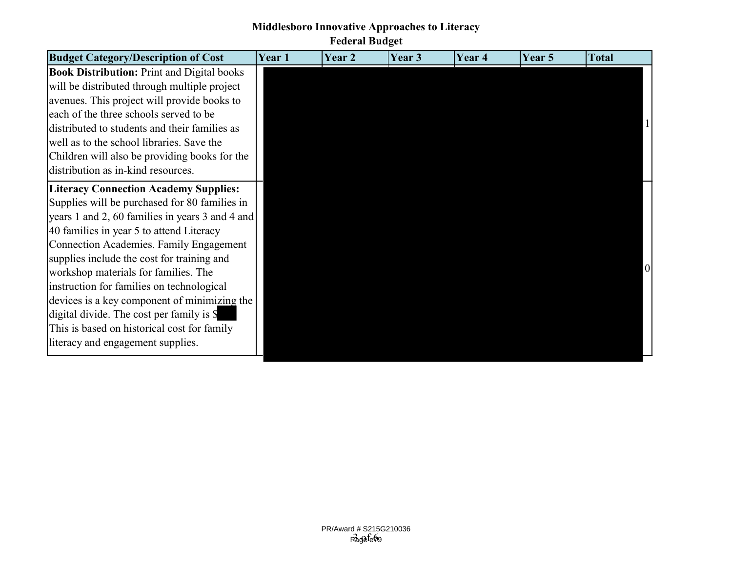**Middlesboro Innovative Approaches to Literacy**
**Federal Budget**

| Budget Category/Description of Cost | Year 1 | Year 2 | Year 3 | Year 4 | Year 5 | Total |
|---|---|---|---|---|---|---|
| **Book Distribution:** Print and Digital books will be distributed through multiple project avenues. This project will provide books to each of the three schools served to be distributed to students and their families as well as to the school libraries. Save the Children will also be providing books for the distribution as in-kind resources. | | | | | | 1 |
| **Literacy Connection Academy Supplies:** Supplies will be purchased for 80 families in years 1 and 2, 60 families in years 3 and 4 and 40 families in year 5 to attend Literacy Connection Academies. Family Engagement supplies include the cost for training and workshop materials for families. The instruction for families on technological devices is a key component of minimizing the digital divide. The cost per family is $ This is based on historical cost for family literacy and engagement supplies. | | | | | | 0 |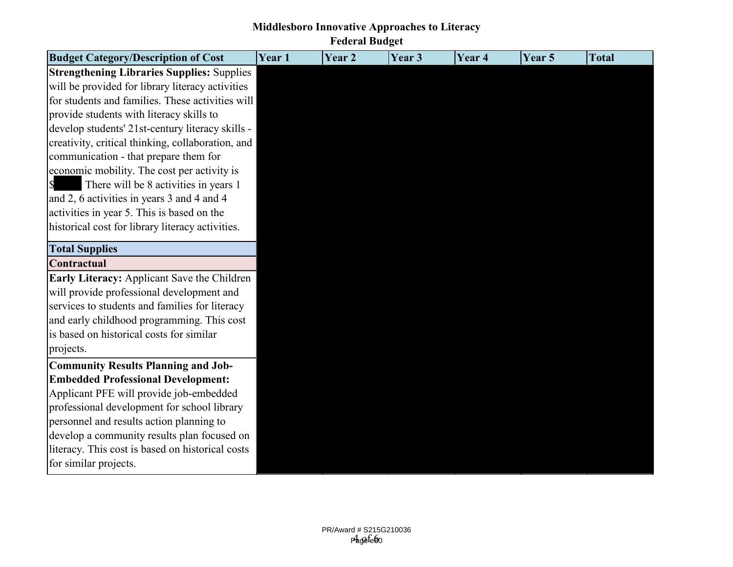# Middlesboro Innovative Approaches to Literacy
## Federal Budget

| Budget Category/Description of Cost | Year 1 | Year 2 | Year 3 | Year 4 | Year 5 | Total |
|---|---|---|---|---|---|---|
| **Strengthening Libraries Supplies:** Supplies will be provided for library literacy activities for students and families. These activities will provide students with literacy skills to develop students' 21st-century literacy skills - creativity, critical thinking, collaboration, and communication - that prepare them for economic mobility. The cost per activity is $ There will be 8 activities in years 1 and 2, 6 activities in years 3 and 4 and 4 activities in year 5. This is based on the historical cost for library literacy activities. | | | | | | |
| **Total Supplies** | | | | | | |
| **Contractual** | | | | | | |
| **Early Literacy:** Applicant Save the Children will provide professional development and services to students and families for literacy and early childhood programming. This cost is based on historical costs for similar projects. | | | | | | |
| **Community Results Planning and Job-Embedded Professional Development:** Applicant PFE will provide job-embedded professional development for school library personnel and results action planning to develop a community results plan focused on literacy. This cost is based on historical costs for similar projects. | | | | | | |

PR/Award # S215G210036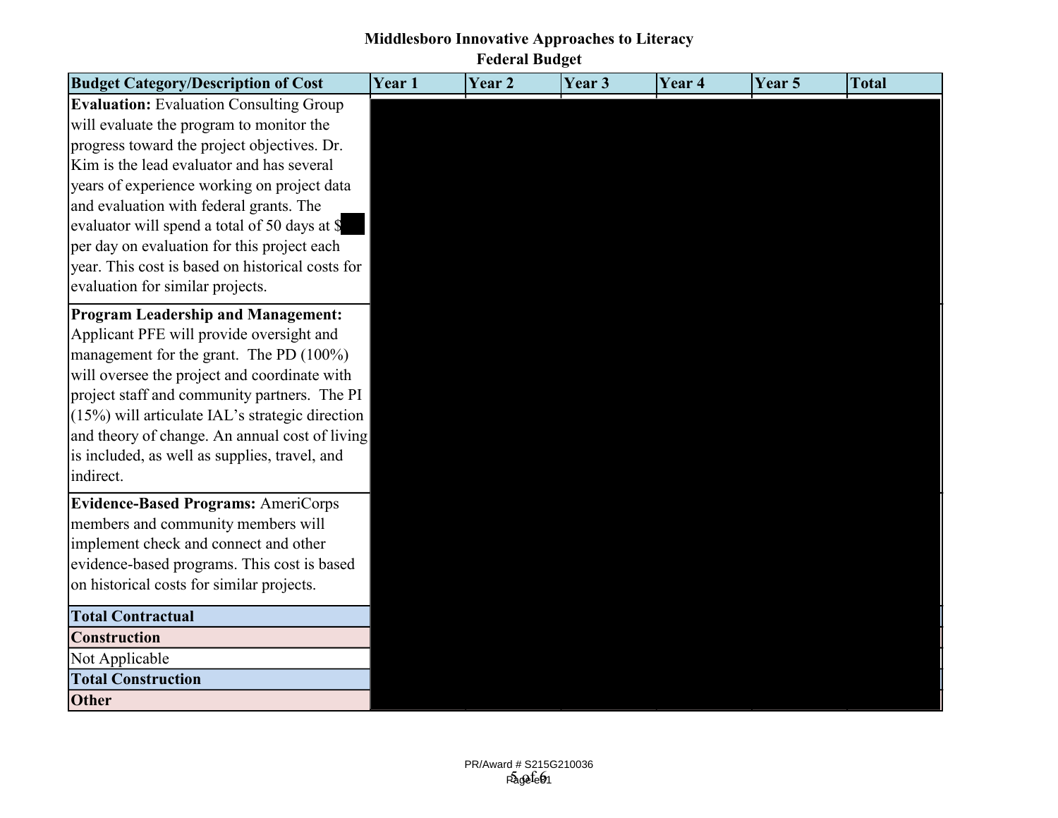**Middlesboro Innovative Approaches to Literacy**
**Federal Budget**

| Budget Category/Description of Cost | Year 1 | Year 2 | Year 3 | Year 4 | Year 5 | Total |
|---|---|---|---|---|---|---|
| **Evaluation:** Evaluation Consulting Group will evaluate the program to monitor the progress toward the project objectives. Dr. Kim is the lead evaluator and has several years of experience working on project data and evaluation with federal grants. The evaluator will spend a total of 50 days at $ per day on evaluation for this project each year. This cost is based on historical costs for evaluation for similar projects. | | | | | | |
| **Program Leadership and Management:** Applicant PFE will provide oversight and management for the grant. The PD (100%) will oversee the project and coordinate with project staff and community partners. The PI (15%) will articulate IAL's strategic direction and theory of change. An annual cost of living is included, as well as supplies, travel, and indirect. | | | | | | |
| **Evidence-Based Programs:** AmeriCorps members and community members will implement check and connect and other evidence-based programs. This cost is based on historical costs for similar projects. | | | | | | |
| **Total Contractual** | | | | | | |
| **Construction** | | | | | | |
| Not Applicable | | | | | | |
| **Total Construction** | | | | | | |
| **Other** | | | | | | |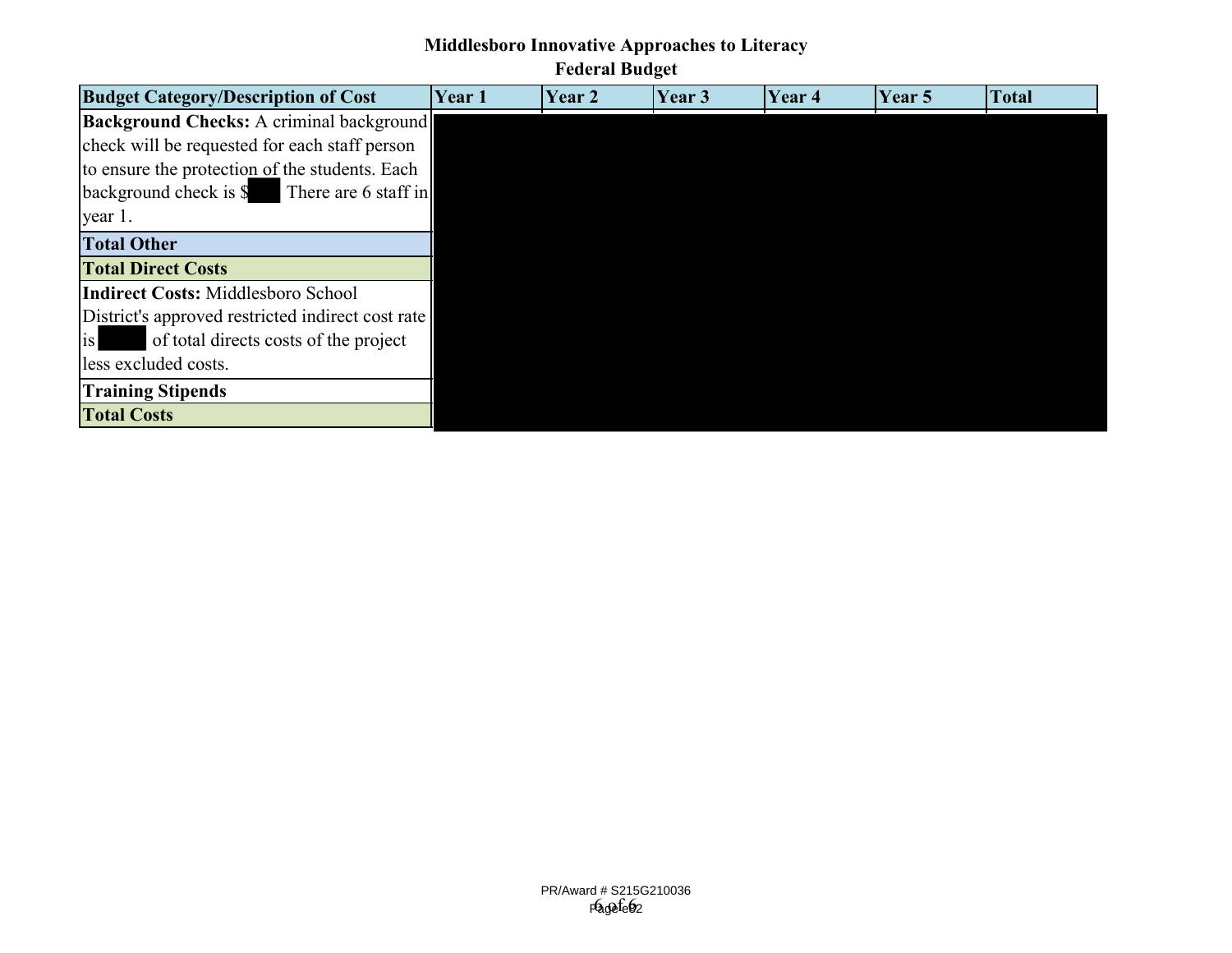**Middlesboro Innovative Approaches to Literacy**
**Federal Budget**

| Budget Category/Description of Cost | Year 1 | Year 2 | Year 3 | Year 4 | Year 5 | Total |
|---|---|---|---|---|---|---|
| **Background Checks:** A criminal background check will be requested for each staff person to ensure the protection of the students. Each background check is $ There are 6 staff in year 1. | | | | | | |
| **Total Other** | | | | | | |
| **Total Direct Costs** | | | | | | |
| **Indirect Costs:** Middlesboro School District's approved restricted indirect cost rate is of total directs costs of the project less excluded costs. | | | | | | |
| **Training Stipends** | | | | | | |
| **Total Costs** | | | | | | |

PR/Award # S215G210036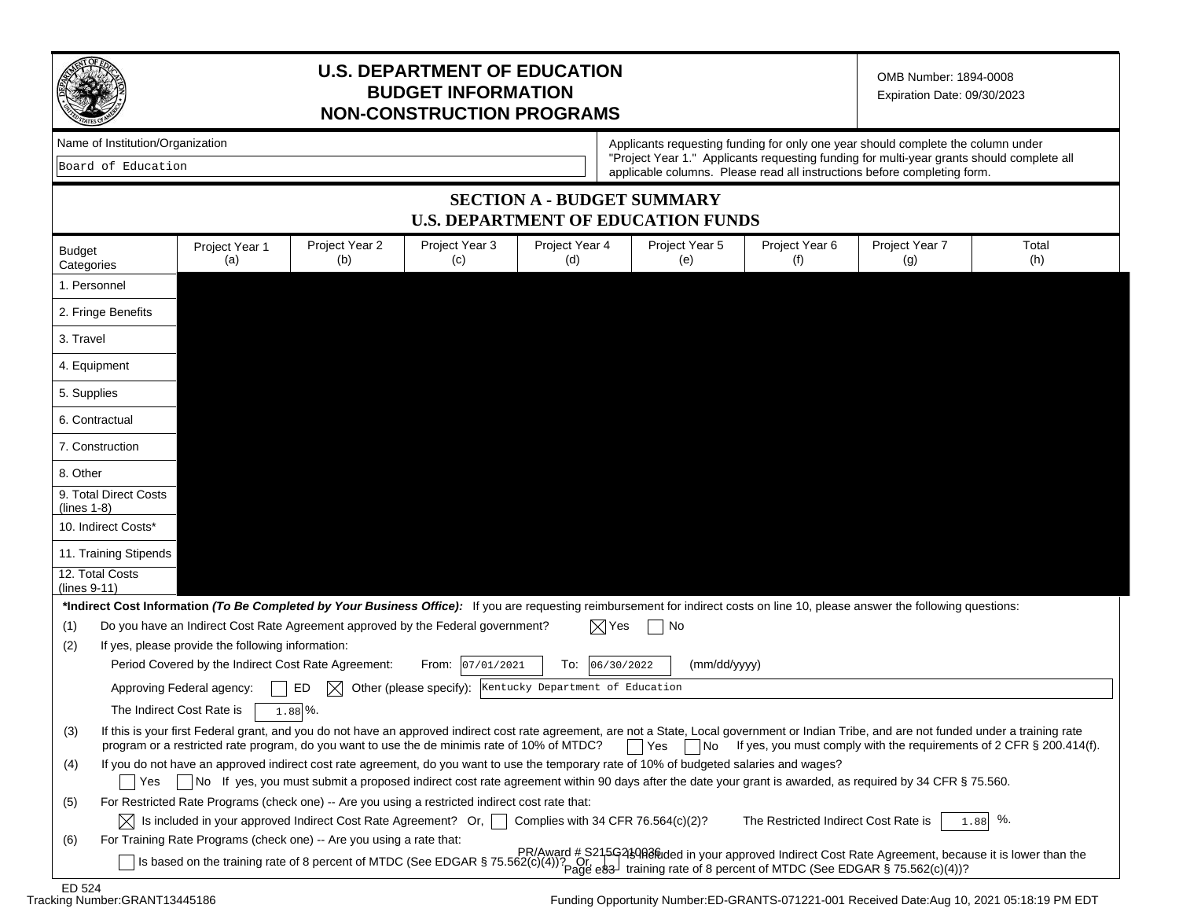# U.S. DEPARTMENT OF EDUCATION
# BUDGET INFORMATION
# NON-CONSTRUCTION PROGRAMS

OMB Number: 1894-0008
Expiration Date: 09/30/2023

Name of Institution/Organization

Board of Education

Applicants requesting funding for only one year should complete the column under "Project Year 1." Applicants requesting funding for multi-year grants should complete all applicable columns. Please read all instructions before completing form.

## SECTION A - BUDGET SUMMARY
## U.S. DEPARTMENT OF EDUCATION FUNDS

| Budget Categories | Project Year 1 (a) | Project Year 2 (b) | Project Year 3 (c) | Project Year 4 (d) | Project Year 5 (e) | Project Year 6 (f) | Project Year 7 (g) | Total (h) |
|---|---|---|---|---|---|---|---|---|
| 1. Personnel | | | | | | | | |
| 2. Fringe Benefits | | | | | | | | |
| 3. Travel | | | | | | | | |
| 4. Equipment | | | | | | | | |
| 5. Supplies | | | | | | | | |
| 6. Contractual | | | | | | | | |
| 7. Construction | | | | | | | | |
| 8. Other | | | | | | | | |
| 9. Total Direct Costs (lines 1-8) | | | | | | | | |
| 10. Indirect Costs* | | | | | | | | |
| 11. Training Stipends | | | | | | | | |
| 12. Total Costs (lines 9-11) | | | | | | | | |

***Indirect Cost Information** ***(To Be Completed by Your Business Office):*** If you are requesting reimbursement for indirect costs on line 10, please answer the following questions:

(1) Do you have an Indirect Cost Rate Agreement approved by the Federal government? ☒ Yes ☐ No

(2) If yes, please provide the following information:

Period Covered by the Indirect Cost Rate Agreement: From: 07/01/2021 To: 06/30/2022 (mm/dd/yyyy)

Approving Federal agency: ☐ ED ☒ Other (please specify): Kentucky Department of Education

The Indirect Cost Rate is 1.88 %.

(3) If this is your first Federal grant, and you do not have an approved indirect cost rate agreement, are not a State, Local government or Indian Tribe, and are not funded under a training rate program or a restricted rate program, do you want to use the de minimis rate of 10% of MTDC? ☐ Yes ☐ No If yes, you must comply with the requirements of 2 CFR § 200.414(f).

(4) If you do not have an approved indirect cost rate agreement, do you want to use the temporary rate of 10% of budgeted salaries and wages?
☐ Yes ☐ No If yes, you must submit a proposed indirect cost rate agreement within 90 days after the date your grant is awarded, as required by 34 CFR § 75.560.

(5) For Restricted Rate Programs (check one) -- Are you using a restricted indirect cost rate that:
☒ Is included in your approved Indirect Cost Rate Agreement? Or, ☐ Complies with 34 CFR 76.564(c)(2)? The Restricted Indirect Cost Rate is 1.88 %.

(6) For Training Rate Programs (check one) -- Are you using a rate that:
☐ Is based on the training rate of 8 percent of MTDC (See EDGAR § 75.562(c)(4))? Or, ☐ Is included in your approved Indirect Cost Rate Agreement, because it is lower than the training rate of 8 percent of MTDC (See EDGAR § 75.562(c)(4))?

PR/Award # S215G210036

ED 524
Tracking Number:GRANT13445186

Funding Opportunity Number:ED-GRANTS-071221-001 Received Date:Aug 10, 2021 05:18:19 PM EDT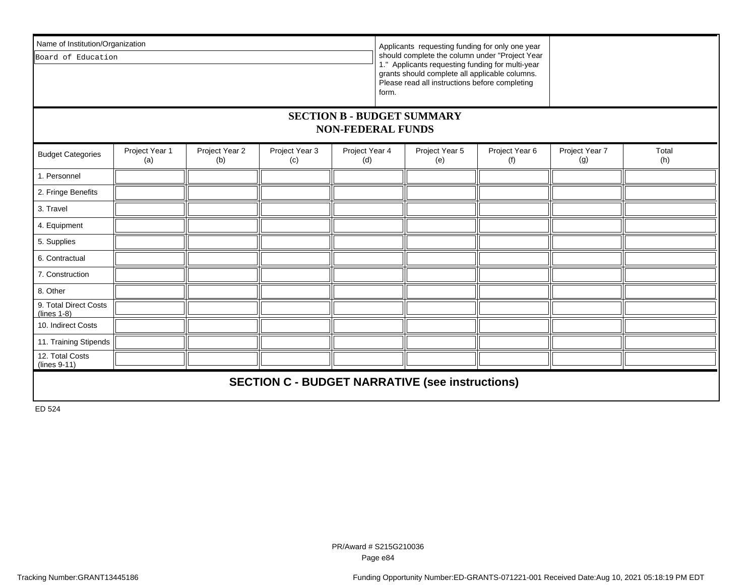Name of Institution/Organization

Board of Education

Applicants requesting funding for only one year should complete the column under "Project Year 1." Applicants requesting funding for multi-year grants should complete all applicable columns. Please read all instructions before completing form.

## SECTION B - BUDGET SUMMARY
## NON-FEDERAL FUNDS

| Budget Categories | Project Year 1 (a) | Project Year 2 (b) | Project Year 3 (c) | Project Year 4 (d) | Project Year 5 (e) | Project Year 6 (f) | Project Year 7 (g) | Total (h) |
|---|---|---|---|---|---|---|---|---|
| 1. Personnel | | | | | | | | |
| 2. Fringe Benefits | | | | | | | | |
| 3. Travel | | | | | | | | |
| 4. Equipment | | | | | | | | |
| 5. Supplies | | | | | | | | |
| 6. Contractual | | | | | | | | |
| 7. Construction | | | | | | | | |
| 8. Other | | | | | | | | |
| 9. Total Direct Costs (lines 1-8) | | | | | | | | |
| 10. Indirect Costs | | | | | | | | |
| 11. Training Stipends | | | | | | | | |
| 12. Total Costs (lines 9-11) | | | | | | | | |

## SECTION C - BUDGET NARRATIVE (see instructions)

ED 524

PR/Award # S215G210036

Tracking Number:GRANT13445186

Funding Opportunity Number:ED-GRANTS-071221-001 Received Date:Aug 10, 2021 05:18:19 PM EDT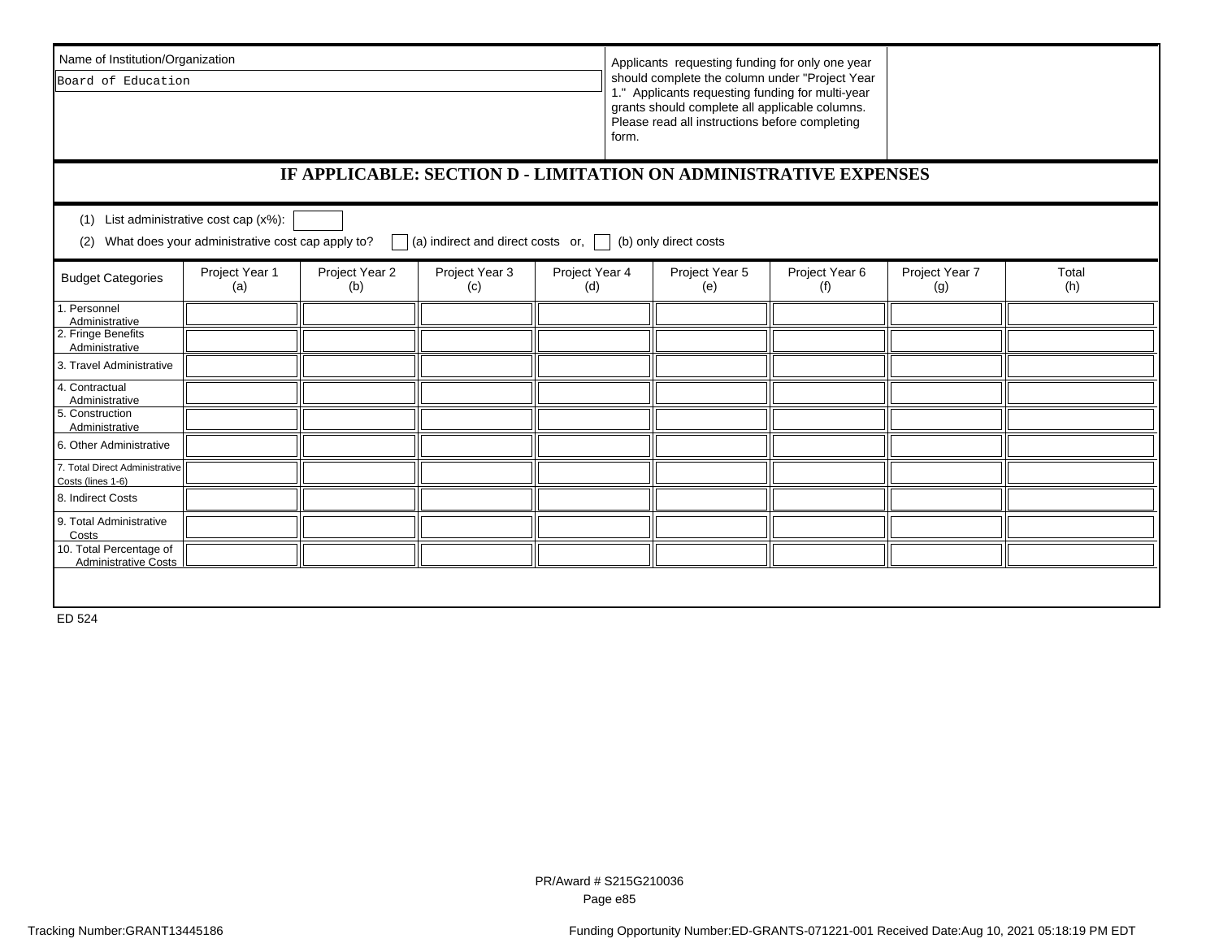Name of Institution/Organization

Board of Education

Applicants requesting funding for only one year should complete the column under "Project Year 1." Applicants requesting funding for multi-year grants should complete all applicable columns. Please read all instructions before completing form.

## IF APPLICABLE: SECTION D - LIMITATION ON ADMINISTRATIVE EXPENSES

(1) List administrative cost cap (x%): 

(2) What does your administrative cost cap apply to? ☐ (a) indirect and direct costs or, ☐ (b) only direct costs

| Budget Categories | Project Year 1 (a) | Project Year 2 (b) | Project Year 3 (c) | Project Year 4 (d) | Project Year 5 (e) | Project Year 6 (f) | Project Year 7 (g) | Total (h) |
|---|---|---|---|---|---|---|---|---|
| 1. Personnel Administrative | | | | | | | | |
| 2. Fringe Benefits Administrative | | | | | | | | |
| 3. Travel Administrative | | | | | | | | |
| 4. Contractual Administrative | | | | | | | | |
| 5. Construction Administrative | | | | | | | | |
| 6. Other Administrative | | | | | | | | |
| 7. Total Direct Administrative Costs (lines 1-6) | | | | | | | | |
| 8. Indirect Costs | | | | | | | | |
| 9. Total Administrative Costs | | | | | | | | |
| 10. Total Percentage of Administrative Costs | | | | | | | | |

ED 524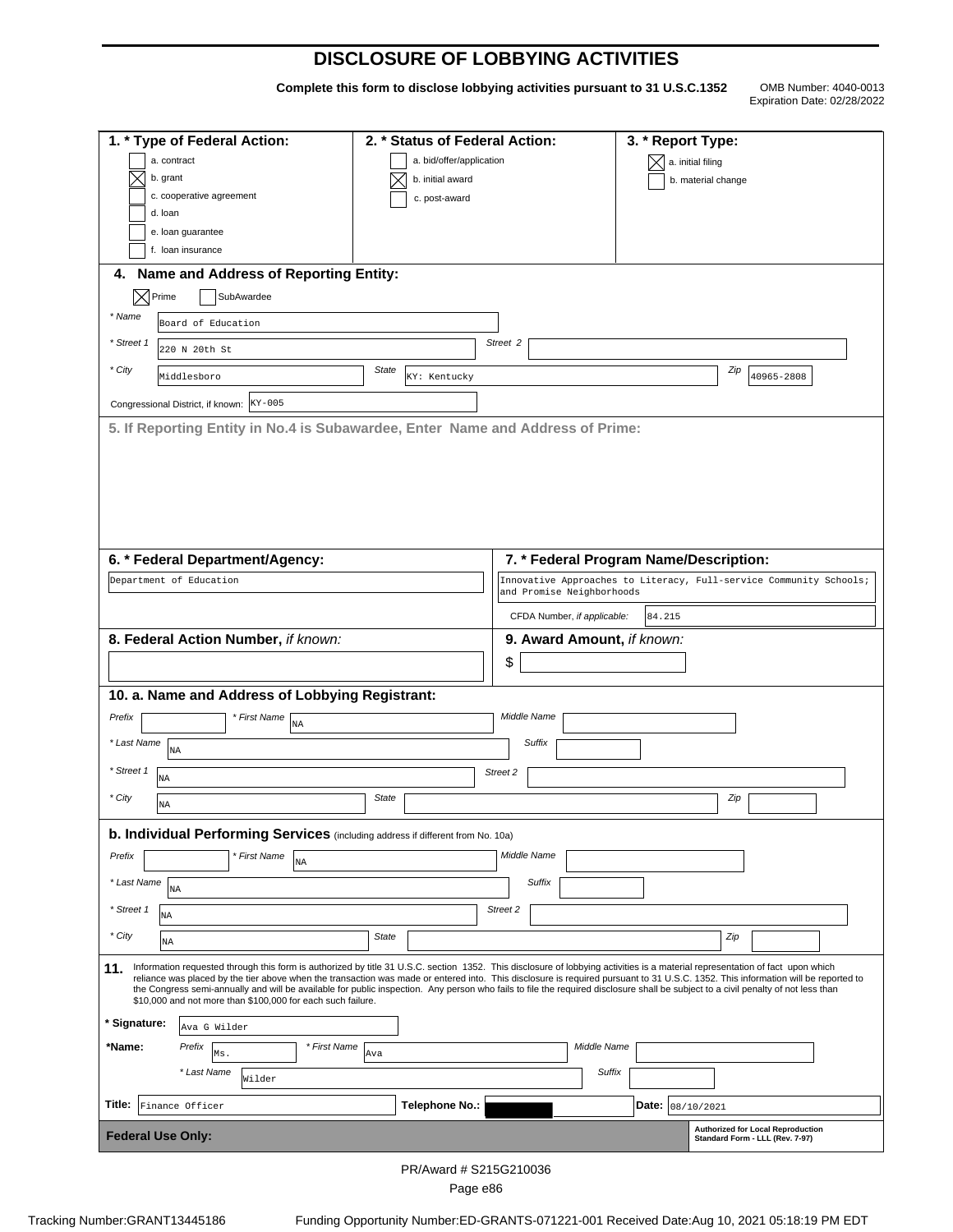# DISCLOSURE OF LOBBYING ACTIVITIES

**Complete this form to disclose lobbying activities pursuant to 31 U.S.C.1352**

OMB Number: 4040-0013
Expiration Date: 02/28/2022

**1. * Type of Federal Action:**

- [ ] a. contract
- [x] b. grant
- [ ] c. cooperative agreement
- [ ] d. loan
- [ ] e. loan guarantee
- [ ] f. loan insurance

**2. * Status of Federal Action:**

- [ ] a. bid/offer/application
- [x] b. initial award
- [ ] c. post-award

**3. * Report Type:**

- [x] a. initial filing
- [ ] b. material change

**4. Name and Address of Reporting Entity:**

- [x] Prime
- [ ] SubAwardee

| | |
|---|---|
| * Name | Board of Education |
| * Street 1 | 220 N 20th St |
| Street 2 | |
| * City | Middlesboro |
| State | KY: Kentucky |
| Zip | 40965-2808 |
| Congressional District, if known: | KY-005 |

**5. If Reporting Entity in No.4 is Subawardee, Enter Name and Address of Prime:**

**6. * Federal Department/Agency:**

Department of Education

**7. * Federal Program Name/Description:**

Innovative Approaches to Literacy, Full-service Community Schools; and Promise Neighborhoods

CFDA Number, *if applicable:* 84.215

**8. Federal Action Number,** *if known:*

**9. Award Amount,** *if known:*

$

**10. a. Name and Address of Lobbying Registrant:**

| | |
|---|---|
| Prefix | |
| * First Name | NA |
| Middle Name | |
| * Last Name | NA |
| Suffix | |
| * Street 1 | NA |
| Street 2 | |
| * City | NA |
| State | |
| Zip | |

**b. Individual Performing Services** (including address if different from No. 10a)

| | |
|---|---|
| Prefix | |
| * First Name | NA |
| Middle Name | |
| * Last Name | NA |
| Suffix | |
| * Street 1 | NA |
| Street 2 | |
| * City | NA |
| State | |
| Zip | |

**11.** Information requested through this form is authorized by title 31 U.S.C. section 1352. This disclosure of lobbying activities is a material representation of fact upon which reliance was placed by the tier above when the transaction was made or entered into. This disclosure is required pursuant to 31 U.S.C. 1352. This information will be reported to the Congress semi-annually and will be available for public inspection. Any person who fails to file the required disclosure shall be subject to a civil penalty of not less than $10,000 and not more than $100,000 for each such failure.

| | |
|---|---|
| * Signature: | Ava G Wilder |
| *Name: Prefix | Ms. |
| * First Name | Ava |
| Middle Name | |
| * Last Name | Wilder |
| Suffix | |
| Title: | Finance Officer |
| Telephone No.: | [REDACTED] |
| Date: | 08/10/2021 |

**Federal Use Only:**

Authorized for Local Reproduction
Standard Form - LLL (Rev. 7-97)

PR/Award # S215G210036

Tracking Number:GRANT13445186 Funding Opportunity Number:ED-GRANTS-071221-001 Received Date:Aug 10, 2021 05:18:19 PM EDT